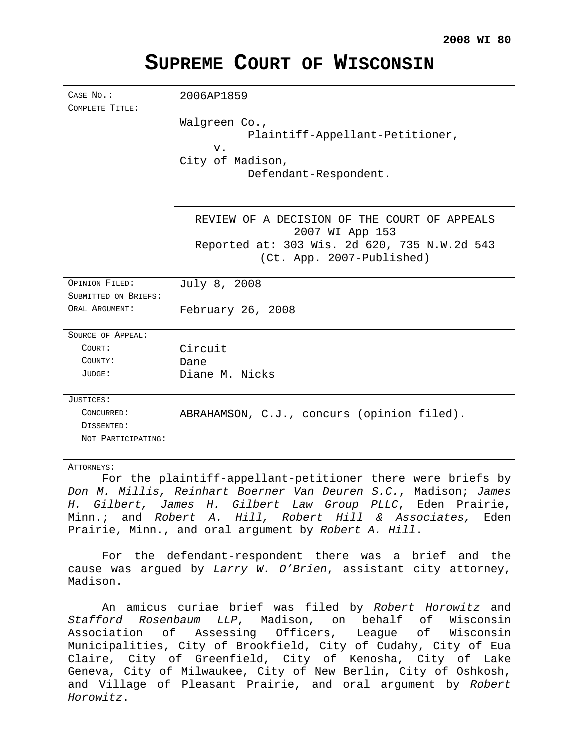**2008 WI 80**

# SUPREME COURT OF WISCONSIN

| | |
|---|---|
| CASE NO.: | 2006AP1859 |
| COMPLETE TITLE: | Walgreen Co.,<br>Plaintiff-Appellant-Petitioner,<br>v.<br>City of Madison,<br>Defendant-Respondent. |
| | REVIEW OF A DECISION OF THE COURT OF APPEALS<br>2007 WI App 153<br>Reported at: 303 Wis. 2d 620, 735 N.W.2d 543<br>(Ct. App. 2007-Published) |
| OPINION FILED: | July 8, 2008 |
| SUBMITTED ON BRIEFS: | |
| ORAL ARGUMENT: | February 26, 2008 |
| SOURCE OF APPEAL: | |
| COURT: | Circuit |
| COUNTY: | Dane |
| JUDGE: | Diane M. Nicks |
| JUSTICES: | |
| CONCURRED: | ABRAHAMSON, C.J., concurs (opinion filed). |
| DISSENTED: | |
| NOT PARTICIPATING: | |

ATTORNEYS:

For the plaintiff-appellant-petitioner there were briefs by *Don M. Millis, Reinhart Boerner Van Deuren S.C.*, Madison; *James H. Gilbert, James H. Gilbert Law Group PLLC*, Eden Prairie, Minn.; and *Robert A. Hill, Robert Hill & Associates,* Eden Prairie, Minn., and oral argument by *Robert A. Hill*.

For the defendant-respondent there was a brief and the cause was argued by *Larry W. O'Brien*, assistant city attorney, Madison.

An amicus curiae brief was filed by *Robert Horowitz* and *Stafford Rosenbaum LLP*, Madison, on behalf of Wisconsin Association of Assessing Officers, League of Wisconsin Municipalities, City of Brookfield, City of Cudahy, City of Eua Claire, City of Greenfield, City of Kenosha, City of Lake Geneva, City of Milwaukee, City of New Berlin, City of Oshkosh, and Village of Pleasant Prairie, and oral argument by *Robert Horowitz*.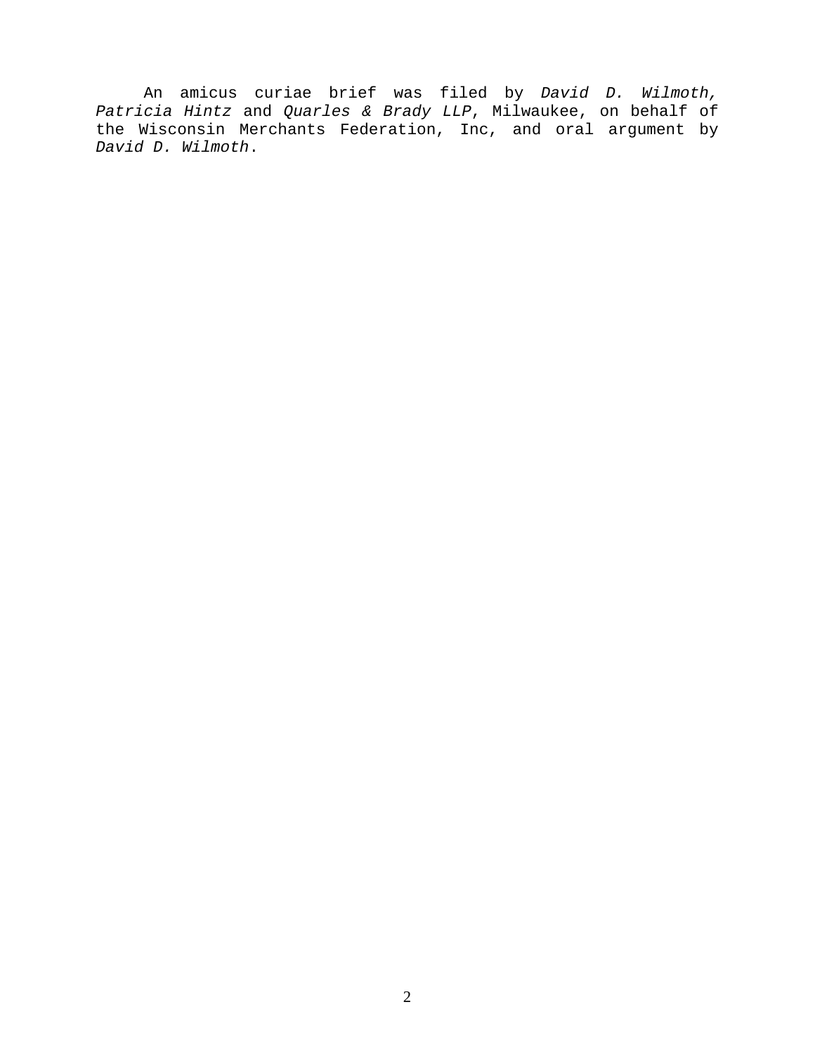An amicus curiae brief was filed by *David D. Wilmoth, Patricia Hintz* and *Quarles & Brady LLP*, Milwaukee, on behalf of the Wisconsin Merchants Federation, Inc, and oral argument by *David D. Wilmoth*.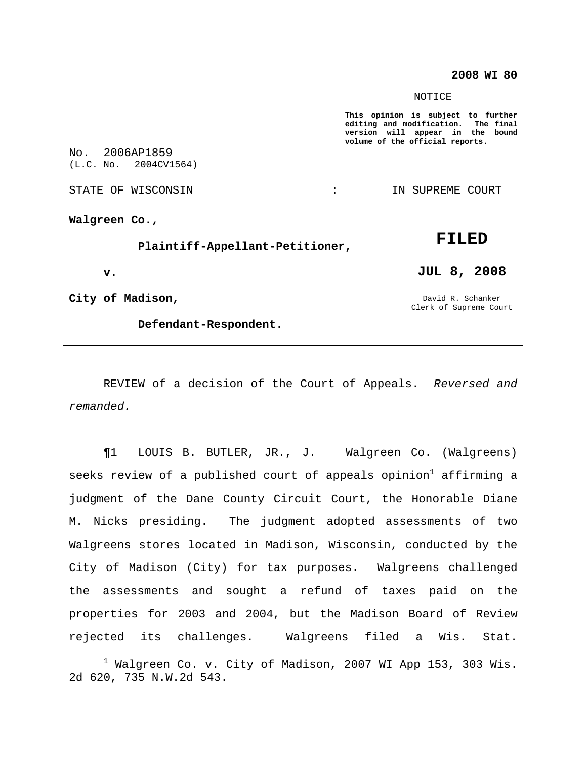**2008 WI 80**

NOTICE

**This opinion is subject to further editing and modification. The final version will appear in the bound volume of the official reports.**

No. 2006AP1859
(L.C. No. 2004CV1564)

STATE OF WISCONSIN : IN SUPREME COURT

---

**Walgreen Co.,**

**Plaintiff-Appellant-Petitioner,**

**v.**

**City of Madison,**

**Defendant-Respondent.**

**FILED**

**JUL 8, 2008**

David R. Schanker
Clerk of Supreme Court

---

REVIEW of a decision of the Court of Appeals. *Reversed and remanded.*

¶1 LOUIS B. BUTLER, JR., J. Walgreen Co. (Walgreens) seeks review of a published court of appeals opinion[1] affirming a judgment of the Dane County Circuit Court, the Honorable Diane M. Nicks presiding. The judgment adopted assessments of two Walgreens stores located in Madison, Wisconsin, conducted by the City of Madison (City) for tax purposes. Walgreens challenged the assessments and sought a refund of taxes paid on the properties for 2003 and 2004, but the Madison Board of Review rejected its challenges. Walgreens filed a Wis. Stat.

---

[1] Walgreen Co. v. City of Madison, 2007 WI App 153, 303 Wis. 2d 620, 735 N.W.2d 543.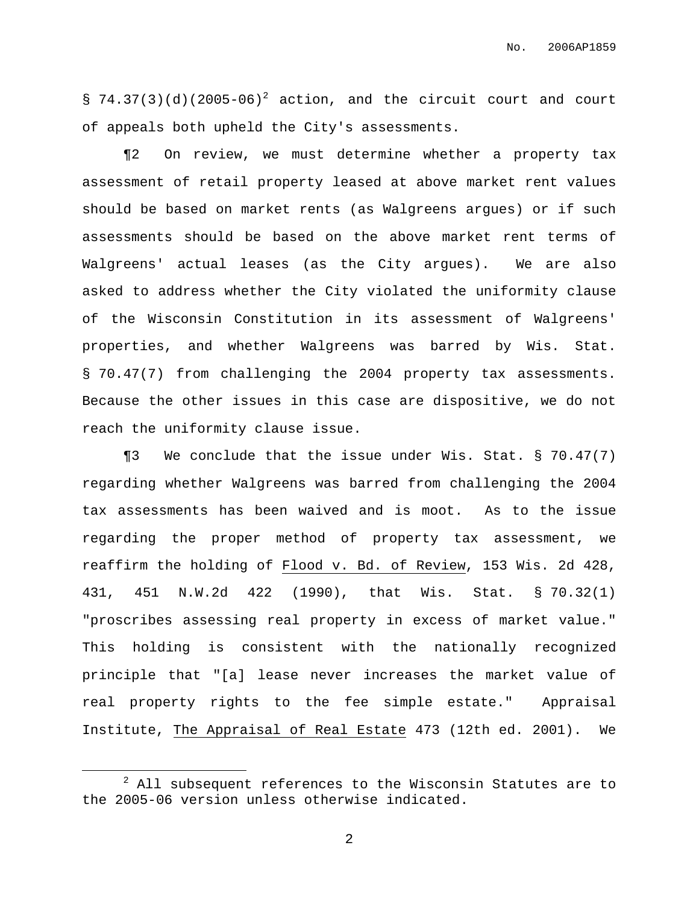§ 74.37(3)(d)(2005-06)[2] action, and the circuit court and court of appeals both upheld the City's assessments.

¶2 On review, we must determine whether a property tax assessment of retail property leased at above market rent values should be based on market rents (as Walgreens argues) or if such assessments should be based on the above market rent terms of Walgreens' actual leases (as the City argues). We are also asked to address whether the City violated the uniformity clause of the Wisconsin Constitution in its assessment of Walgreens' properties, and whether Walgreens was barred by Wis. Stat. § 70.47(7) from challenging the 2004 property tax assessments. Because the other issues in this case are dispositive, we do not reach the uniformity clause issue.

¶3 We conclude that the issue under Wis. Stat. § 70.47(7) regarding whether Walgreens was barred from challenging the 2004 tax assessments has been waived and is moot. As to the issue regarding the proper method of property tax assessment, we reaffirm the holding of <u>Flood v. Bd. of Review</u>, 153 Wis. 2d 428, 431, 451 N.W.2d 422 (1990), that Wis. Stat. § 70.32(1) "proscribes assessing real property in excess of market value." This holding is consistent with the nationally recognized principle that "[a] lease never increases the market value of real property rights to the fee simple estate." Appraisal Institute, <u>The Appraisal of Real Estate</u> 473 (12th ed. 2001). We

[2] All subsequent references to the Wisconsin Statutes are to the 2005-06 version unless otherwise indicated.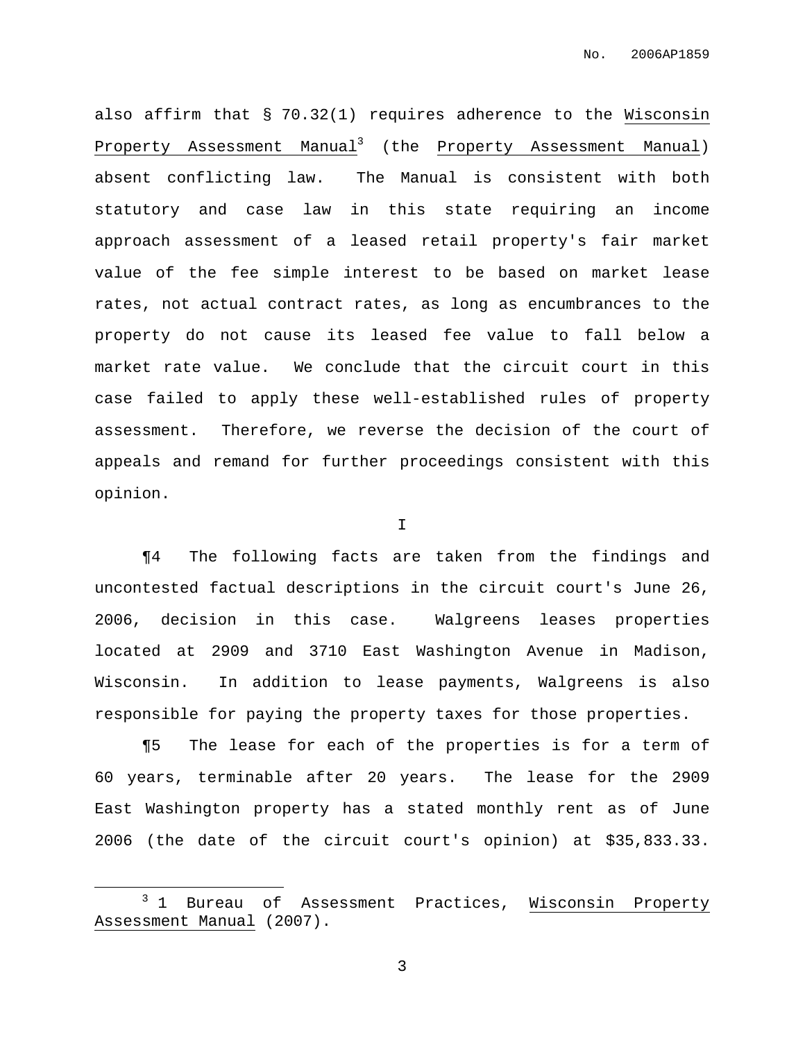also affirm that § 70.32(1) requires adherence to the Wisconsin Property Assessment Manual[3] (the Property Assessment Manual) absent conflicting law. The Manual is consistent with both statutory and case law in this state requiring an income approach assessment of a leased retail property's fair market value of the fee simple interest to be based on market lease rates, not actual contract rates, as long as encumbrances to the property do not cause its leased fee value to fall below a market rate value. We conclude that the circuit court in this case failed to apply these well-established rules of property assessment. Therefore, we reverse the decision of the court of appeals and remand for further proceedings consistent with this opinion.

I

¶4 The following facts are taken from the findings and uncontested factual descriptions in the circuit court's June 26, 2006, decision in this case. Walgreens leases properties located at 2909 and 3710 East Washington Avenue in Madison, Wisconsin. In addition to lease payments, Walgreens is also responsible for paying the property taxes for those properties.

¶5 The lease for each of the properties is for a term of 60 years, terminable after 20 years. The lease for the 2909 East Washington property has a stated monthly rent as of June 2006 (the date of the circuit court's opinion) at $35,833.33.

---

[3] 1 Bureau of Assessment Practices, Wisconsin Property Assessment Manual (2007).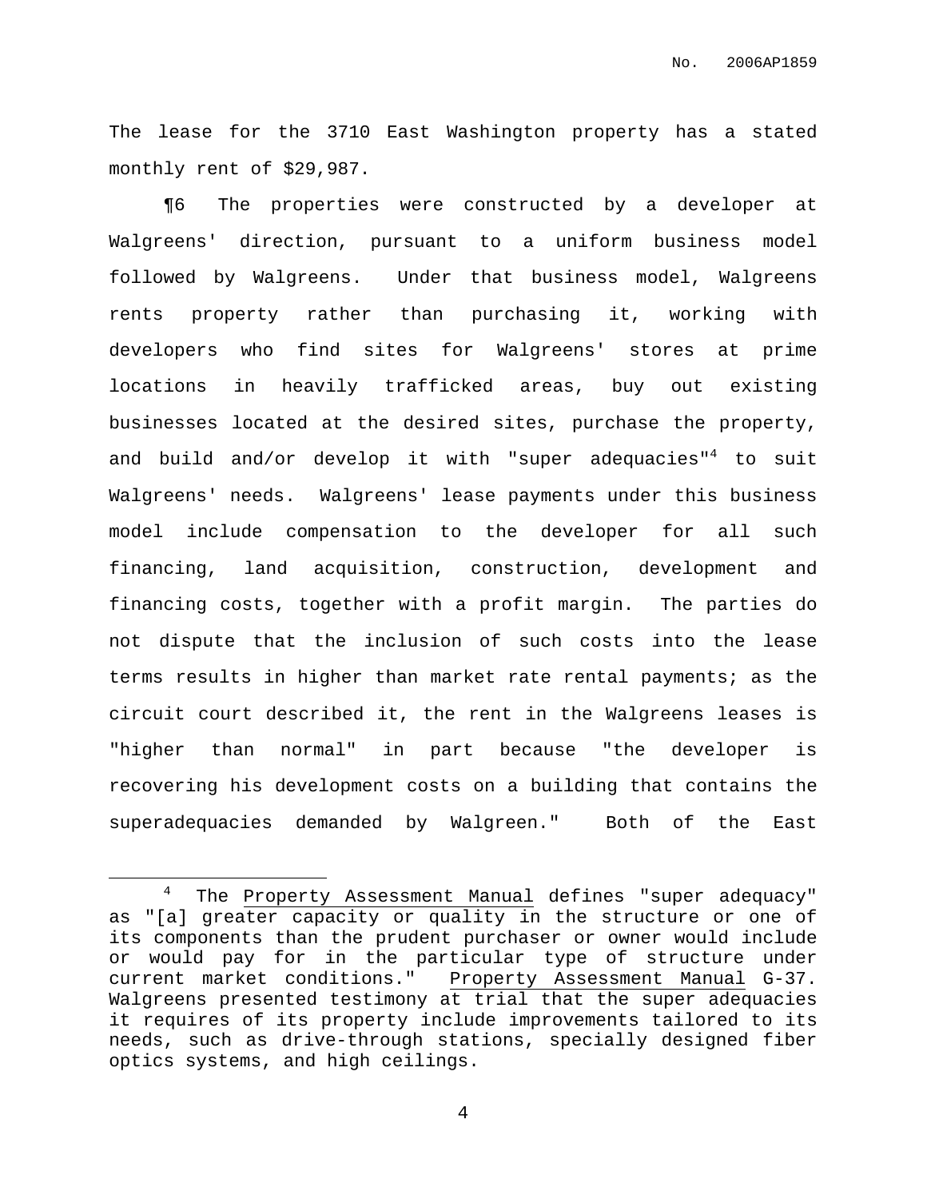The lease for the 3710 East Washington property has a stated monthly rent of $29,987.

¶6 The properties were constructed by a developer at Walgreens' direction, pursuant to a uniform business model followed by Walgreens. Under that business model, Walgreens rents property rather than purchasing it, working with developers who find sites for Walgreens' stores at prime locations in heavily trafficked areas, buy out existing businesses located at the desired sites, purchase the property, and build and/or develop it with "super adequacies"[4] to suit Walgreens' needs. Walgreens' lease payments under this business model include compensation to the developer for all such financing, land acquisition, construction, development and financing costs, together with a profit margin. The parties do not dispute that the inclusion of such costs into the lease terms results in higher than market rate rental payments; as the circuit court described it, the rent in the Walgreens leases is "higher than normal" in part because "the developer is recovering his development costs on a building that contains the superadequacies demanded by Walgreen." Both of the East

---

[4] The Property Assessment Manual defines "super adequacy" as "[a] greater capacity or quality in the structure or one of its components than the prudent purchaser or owner would include or would pay for in the particular type of structure under current market conditions." Property Assessment Manual G-37. Walgreens presented testimony at trial that the super adequacies it requires of its property include improvements tailored to its needs, such as drive-through stations, specially designed fiber optics systems, and high ceilings.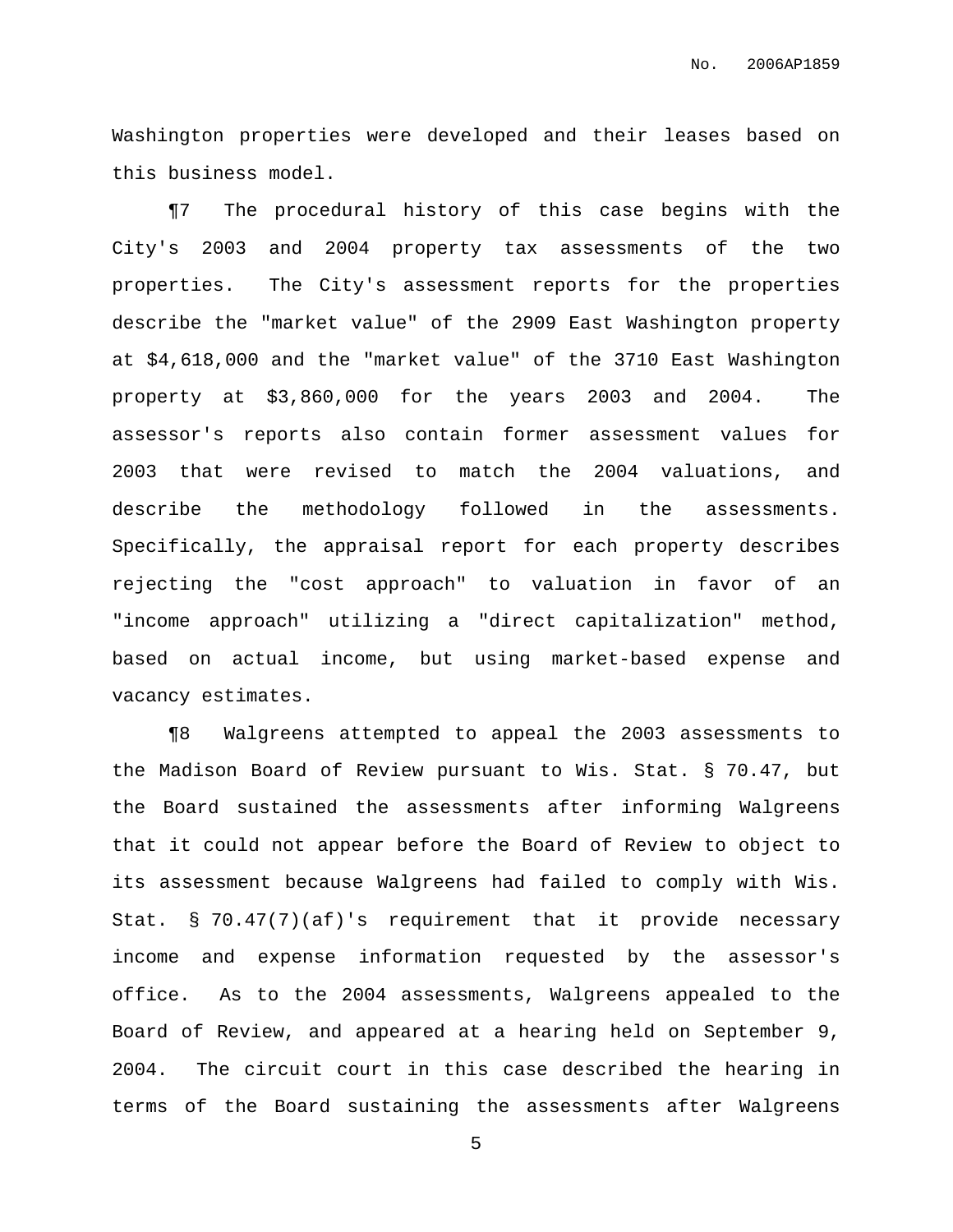Washington properties were developed and their leases based on this business model.

¶7 The procedural history of this case begins with the City's 2003 and 2004 property tax assessments of the two properties. The City's assessment reports for the properties describe the "market value" of the 2909 East Washington property at $4,618,000 and the "market value" of the 3710 East Washington property at $3,860,000 for the years 2003 and 2004. The assessor's reports also contain former assessment values for 2003 that were revised to match the 2004 valuations, and describe the methodology followed in the assessments. Specifically, the appraisal report for each property describes rejecting the "cost approach" to valuation in favor of an "income approach" utilizing a "direct capitalization" method, based on actual income, but using market-based expense and vacancy estimates.

¶8 Walgreens attempted to appeal the 2003 assessments to the Madison Board of Review pursuant to Wis. Stat. § 70.47, but the Board sustained the assessments after informing Walgreens that it could not appear before the Board of Review to object to its assessment because Walgreens had failed to comply with Wis. Stat. § 70.47(7)(af)'s requirement that it provide necessary income and expense information requested by the assessor's office. As to the 2004 assessments, Walgreens appealed to the Board of Review, and appeared at a hearing held on September 9, 2004. The circuit court in this case described the hearing in terms of the Board sustaining the assessments after Walgreens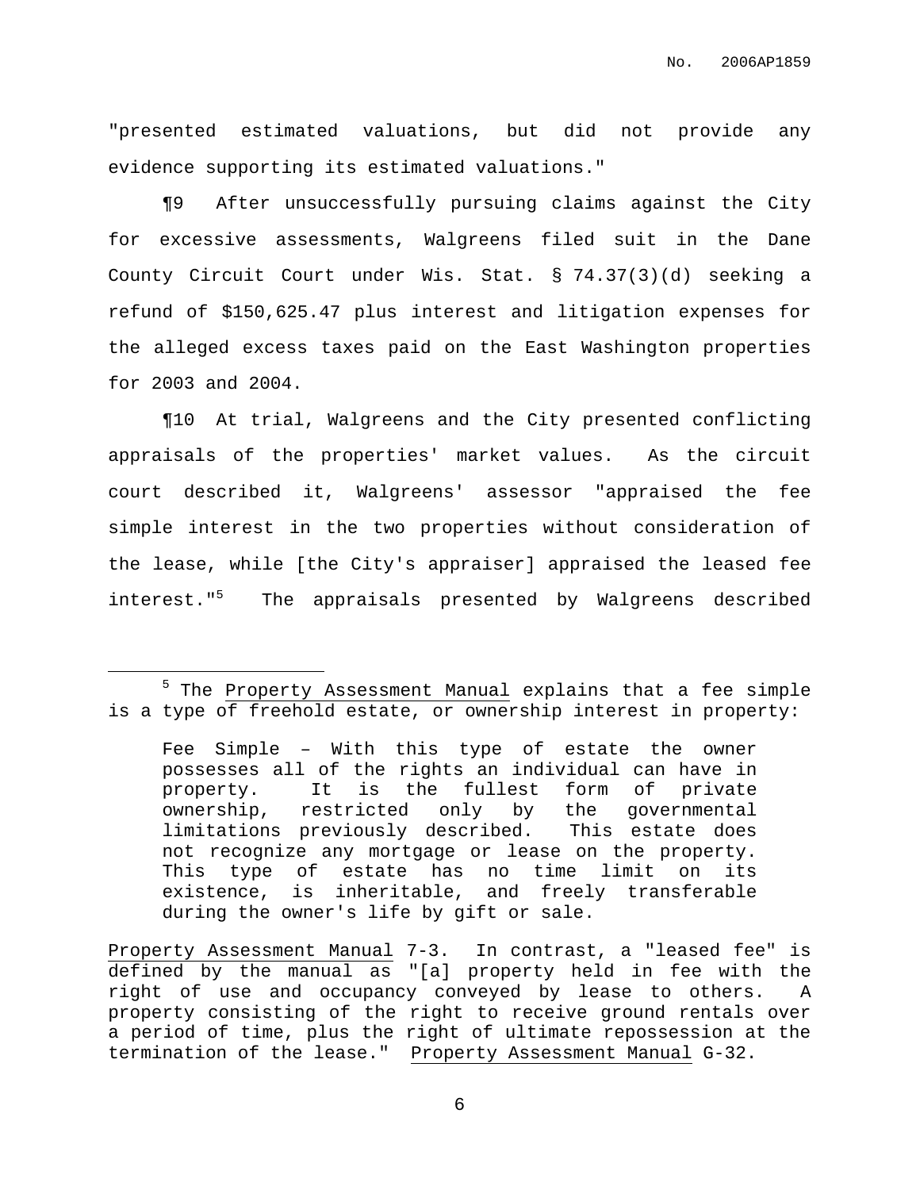"presented estimated valuations, but did not provide any evidence supporting its estimated valuations."

¶9 After unsuccessfully pursuing claims against the City for excessive assessments, Walgreens filed suit in the Dane County Circuit Court under Wis. Stat. § 74.37(3)(d) seeking a refund of $150,625.47 plus interest and litigation expenses for the alleged excess taxes paid on the East Washington properties for 2003 and 2004.

¶10 At trial, Walgreens and the City presented conflicting appraisals of the properties' market values. As the circuit court described it, Walgreens' assessor "appraised the fee simple interest in the two properties without consideration of the lease, while [the City's appraiser] appraised the leased fee interest."[5] The appraisals presented by Walgreens described

---

[5] The Property Assessment Manual explains that a fee simple is a type of freehold estate, or ownership interest in property:

> Fee Simple – With this type of estate the owner possesses all of the rights an individual can have in property. It is the fullest form of private ownership, restricted only by the governmental limitations previously described. This estate does not recognize any mortgage or lease on the property. This type of estate has no time limit on its existence, is inheritable, and freely transferable during the owner's life by gift or sale.

Property Assessment Manual 7-3. In contrast, a "leased fee" is defined by the manual as "[a] property held in fee with the right of use and occupancy conveyed by lease to others. A property consisting of the right to receive ground rentals over a period of time, plus the right of ultimate repossession at the termination of the lease." Property Assessment Manual G-32.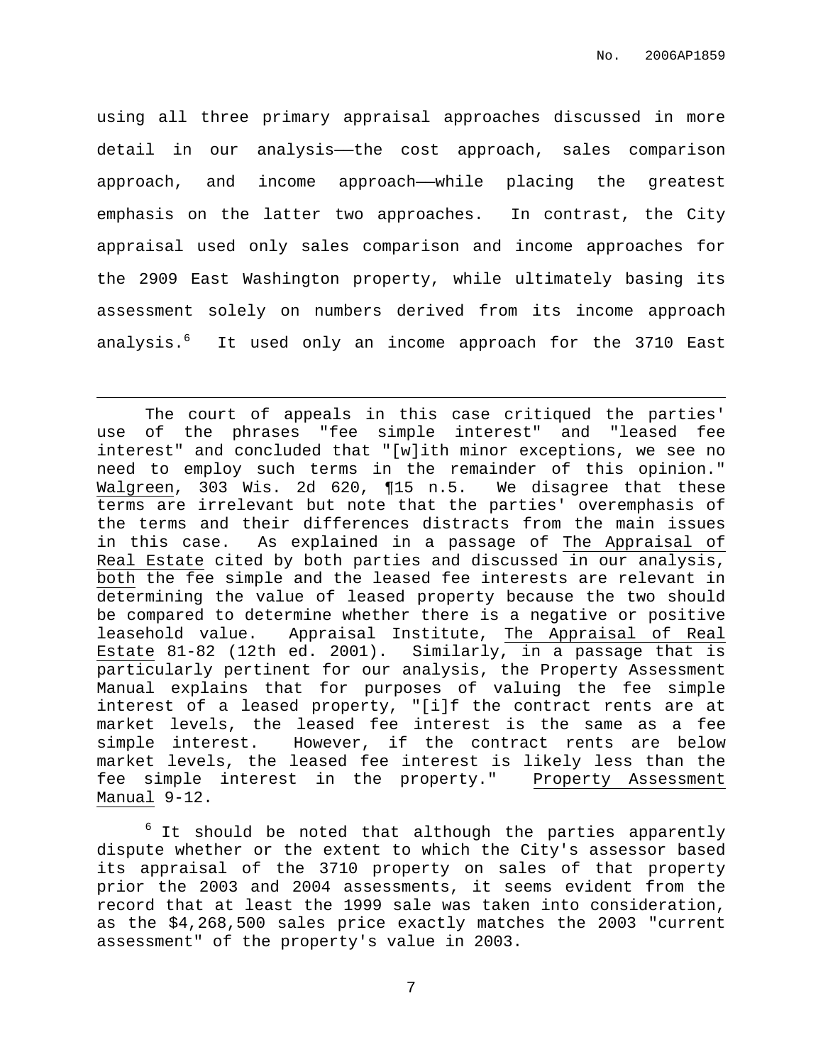using all three primary appraisal approaches discussed in more detail in our analysis——the cost approach, sales comparison approach, and income approach——while placing the greatest emphasis on the latter two approaches. In contrast, the City appraisal used only sales comparison and income approaches for the 2909 East Washington property, while ultimately basing its assessment solely on numbers derived from its income approach analysis.[6] It used only an income approach for the 3710 East

---

The court of appeals in this case critiqued the parties' use of the phrases "fee simple interest" and "leased fee interest" and concluded that "[w]ith minor exceptions, we see no need to employ such terms in the remainder of this opinion." Walgreen, 303 Wis. 2d 620, ¶15 n.5. We disagree that these terms are irrelevant but note that the parties' overemphasis of the terms and their differences distracts from the main issues in this case. As explained in a passage of The Appraisal of Real Estate cited by both parties and discussed in our analysis, both the fee simple and the leased fee interests are relevant in determining the value of leased property because the two should be compared to determine whether there is a negative or positive leasehold value. Appraisal Institute, The Appraisal of Real Estate 81-82 (12th ed. 2001). Similarly, in a passage that is particularly pertinent for our analysis, the Property Assessment Manual explains that for purposes of valuing the fee simple interest of a leased property, "[i]f the contract rents are at market levels, the leased fee interest is the same as a fee simple interest. However, if the contract rents are below market levels, the leased fee interest is likely less than the fee simple interest in the property." Property Assessment Manual 9-12.

[6] It should be noted that although the parties apparently dispute whether or the extent to which the City's assessor based its appraisal of the 3710 property on sales of that property prior the 2003 and 2004 assessments, it seems evident from the record that at least the 1999 sale was taken into consideration, as the $4,268,500 sales price exactly matches the 2003 "current assessment" of the property's value in 2003.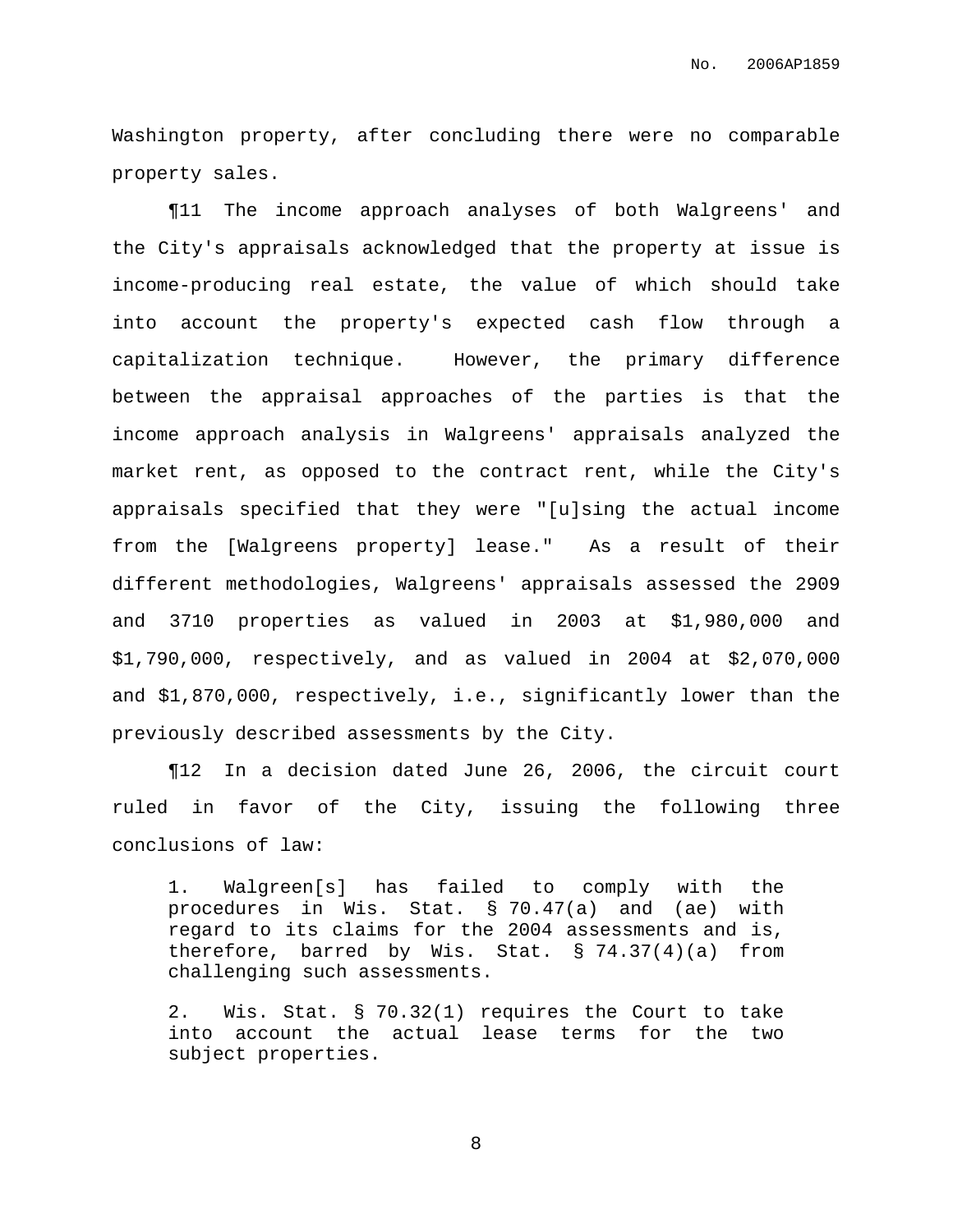Washington property, after concluding there were no comparable property sales.

¶11 The income approach analyses of both Walgreens' and the City's appraisals acknowledged that the property at issue is income-producing real estate, the value of which should take into account the property's expected cash flow through a capitalization technique. However, the primary difference between the appraisal approaches of the parties is that the income approach analysis in Walgreens' appraisals analyzed the market rent, as opposed to the contract rent, while the City's appraisals specified that they were "[u]sing the actual income from the [Walgreens property] lease." As a result of their different methodologies, Walgreens' appraisals assessed the 2909 and 3710 properties as valued in 2003 at $1,980,000 and $1,790,000, respectively, and as valued in 2004 at $2,070,000 and $1,870,000, respectively, i.e., significantly lower than the previously described assessments by the City.

¶12 In a decision dated June 26, 2006, the circuit court ruled in favor of the City, issuing the following three conclusions of law:

> 1. Walgreen[s] has failed to comply with the procedures in Wis. Stat. § 70.47(a) and (ae) with regard to its claims for the 2004 assessments and is, therefore, barred by Wis. Stat. § 74.37(4)(a) from challenging such assessments.
>
> 2. Wis. Stat. § 70.32(1) requires the Court to take into account the actual lease terms for the two subject properties.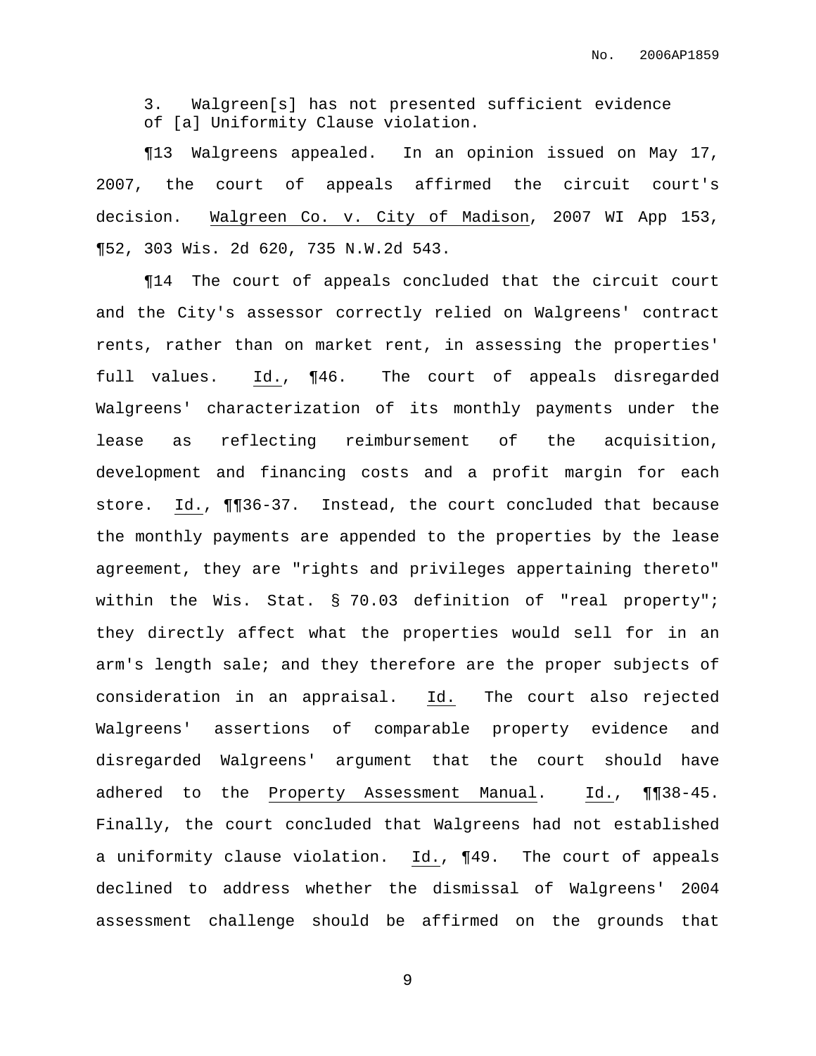3. Walgreen[s] has not presented sufficient evidence of [a] Uniformity Clause violation.

¶13 Walgreens appealed. In an opinion issued on May 17, 2007, the court of appeals affirmed the circuit court's decision. Walgreen Co. v. City of Madison, 2007 WI App 153, ¶52, 303 Wis. 2d 620, 735 N.W.2d 543.

¶14 The court of appeals concluded that the circuit court and the City's assessor correctly relied on Walgreens' contract rents, rather than on market rent, in assessing the properties' full values. Id., ¶46. The court of appeals disregarded Walgreens' characterization of its monthly payments under the lease as reflecting reimbursement of the acquisition, development and financing costs and a profit margin for each store. Id., ¶¶36-37. Instead, the court concluded that because the monthly payments are appended to the properties by the lease agreement, they are "rights and privileges appertaining thereto" within the Wis. Stat. § 70.03 definition of "real property"; they directly affect what the properties would sell for in an arm's length sale; and they therefore are the proper subjects of consideration in an appraisal. Id. The court also rejected Walgreens' assertions of comparable property evidence and disregarded Walgreens' argument that the court should have adhered to the Property Assessment Manual. Id., ¶¶38-45. Finally, the court concluded that Walgreens had not established a uniformity clause violation. Id., ¶49. The court of appeals declined to address whether the dismissal of Walgreens' 2004 assessment challenge should be affirmed on the grounds that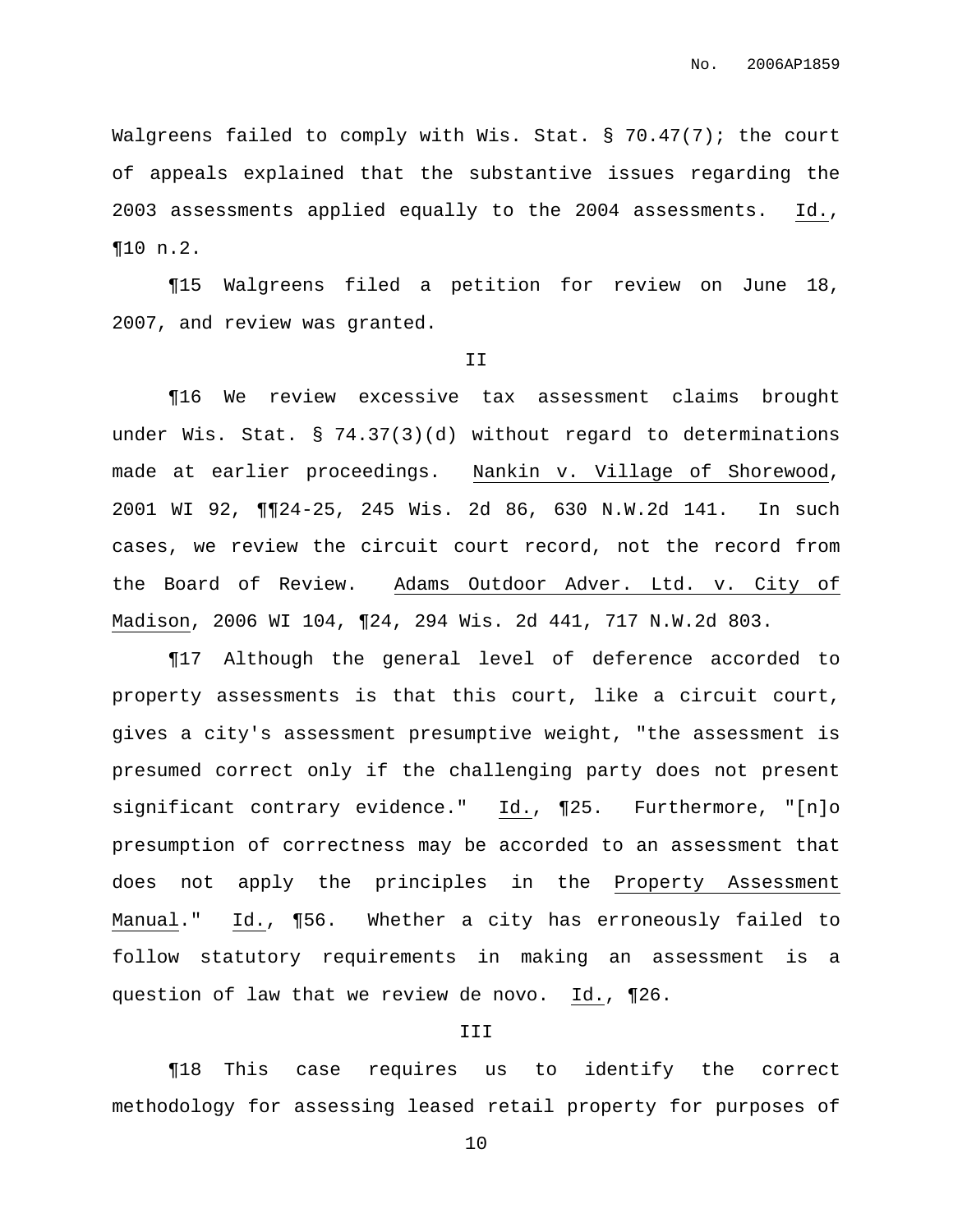Walgreens failed to comply with Wis. Stat. § 70.47(7); the court of appeals explained that the substantive issues regarding the 2003 assessments applied equally to the 2004 assessments. Id., ¶10 n.2.

¶15 Walgreens filed a petition for review on June 18, 2007, and review was granted.

## II

¶16 We review excessive tax assessment claims brought under Wis. Stat. § 74.37(3)(d) without regard to determinations made at earlier proceedings. Nankin v. Village of Shorewood, 2001 WI 92, ¶¶24-25, 245 Wis. 2d 86, 630 N.W.2d 141. In such cases, we review the circuit court record, not the record from the Board of Review. Adams Outdoor Adver. Ltd. v. City of Madison, 2006 WI 104, ¶24, 294 Wis. 2d 441, 717 N.W.2d 803.

¶17 Although the general level of deference accorded to property assessments is that this court, like a circuit court, gives a city's assessment presumptive weight, "the assessment is presumed correct only if the challenging party does not present significant contrary evidence." Id., ¶25. Furthermore, "[n]o presumption of correctness may be accorded to an assessment that does not apply the principles in the Property Assessment Manual." Id., ¶56. Whether a city has erroneously failed to follow statutory requirements in making an assessment is a question of law that we review de novo. Id., ¶26.

## III

¶18 This case requires us to identify the correct methodology for assessing leased retail property for purposes of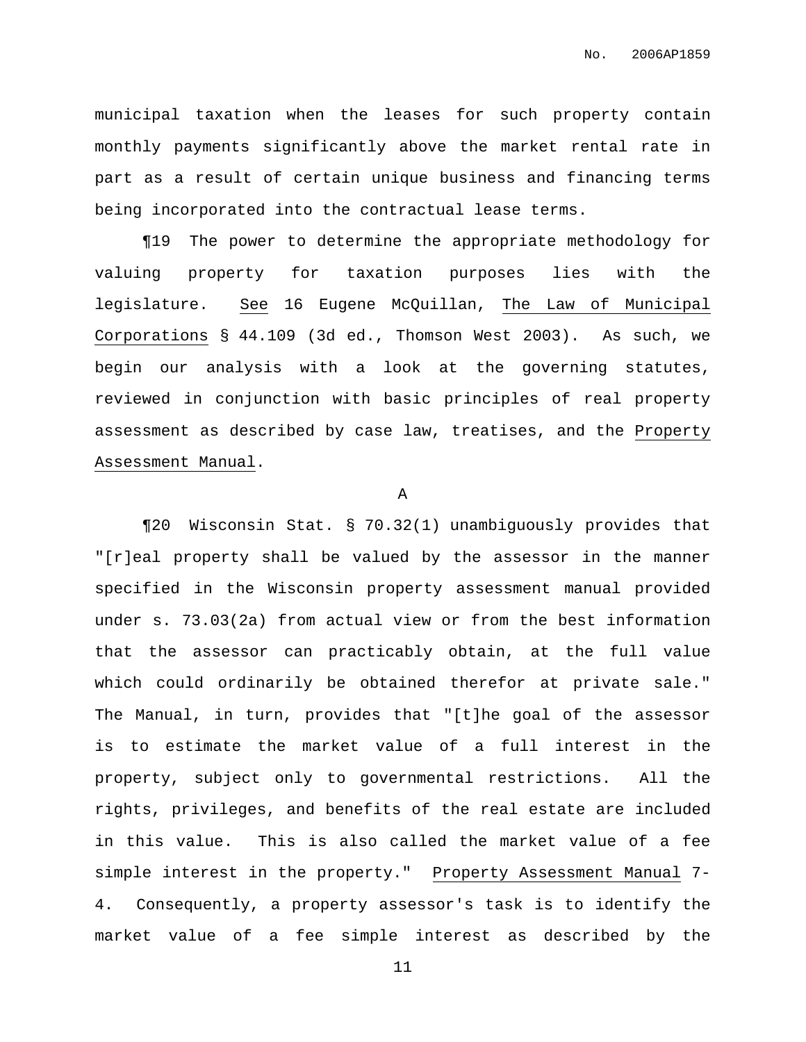municipal taxation when the leases for such property contain monthly payments significantly above the market rental rate in part as a result of certain unique business and financing terms being incorporated into the contractual lease terms.

¶19 The power to determine the appropriate methodology for valuing property for taxation purposes lies with the legislature. See 16 Eugene McQuillan, The Law of Municipal Corporations § 44.109 (3d ed., Thomson West 2003). As such, we begin our analysis with a look at the governing statutes, reviewed in conjunction with basic principles of real property assessment as described by case law, treatises, and the Property Assessment Manual.

A

¶20 Wisconsin Stat. § 70.32(1) unambiguously provides that "[r]eal property shall be valued by the assessor in the manner specified in the Wisconsin property assessment manual provided under s. 73.03(2a) from actual view or from the best information that the assessor can practicably obtain, at the full value which could ordinarily be obtained therefor at private sale." The Manual, in turn, provides that "[t]he goal of the assessor is to estimate the market value of a full interest in the property, subject only to governmental restrictions. All the rights, privileges, and benefits of the real estate are included in this value. This is also called the market value of a fee simple interest in the property." Property Assessment Manual 7-4. Consequently, a property assessor's task is to identify the market value of a fee simple interest as described by the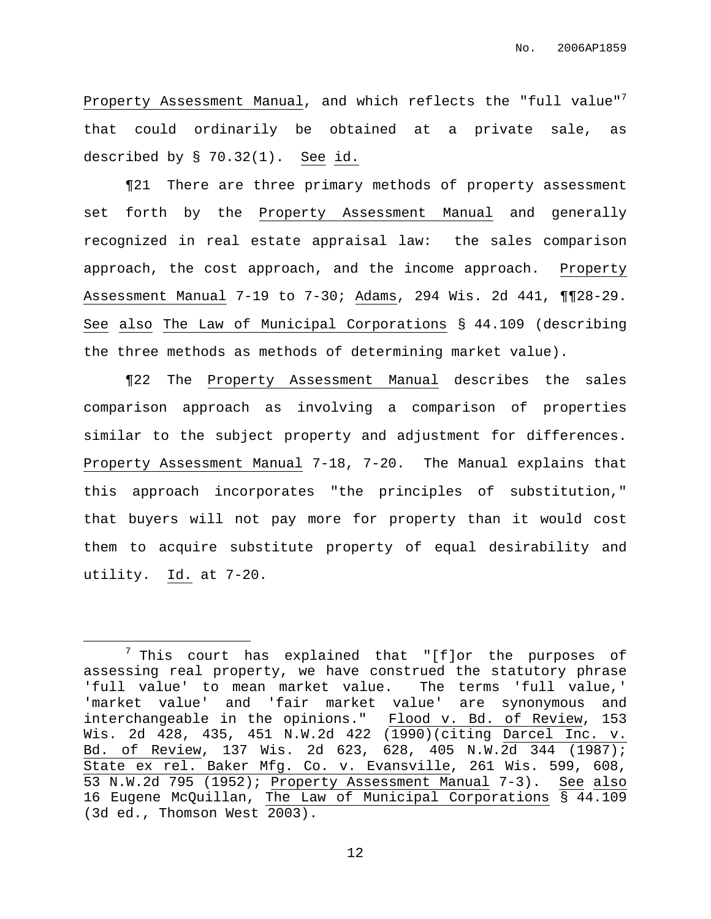Property Assessment Manual, and which reflects the "full value"[7] that could ordinarily be obtained at a private sale, as described by § 70.32(1). See id.

¶21 There are three primary methods of property assessment set forth by the Property Assessment Manual and generally recognized in real estate appraisal law: the sales comparison approach, the cost approach, and the income approach. Property Assessment Manual 7-19 to 7-30; Adams, 294 Wis. 2d 441, ¶¶28-29. See also The Law of Municipal Corporations § 44.109 (describing the three methods as methods of determining market value).

¶22 The Property Assessment Manual describes the sales comparison approach as involving a comparison of properties similar to the subject property and adjustment for differences. Property Assessment Manual 7-18, 7-20. The Manual explains that this approach incorporates "the principles of substitution," that buyers will not pay more for property than it would cost them to acquire substitute property of equal desirability and utility. Id. at 7-20.

---

[7] This court has explained that "[f]or the purposes of assessing real property, we have construed the statutory phrase 'full value' to mean market value. The terms 'full value,' 'market value' and 'fair market value' are synonymous and interchangeable in the opinions." Flood v. Bd. of Review, 153 Wis. 2d 428, 435, 451 N.W.2d 422 (1990)(citing Darcel Inc. v. Bd. of Review, 137 Wis. 2d 623, 628, 405 N.W.2d 344 (1987); State ex rel. Baker Mfg. Co. v. Evansville, 261 Wis. 599, 608, 53 N.W.2d 795 (1952); Property Assessment Manual 7-3). See also 16 Eugene McQuillan, The Law of Municipal Corporations § 44.109 (3d ed., Thomson West 2003).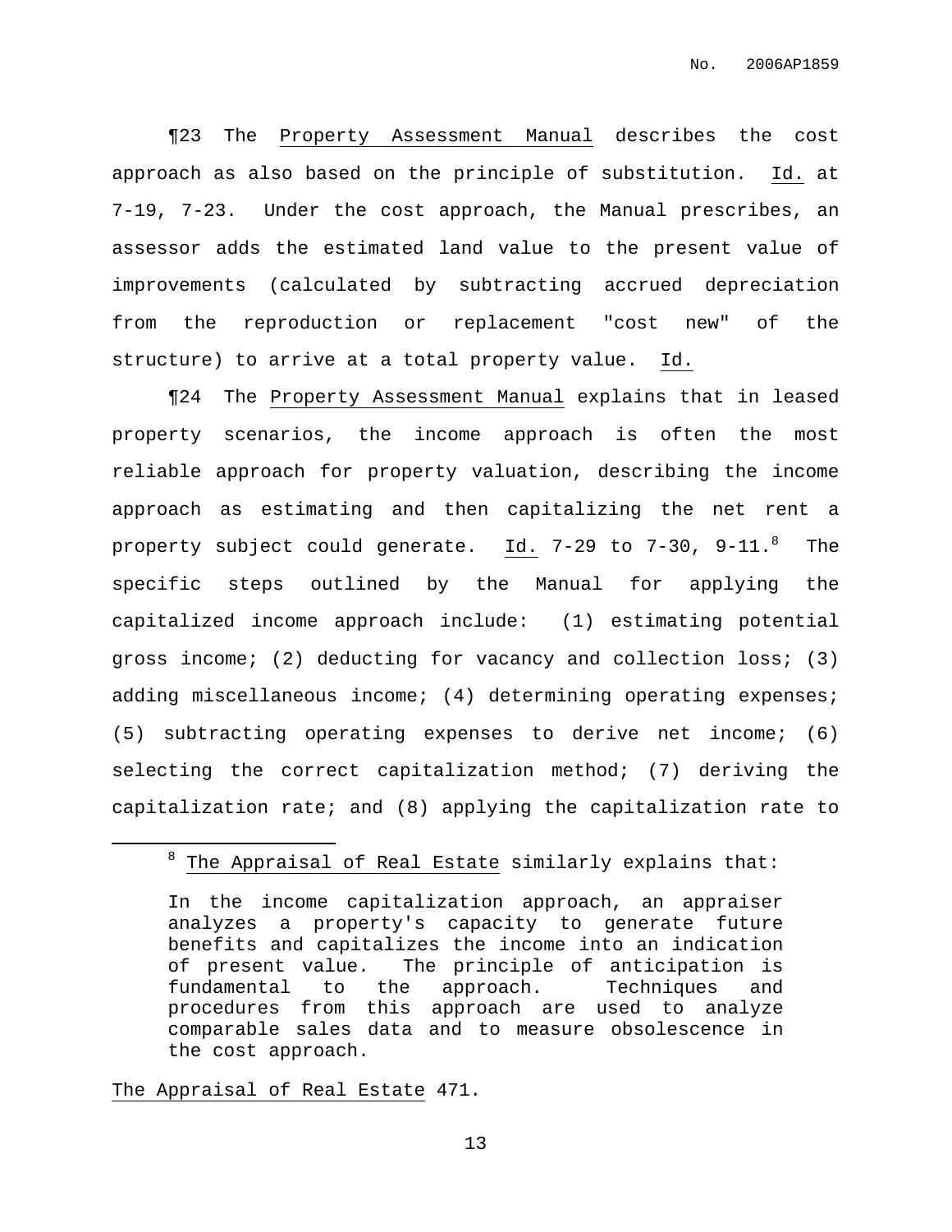¶23 The Property Assessment Manual describes the cost approach as also based on the principle of substitution. Id. at 7-19, 7-23. Under the cost approach, the Manual prescribes, an assessor adds the estimated land value to the present value of improvements (calculated by subtracting accrued depreciation from the reproduction or replacement "cost new" of the structure) to arrive at a total property value. Id.

¶24 The Property Assessment Manual explains that in leased property scenarios, the income approach is often the most reliable approach for property valuation, describing the income approach as estimating and then capitalizing the net rent a property subject could generate. Id. 7-29 to 7-30, 9-11.[8] The specific steps outlined by the Manual for applying the capitalized income approach include: (1) estimating potential gross income; (2) deducting for vacancy and collection loss; (3) adding miscellaneous income; (4) determining operating expenses; (5) subtracting operating expenses to derive net income; (6) selecting the correct capitalization method; (7) deriving the capitalization rate; and (8) applying the capitalization rate to

---

[8] The Appraisal of Real Estate similarly explains that:

> In the income capitalization approach, an appraiser analyzes a property's capacity to generate future benefits and capitalizes the income into an indication of present value. The principle of anticipation is fundamental to the approach. Techniques and procedures from this approach are used to analyze comparable sales data and to measure obsolescence in the cost approach.

The Appraisal of Real Estate 471.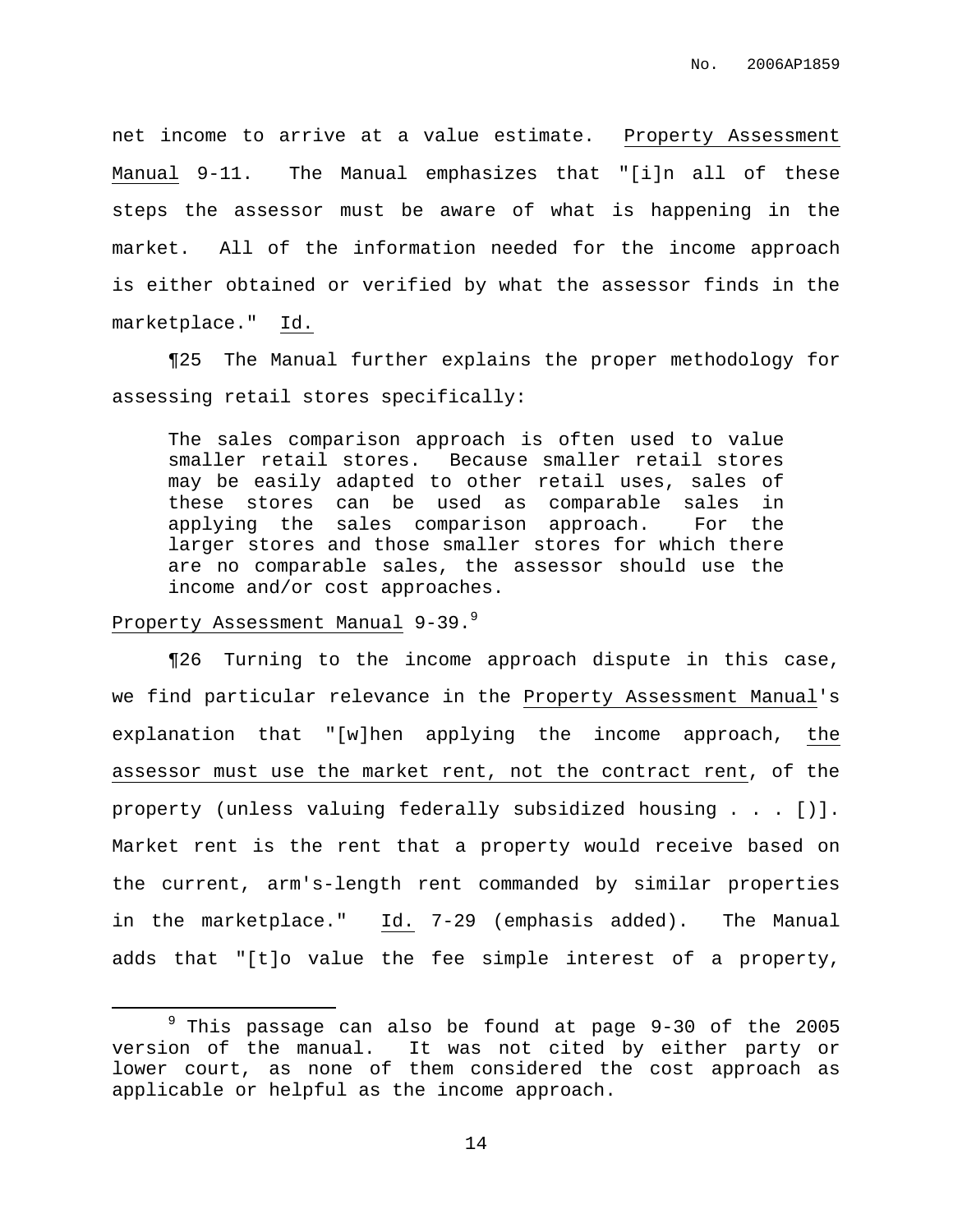net income to arrive at a value estimate. Property Assessment Manual 9-11. The Manual emphasizes that "[i]n all of these steps the assessor must be aware of what is happening in the market. All of the information needed for the income approach is either obtained or verified by what the assessor finds in the marketplace." Id.

¶25 The Manual further explains the proper methodology for assessing retail stores specifically:

> The sales comparison approach is often used to value smaller retail stores. Because smaller retail stores may be easily adapted to other retail uses, sales of these stores can be used as comparable sales in applying the sales comparison approach. For the larger stores and those smaller stores for which there are no comparable sales, the assessor should use the income and/or cost approaches.

Property Assessment Manual 9-39.[9]

¶26 Turning to the income approach dispute in this case, we find particular relevance in the Property Assessment Manual's explanation that "[w]hen applying the income approach, <u>the assessor must use the market rent, not the contract rent</u>, of the property (unless valuing federally subsidized housing . . . [])]. Market rent is the rent that a property would receive based on the current, arm's-length rent commanded by similar properties in the marketplace." Id. 7-29 (emphasis added). The Manual adds that "[t]o value the fee simple interest of a property,

---

[9] This passage can also be found at page 9-30 of the 2005 version of the manual. It was not cited by either party or lower court, as none of them considered the cost approach as applicable or helpful as the income approach.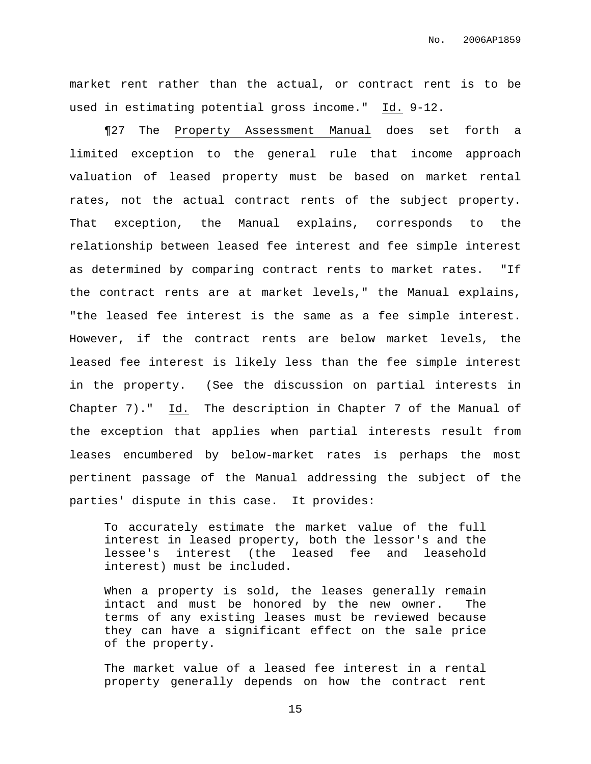market rent rather than the actual, or contract rent is to be used in estimating potential gross income." Id. 9-12.

¶27 The Property Assessment Manual does set forth a limited exception to the general rule that income approach valuation of leased property must be based on market rental rates, not the actual contract rents of the subject property. That exception, the Manual explains, corresponds to the relationship between leased fee interest and fee simple interest as determined by comparing contract rents to market rates. "If the contract rents are at market levels," the Manual explains, "the leased fee interest is the same as a fee simple interest. However, if the contract rents are below market levels, the leased fee interest is likely less than the fee simple interest in the property. (See the discussion on partial interests in Chapter 7)." Id. The description in Chapter 7 of the Manual of the exception that applies when partial interests result from leases encumbered by below-market rates is perhaps the most pertinent passage of the Manual addressing the subject of the parties' dispute in this case. It provides:

> To accurately estimate the market value of the full interest in leased property, both the lessor's and the lessee's interest (the leased fee and leasehold interest) must be included.
>
> When a property is sold, the leases generally remain intact and must be honored by the new owner. The terms of any existing leases must be reviewed because they can have a significant effect on the sale price of the property.
>
> The market value of a leased fee interest in a rental property generally depends on how the contract rent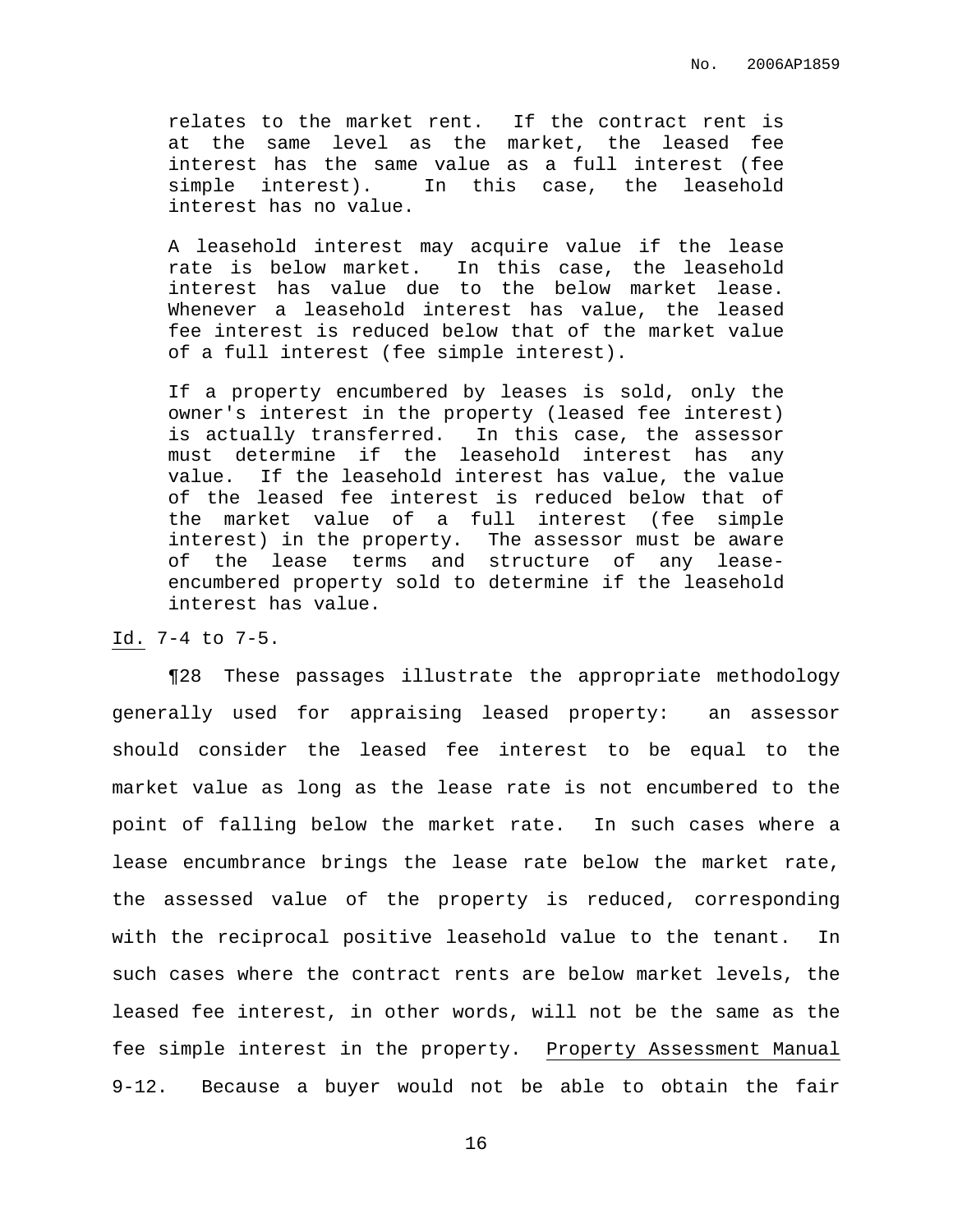> relates to the market rent. If the contract rent is at the same level as the market, the leased fee interest has the same value as a full interest (fee simple interest). In this case, the leasehold interest has no value.
>
> A leasehold interest may acquire value if the lease rate is below market. In this case, the leasehold interest has value due to the below market lease. Whenever a leasehold interest has value, the leased fee interest is reduced below that of the market value of a full interest (fee simple interest).
>
> If a property encumbered by leases is sold, only the owner's interest in the property (leased fee interest) is actually transferred. In this case, the assessor must determine if the leasehold interest has any value. If the leasehold interest has value, the value of the leased fee interest is reduced below that of the market value of a full interest (fee simple interest) in the property. The assessor must be aware of the lease terms and structure of any lease-encumbered property sold to determine if the leasehold interest has value.

Id. 7-4 to 7-5.

¶28 These passages illustrate the appropriate methodology generally used for appraising leased property: an assessor should consider the leased fee interest to be equal to the market value as long as the lease rate is not encumbered to the point of falling below the market rate. In such cases where a lease encumbrance brings the lease rate below the market rate, the assessed value of the property is reduced, corresponding with the reciprocal positive leasehold value to the tenant. In such cases where the contract rents are below market levels, the leased fee interest, in other words, will not be the same as the fee simple interest in the property. Property Assessment Manual 9-12. Because a buyer would not be able to obtain the fair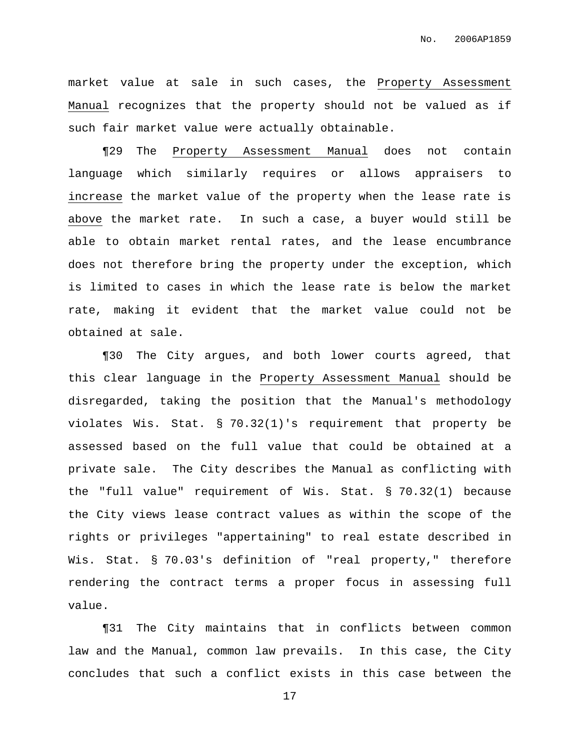market value at sale in such cases, the Property Assessment Manual recognizes that the property should not be valued as if such fair market value were actually obtainable.

¶29 The Property Assessment Manual does not contain language which similarly requires or allows appraisers to increase the market value of the property when the lease rate is above the market rate. In such a case, a buyer would still be able to obtain market rental rates, and the lease encumbrance does not therefore bring the property under the exception, which is limited to cases in which the lease rate is below the market rate, making it evident that the market value could not be obtained at sale.

¶30 The City argues, and both lower courts agreed, that this clear language in the Property Assessment Manual should be disregarded, taking the position that the Manual's methodology violates Wis. Stat. § 70.32(1)'s requirement that property be assessed based on the full value that could be obtained at a private sale. The City describes the Manual as conflicting with the "full value" requirement of Wis. Stat. § 70.32(1) because the City views lease contract values as within the scope of the rights or privileges "appertaining" to real estate described in Wis. Stat. § 70.03's definition of "real property," therefore rendering the contract terms a proper focus in assessing full value.

¶31 The City maintains that in conflicts between common law and the Manual, common law prevails. In this case, the City concludes that such a conflict exists in this case between the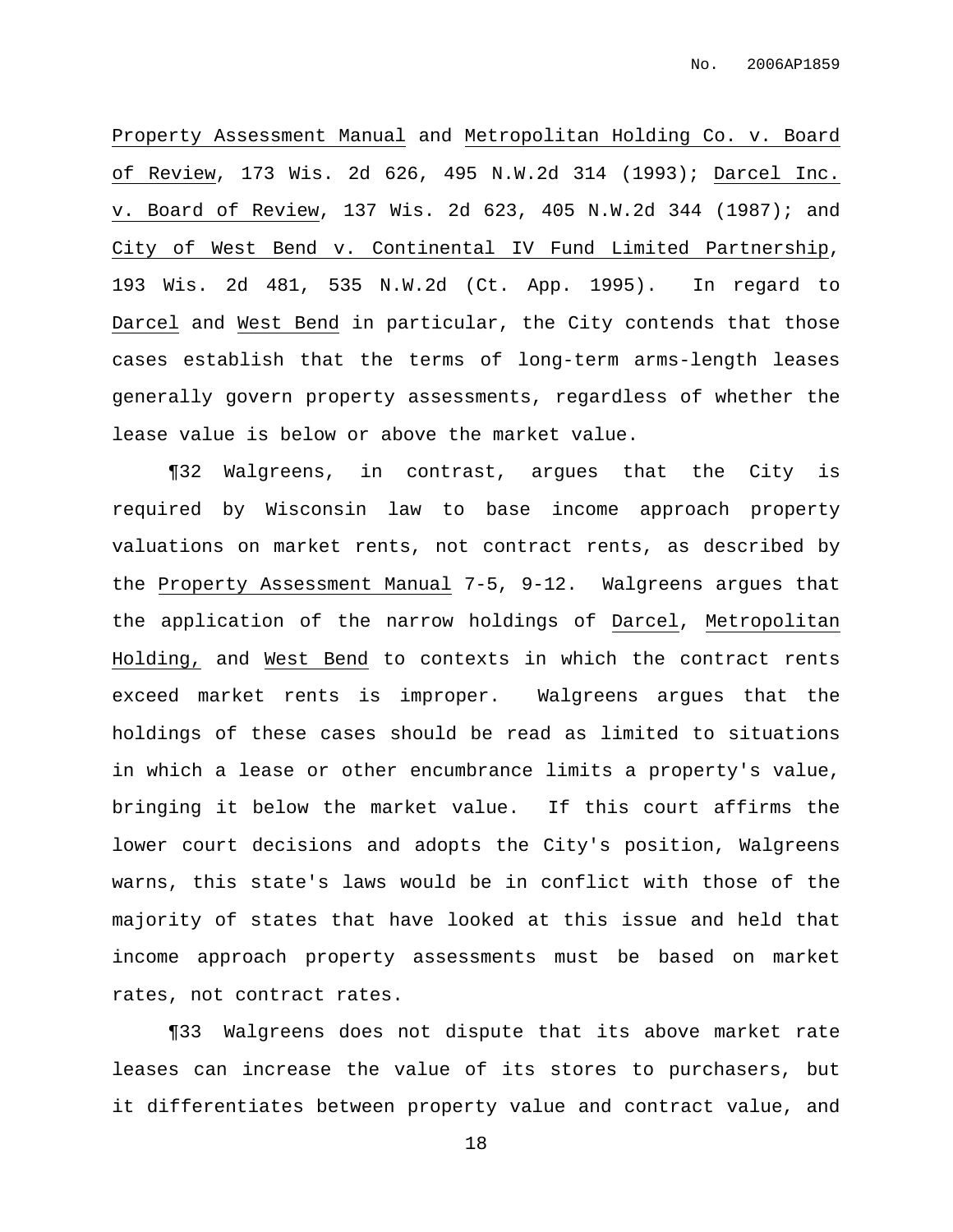Property Assessment Manual and Metropolitan Holding Co. v. Board of Review, 173 Wis. 2d 626, 495 N.W.2d 314 (1993); Darcel Inc. v. Board of Review, 137 Wis. 2d 623, 405 N.W.2d 344 (1987); and City of West Bend v. Continental IV Fund Limited Partnership, 193 Wis. 2d 481, 535 N.W.2d (Ct. App. 1995). In regard to Darcel and West Bend in particular, the City contends that those cases establish that the terms of long-term arms-length leases generally govern property assessments, regardless of whether the lease value is below or above the market value.

¶32 Walgreens, in contrast, argues that the City is required by Wisconsin law to base income approach property valuations on market rents, not contract rents, as described by the Property Assessment Manual 7-5, 9-12. Walgreens argues that the application of the narrow holdings of Darcel, Metropolitan Holding, and West Bend to contexts in which the contract rents exceed market rents is improper. Walgreens argues that the holdings of these cases should be read as limited to situations in which a lease or other encumbrance limits a property's value, bringing it below the market value. If this court affirms the lower court decisions and adopts the City's position, Walgreens warns, this state's laws would be in conflict with those of the majority of states that have looked at this issue and held that income approach property assessments must be based on market rates, not contract rates.

¶33 Walgreens does not dispute that its above market rate leases can increase the value of its stores to purchasers, but it differentiates between property value and contract value, and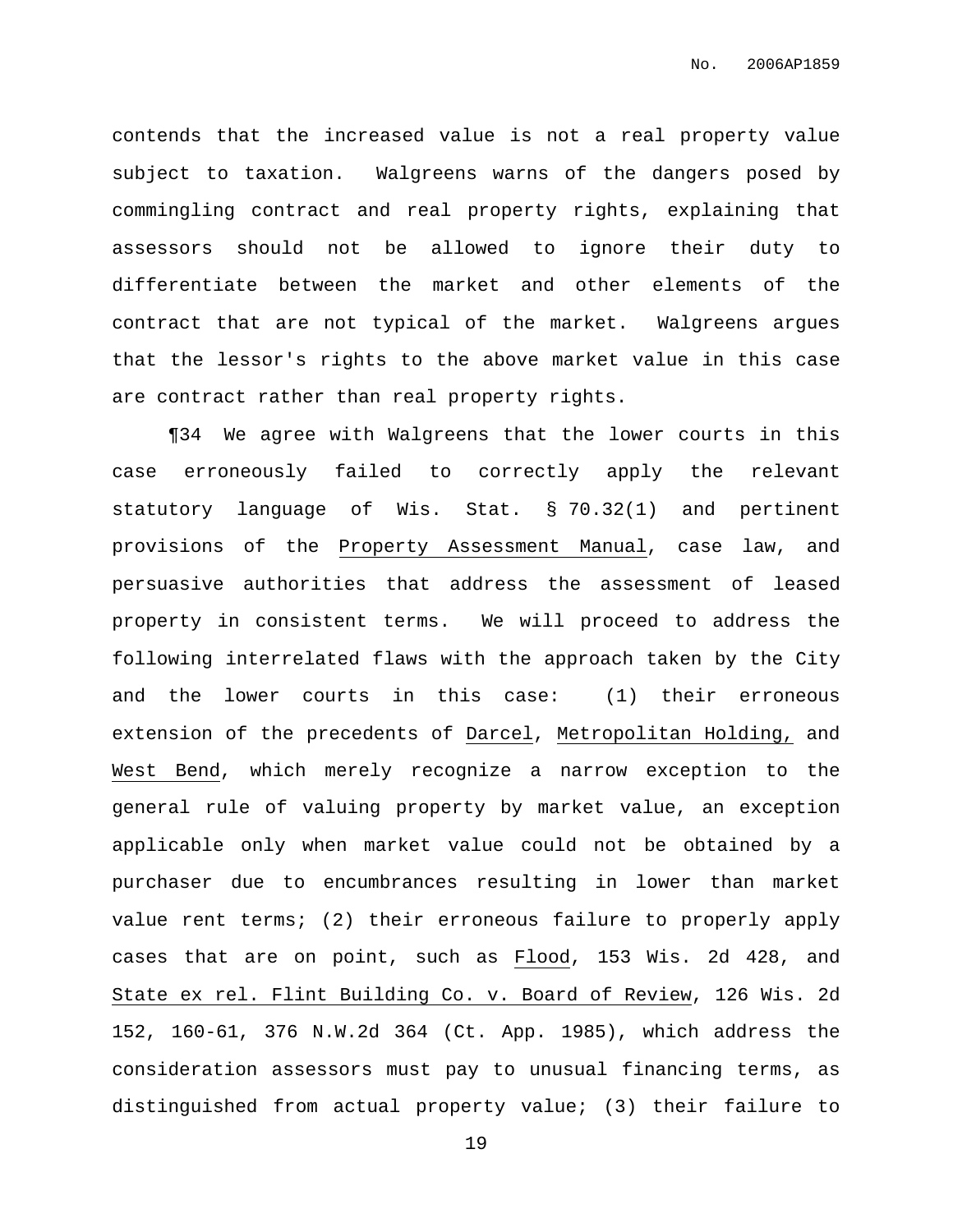contends that the increased value is not a real property value subject to taxation. Walgreens warns of the dangers posed by commingling contract and real property rights, explaining that assessors should not be allowed to ignore their duty to differentiate between the market and other elements of the contract that are not typical of the market. Walgreens argues that the lessor's rights to the above market value in this case are contract rather than real property rights.

¶34 We agree with Walgreens that the lower courts in this case erroneously failed to correctly apply the relevant statutory language of Wis. Stat. § 70.32(1) and pertinent provisions of the Property Assessment Manual, case law, and persuasive authorities that address the assessment of leased property in consistent terms. We will proceed to address the following interrelated flaws with the approach taken by the City and the lower courts in this case: (1) their erroneous extension of the precedents of Darcel, Metropolitan Holding, and West Bend, which merely recognize a narrow exception to the general rule of valuing property by market value, an exception applicable only when market value could not be obtained by a purchaser due to encumbrances resulting in lower than market value rent terms; (2) their erroneous failure to properly apply cases that are on point, such as Flood, 153 Wis. 2d 428, and State ex rel. Flint Building Co. v. Board of Review, 126 Wis. 2d 152, 160-61, 376 N.W.2d 364 (Ct. App. 1985), which address the consideration assessors must pay to unusual financing terms, as distinguished from actual property value; (3) their failure to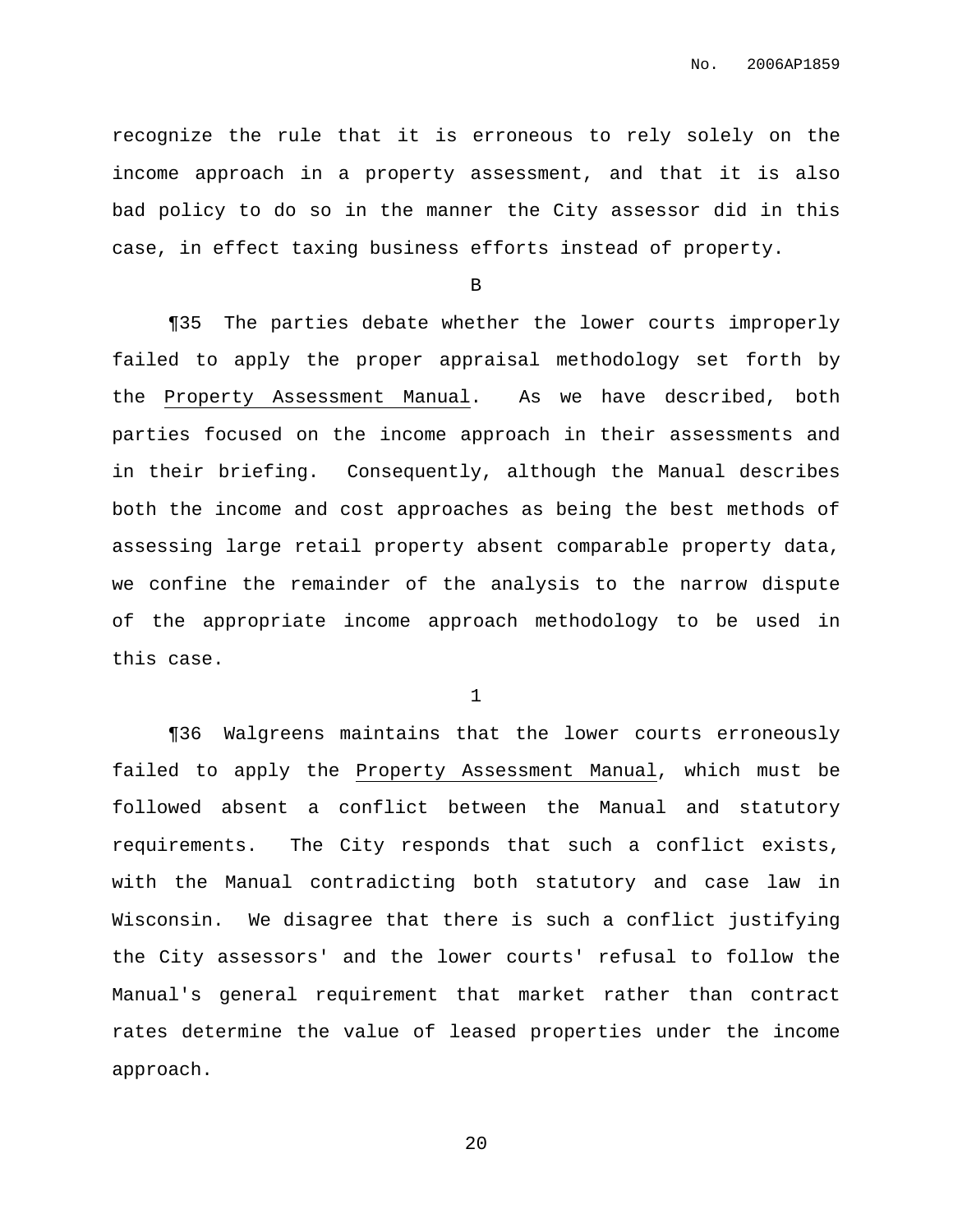recognize the rule that it is erroneous to rely solely on the income approach in a property assessment, and that it is also bad policy to do so in the manner the City assessor did in this case, in effect taxing business efforts instead of property.

B

¶35 The parties debate whether the lower courts improperly failed to apply the proper appraisal methodology set forth by the Property Assessment Manual. As we have described, both parties focused on the income approach in their assessments and in their briefing. Consequently, although the Manual describes both the income and cost approaches as being the best methods of assessing large retail property absent comparable property data, we confine the remainder of the analysis to the narrow dispute of the appropriate income approach methodology to be used in this case.

1

¶36 Walgreens maintains that the lower courts erroneously failed to apply the Property Assessment Manual, which must be followed absent a conflict between the Manual and statutory requirements. The City responds that such a conflict exists, with the Manual contradicting both statutory and case law in Wisconsin. We disagree that there is such a conflict justifying the City assessors' and the lower courts' refusal to follow the Manual's general requirement that market rather than contract rates determine the value of leased properties under the income approach.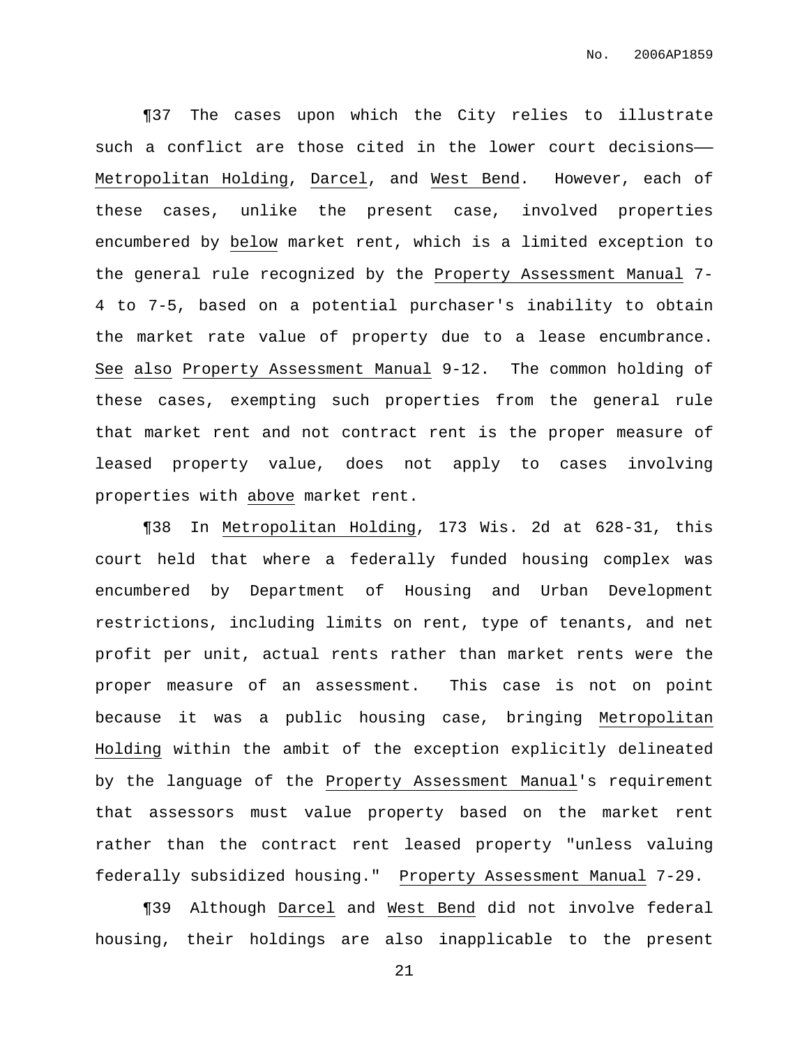¶37 The cases upon which the City relies to illustrate such a conflict are those cited in the lower court decisions—— Metropolitan Holding, Darcel, and West Bend. However, each of these cases, unlike the present case, involved properties encumbered by below market rent, which is a limited exception to the general rule recognized by the Property Assessment Manual 7-4 to 7-5, based on a potential purchaser's inability to obtain the market rate value of property due to a lease encumbrance. See also Property Assessment Manual 9-12. The common holding of these cases, exempting such properties from the general rule that market rent and not contract rent is the proper measure of leased property value, does not apply to cases involving properties with above market rent.

¶38 In Metropolitan Holding, 173 Wis. 2d at 628-31, this court held that where a federally funded housing complex was encumbered by Department of Housing and Urban Development restrictions, including limits on rent, type of tenants, and net profit per unit, actual rents rather than market rents were the proper measure of an assessment. This case is not on point because it was a public housing case, bringing Metropolitan Holding within the ambit of the exception explicitly delineated by the language of the Property Assessment Manual's requirement that assessors must value property based on the market rent rather than the contract rent leased property "unless valuing federally subsidized housing." Property Assessment Manual 7-29.

¶39 Although Darcel and West Bend did not involve federal housing, their holdings are also inapplicable to the present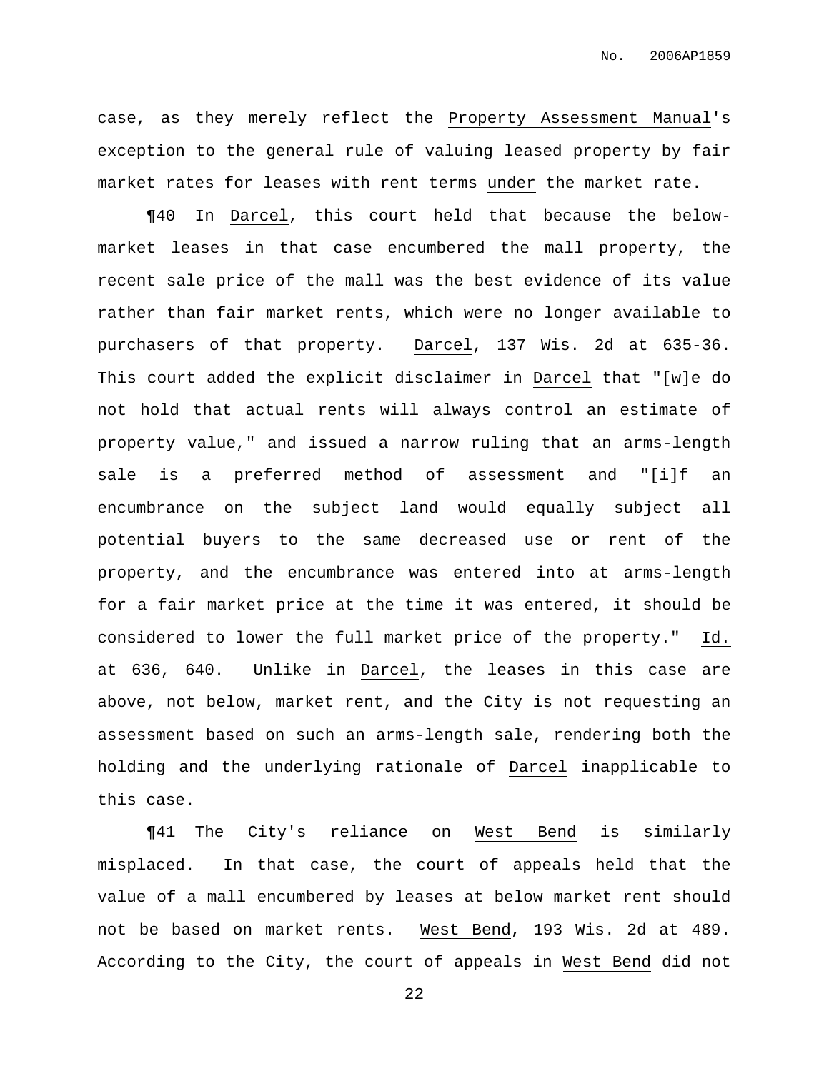case, as they merely reflect the _Property Assessment Manual_'s exception to the general rule of valuing leased property by fair market rates for leases with rent terms _under_ the market rate.

¶40 In _Darcel_, this court held that because the below-market leases in that case encumbered the mall property, the recent sale price of the mall was the best evidence of its value rather than fair market rents, which were no longer available to purchasers of that property. _Darcel_, 137 Wis. 2d at 635-36. This court added the explicit disclaimer in _Darcel_ that "[w]e do not hold that actual rents will always control an estimate of property value," and issued a narrow ruling that an arms-length sale is a preferred method of assessment and "[i]f an encumbrance on the subject land would equally subject all potential buyers to the same decreased use or rent of the property, and the encumbrance was entered into at arms-length for a fair market price at the time it was entered, it should be considered to lower the full market price of the property." _Id._ at 636, 640. Unlike in _Darcel_, the leases in this case are above, not below, market rent, and the City is not requesting an assessment based on such an arms-length sale, rendering both the holding and the underlying rationale of _Darcel_ inapplicable to this case.

¶41 The City's reliance on _West Bend_ is similarly misplaced. In that case, the court of appeals held that the value of a mall encumbered by leases at below market rent should not be based on market rents. _West Bend_, 193 Wis. 2d at 489. According to the City, the court of appeals in _West Bend_ did not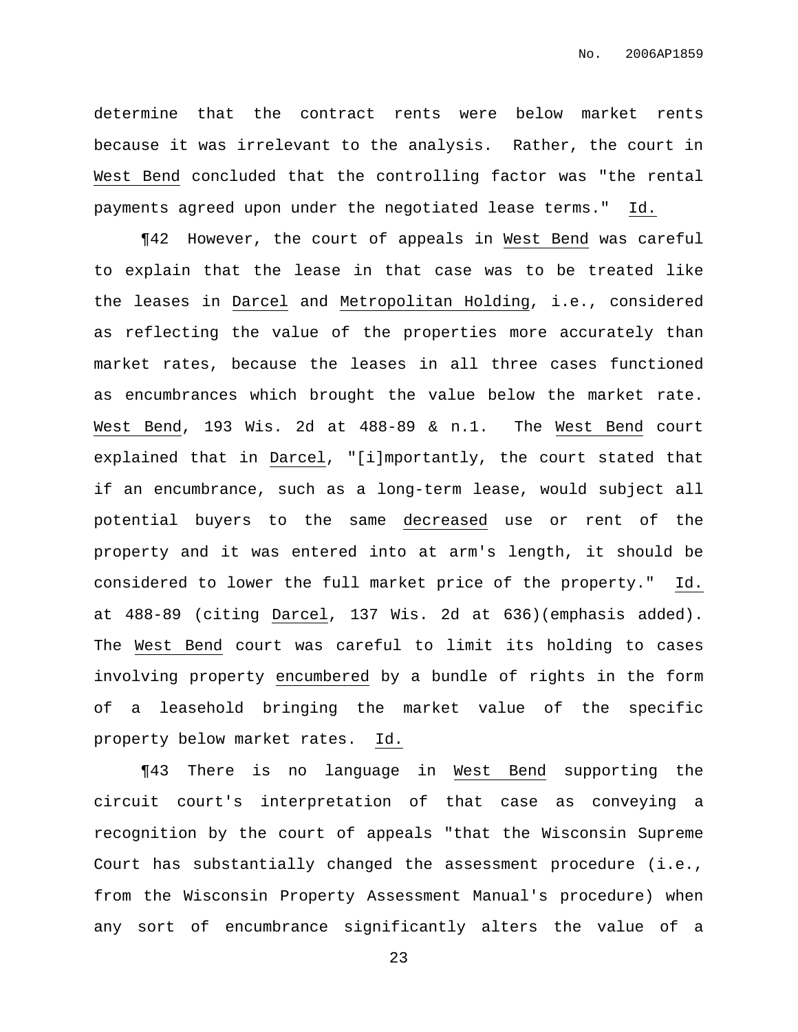determine that the contract rents were below market rents because it was irrelevant to the analysis. Rather, the court in West Bend concluded that the controlling factor was "the rental payments agreed upon under the negotiated lease terms." Id.

¶42 However, the court of appeals in West Bend was careful to explain that the lease in that case was to be treated like the leases in Darcel and Metropolitan Holding, i.e., considered as reflecting the value of the properties more accurately than market rates, because the leases in all three cases functioned as encumbrances which brought the value below the market rate. West Bend, 193 Wis. 2d at 488-89 & n.1. The West Bend court explained that in Darcel, "[i]mportantly, the court stated that if an encumbrance, such as a long-term lease, would subject all potential buyers to the same decreased use or rent of the property and it was entered into at arm's length, it should be considered to lower the full market price of the property." Id. at 488-89 (citing Darcel, 137 Wis. 2d at 636)(emphasis added). The West Bend court was careful to limit its holding to cases involving property encumbered by a bundle of rights in the form of a leasehold bringing the market value of the specific property below market rates. Id.

¶43 There is no language in West Bend supporting the circuit court's interpretation of that case as conveying a recognition by the court of appeals "that the Wisconsin Supreme Court has substantially changed the assessment procedure (i.e., from the Wisconsin Property Assessment Manual's procedure) when any sort of encumbrance significantly alters the value of a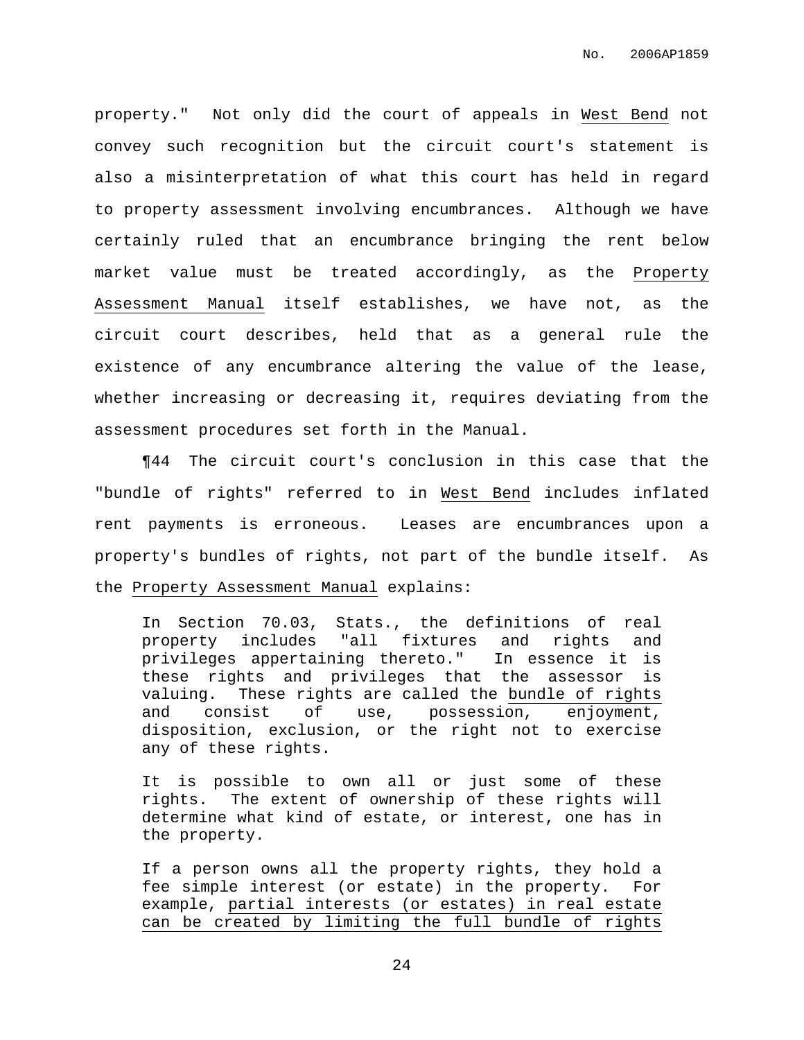property." Not only did the court of appeals in West Bend not convey such recognition but the circuit court's statement is also a misinterpretation of what this court has held in regard to property assessment involving encumbrances. Although we have certainly ruled that an encumbrance bringing the rent below market value must be treated accordingly, as the Property Assessment Manual itself establishes, we have not, as the circuit court describes, held that as a general rule the existence of any encumbrance altering the value of the lease, whether increasing or decreasing it, requires deviating from the assessment procedures set forth in the Manual.

¶44 The circuit court's conclusion in this case that the "bundle of rights" referred to in West Bend includes inflated rent payments is erroneous. Leases are encumbrances upon a property's bundles of rights, not part of the bundle itself. As the Property Assessment Manual explains:

> In Section 70.03, Stats., the definitions of real property includes "all fixtures and rights and privileges appertaining thereto." In essence it is these rights and privileges that the assessor is valuing. These rights are called the bundle of rights and consist of use, possession, enjoyment, disposition, exclusion, or the right not to exercise any of these rights.
>
> It is possible to own all or just some of these rights. The extent of ownership of these rights will determine what kind of estate, or interest, one has in the property.
>
> If a person owns all the property rights, they hold a fee simple interest (or estate) in the property. For example, partial interests (or estates) in real estate can be created by limiting the full bundle of rights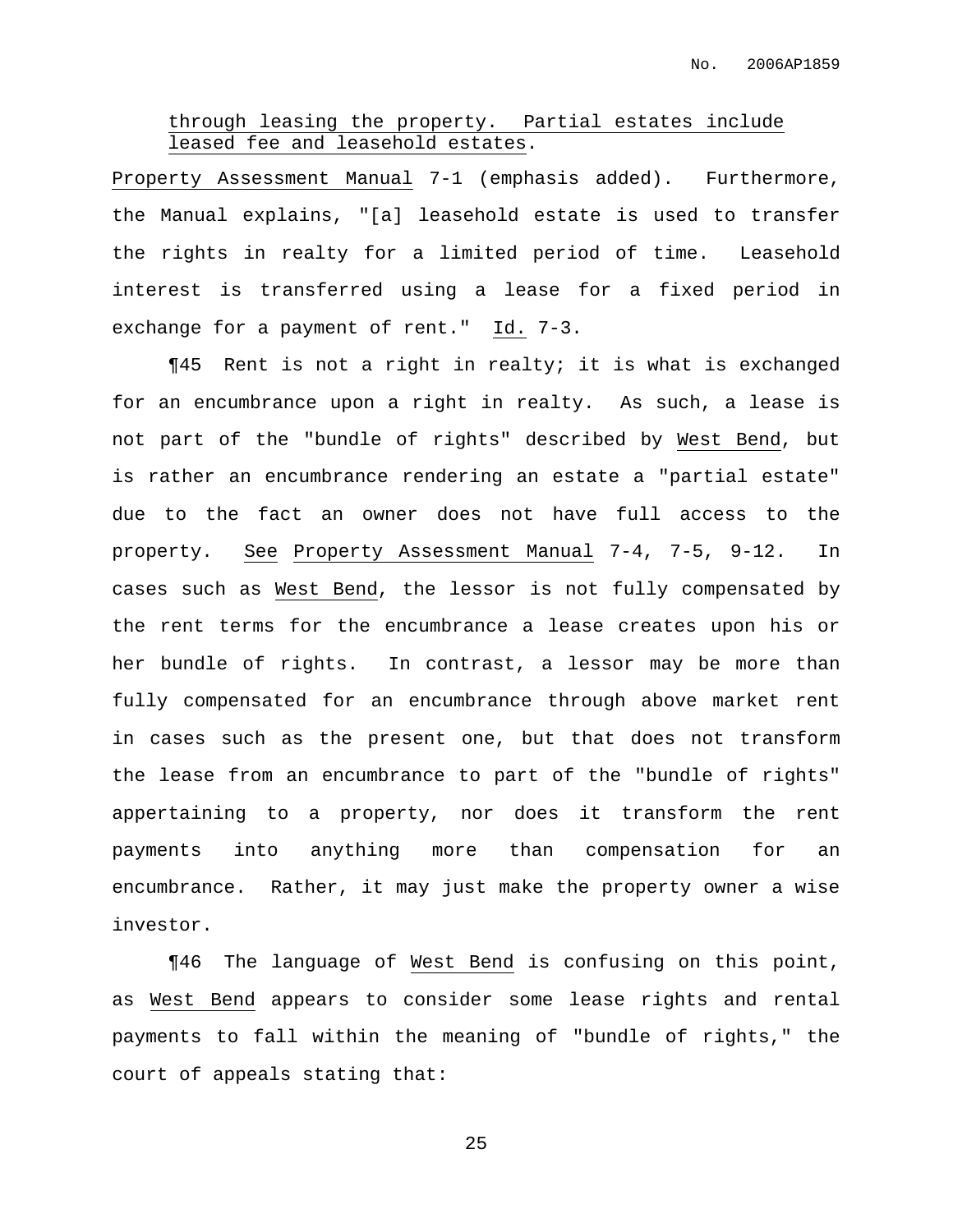through leasing the property. Partial estates include leased fee and leasehold estates.

Property Assessment Manual 7-1 (emphasis added). Furthermore, the Manual explains, "[a] leasehold estate is used to transfer the rights in realty for a limited period of time. Leasehold interest is transferred using a lease for a fixed period in exchange for a payment of rent." Id. 7-3.

¶45 Rent is not a right in realty; it is what is exchanged for an encumbrance upon a right in realty. As such, a lease is not part of the "bundle of rights" described by West Bend, but is rather an encumbrance rendering an estate a "partial estate" due to the fact an owner does not have full access to the property. See Property Assessment Manual 7-4, 7-5, 9-12. In cases such as West Bend, the lessor is not fully compensated by the rent terms for the encumbrance a lease creates upon his or her bundle of rights. In contrast, a lessor may be more than fully compensated for an encumbrance through above market rent in cases such as the present one, but that does not transform the lease from an encumbrance to part of the "bundle of rights" appertaining to a property, nor does it transform the rent payments into anything more than compensation for an encumbrance. Rather, it may just make the property owner a wise investor.

¶46 The language of West Bend is confusing on this point, as West Bend appears to consider some lease rights and rental payments to fall within the meaning of "bundle of rights," the court of appeals stating that: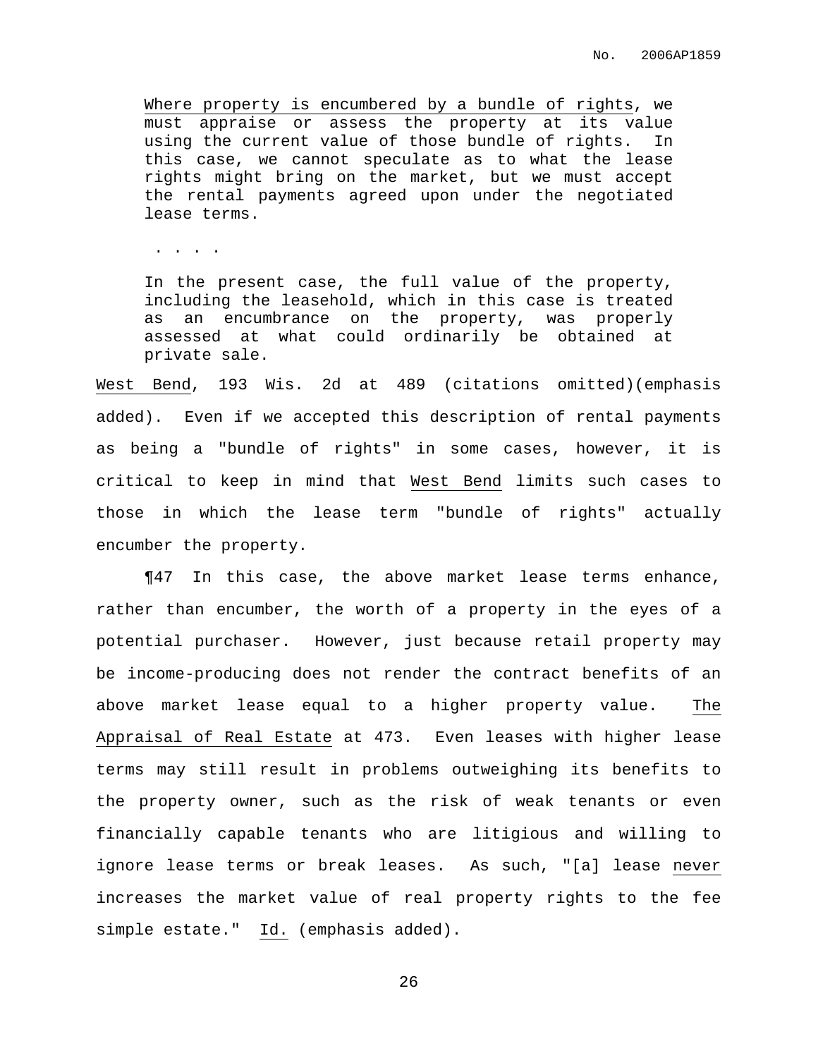> Where property is encumbered by a bundle of rights, we must appraise or assess the property at its value using the current value of those bundle of rights. In this case, we cannot speculate as to what the lease rights might bring on the market, but we must accept the rental payments agreed upon under the negotiated lease terms.
>
> . . . .
>
> In the present case, the full value of the property, including the leasehold, which in this case is treated as an encumbrance on the property, was properly assessed at what could ordinarily be obtained at private sale.

West Bend, 193 Wis. 2d at 489 (citations omitted)(emphasis added). Even if we accepted this description of rental payments as being a "bundle of rights" in some cases, however, it is critical to keep in mind that West Bend limits such cases to those in which the lease term "bundle of rights" actually encumber the property.

¶47 In this case, the above market lease terms enhance, rather than encumber, the worth of a property in the eyes of a potential purchaser. However, just because retail property may be income-producing does not render the contract benefits of an above market lease equal to a higher property value. The Appraisal of Real Estate at 473. Even leases with higher lease terms may still result in problems outweighing its benefits to the property owner, such as the risk of weak tenants or even financially capable tenants who are litigious and willing to ignore lease terms or break leases. As such, "[a] lease never increases the market value of real property rights to the fee simple estate." Id. (emphasis added).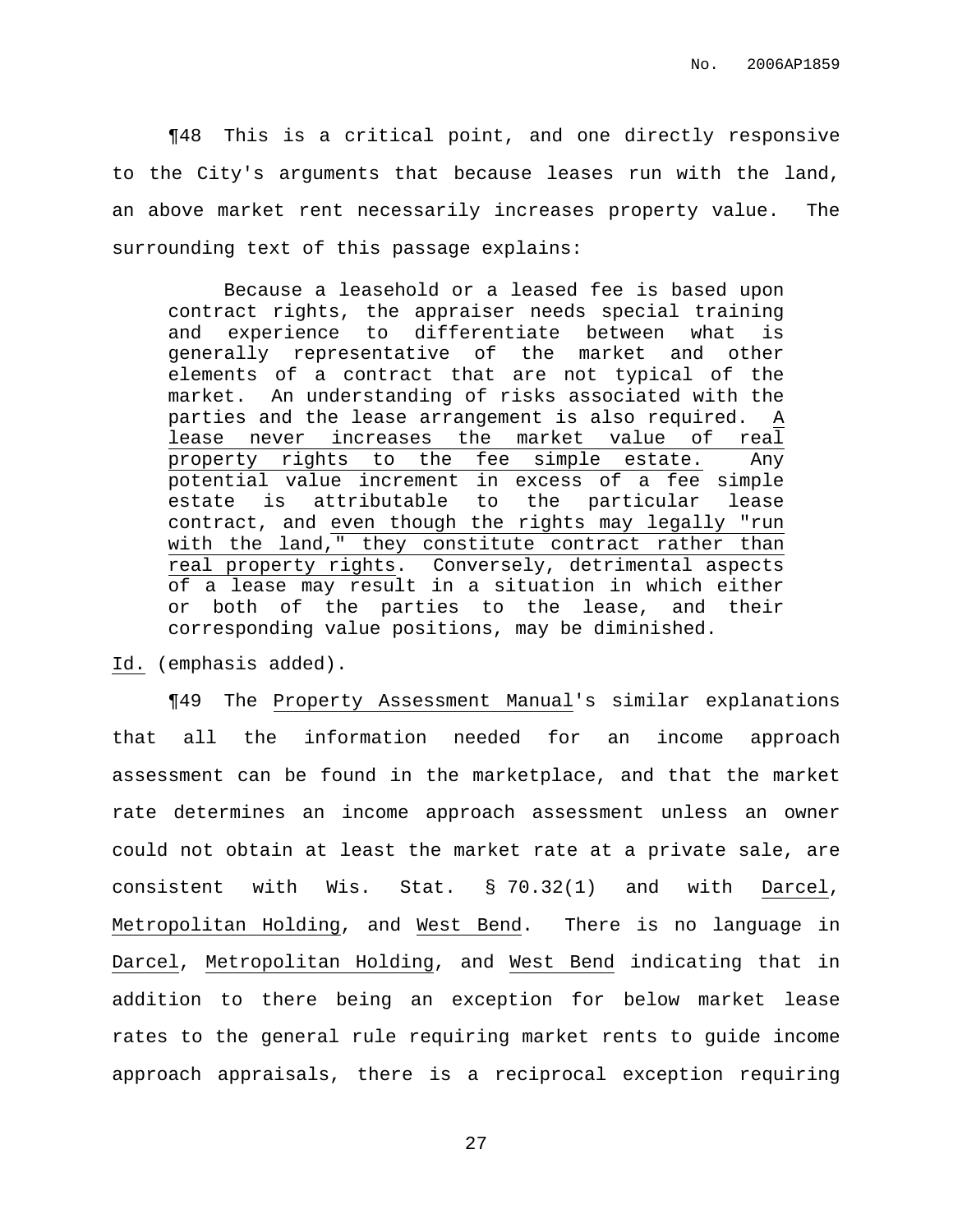¶48 This is a critical point, and one directly responsive to the City's arguments that because leases run with the land, an above market rent necessarily increases property value. The surrounding text of this passage explains:

> Because a leasehold or a leased fee is based upon contract rights, the appraiser needs special training and experience to differentiate between what is generally representative of the market and other elements of a contract that are not typical of the market. An understanding of risks associated with the parties and the lease arrangement is also required. <u>A lease never increases the market value of real property rights to the fee simple estate.</u> Any potential value increment in excess of a fee simple estate is attributable to the particular lease contract, and <u>even though the rights may legally "run with the land," they constitute contract rather than real property rights</u>. Conversely, detrimental aspects of a lease may result in a situation in which either or both of the parties to the lease, and their corresponding value positions, may be diminished.

<u>Id.</u> (emphasis added).

¶49 The <u>Property Assessment Manual</u>'s similar explanations that all the information needed for an income approach assessment can be found in the marketplace, and that the market rate determines an income approach assessment unless an owner could not obtain at least the market rate at a private sale, are consistent with Wis. Stat. § 70.32(1) and with <u>Darcel</u>, <u>Metropolitan Holding</u>, and <u>West Bend</u>. There is no language in <u>Darcel</u>, <u>Metropolitan Holding</u>, and <u>West Bend</u> indicating that in addition to there being an exception for below market lease rates to the general rule requiring market rents to guide income approach appraisals, there is a reciprocal exception requiring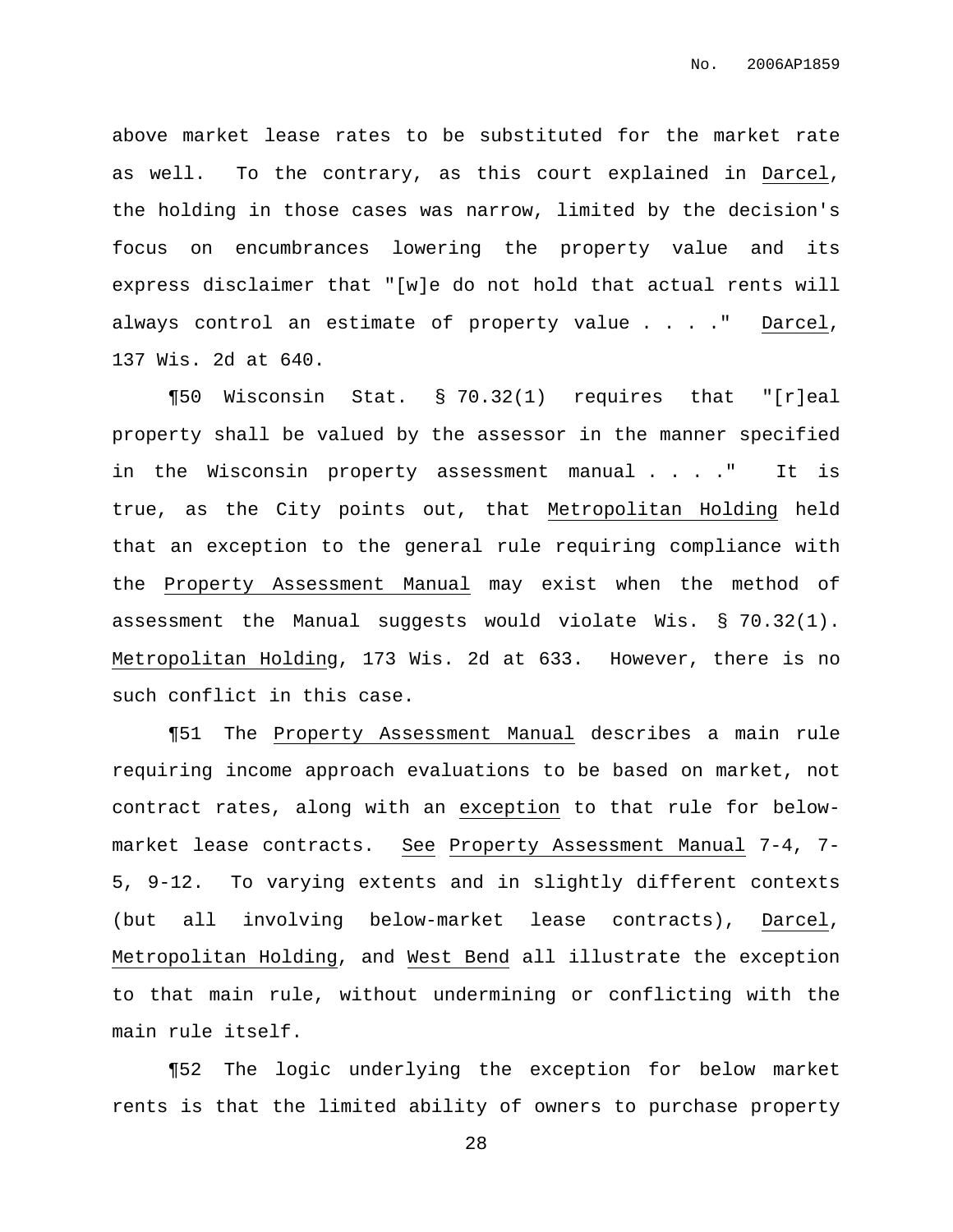above market lease rates to be substituted for the market rate as well. To the contrary, as this court explained in Darcel, the holding in those cases was narrow, limited by the decision's focus on encumbrances lowering the property value and its express disclaimer that "[w]e do not hold that actual rents will always control an estimate of property value . . . ." Darcel, 137 Wis. 2d at 640.

¶50 Wisconsin Stat. § 70.32(1) requires that "[r]eal property shall be valued by the assessor in the manner specified in the Wisconsin property assessment manual . . . ." It is true, as the City points out, that Metropolitan Holding held that an exception to the general rule requiring compliance with the Property Assessment Manual may exist when the method of assessment the Manual suggests would violate Wis. § 70.32(1). Metropolitan Holding, 173 Wis. 2d at 633. However, there is no such conflict in this case.

¶51 The Property Assessment Manual describes a main rule requiring income approach evaluations to be based on market, not contract rates, along with an exception to that rule for below-market lease contracts. See Property Assessment Manual 7-4, 7-5, 9-12. To varying extents and in slightly different contexts (but all involving below-market lease contracts), Darcel, Metropolitan Holding, and West Bend all illustrate the exception to that main rule, without undermining or conflicting with the main rule itself.

¶52 The logic underlying the exception for below market rents is that the limited ability of owners to purchase property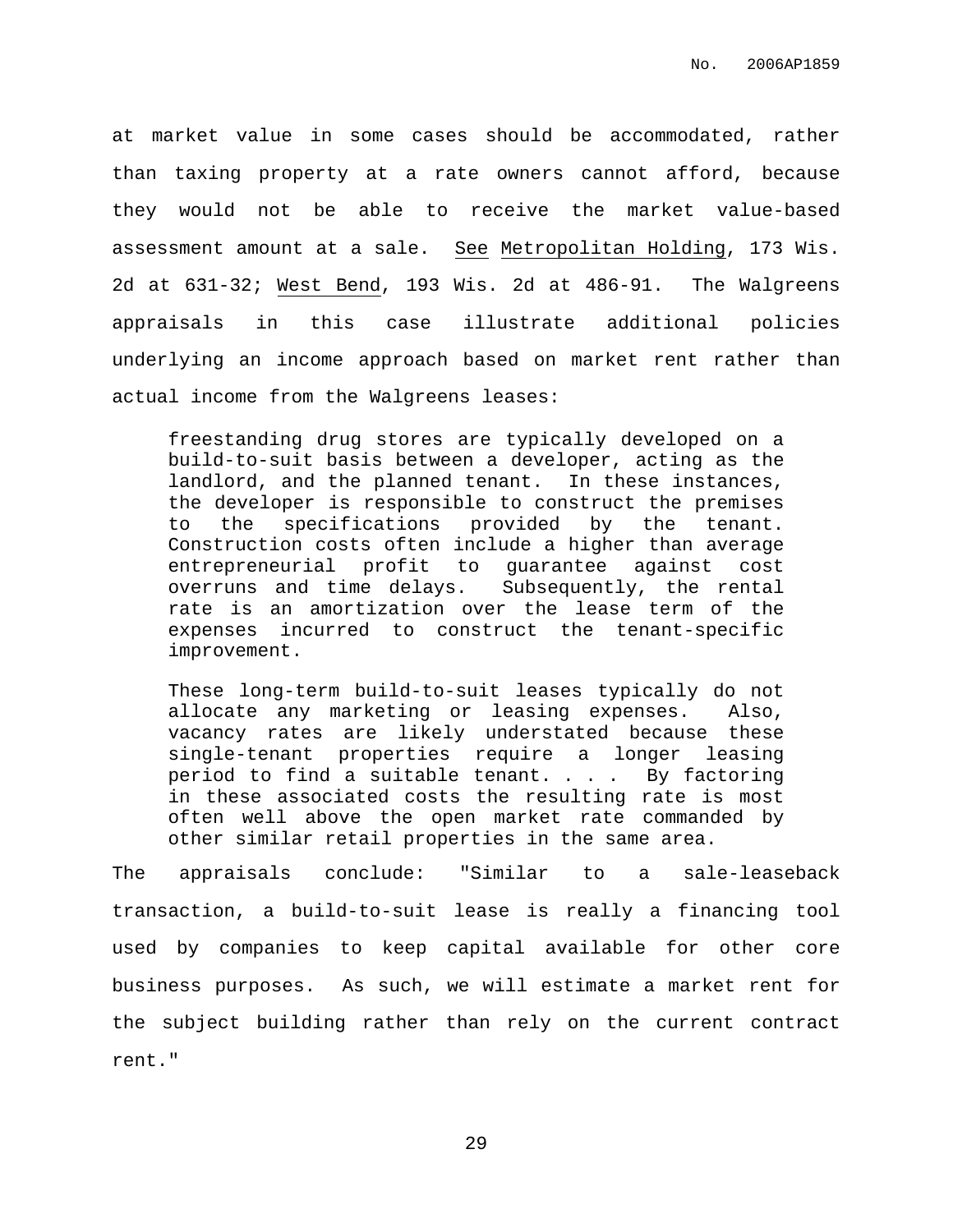at market value in some cases should be accommodated, rather than taxing property at a rate owners cannot afford, because they would not be able to receive the market value-based assessment amount at a sale. See Metropolitan Holding, 173 Wis. 2d at 631-32; West Bend, 193 Wis. 2d at 486-91. The Walgreens appraisals in this case illustrate additional policies underlying an income approach based on market rent rather than actual income from the Walgreens leases:

> freestanding drug stores are typically developed on a build-to-suit basis between a developer, acting as the landlord, and the planned tenant. In these instances, the developer is responsible to construct the premises to the specifications provided by the tenant. Construction costs often include a higher than average entrepreneurial profit to guarantee against cost overruns and time delays. Subsequently, the rental rate is an amortization over the lease term of the expenses incurred to construct the tenant-specific improvement.
>
> These long-term build-to-suit leases typically do not allocate any marketing or leasing expenses. Also, vacancy rates are likely understated because these single-tenant properties require a longer leasing period to find a suitable tenant. . . . By factoring in these associated costs the resulting rate is most often well above the open market rate commanded by other similar retail properties in the same area.

The appraisals conclude: "Similar to a sale-leaseback transaction, a build-to-suit lease is really a financing tool used by companies to keep capital available for other core business purposes. As such, we will estimate a market rent for the subject building rather than rely on the current contract rent."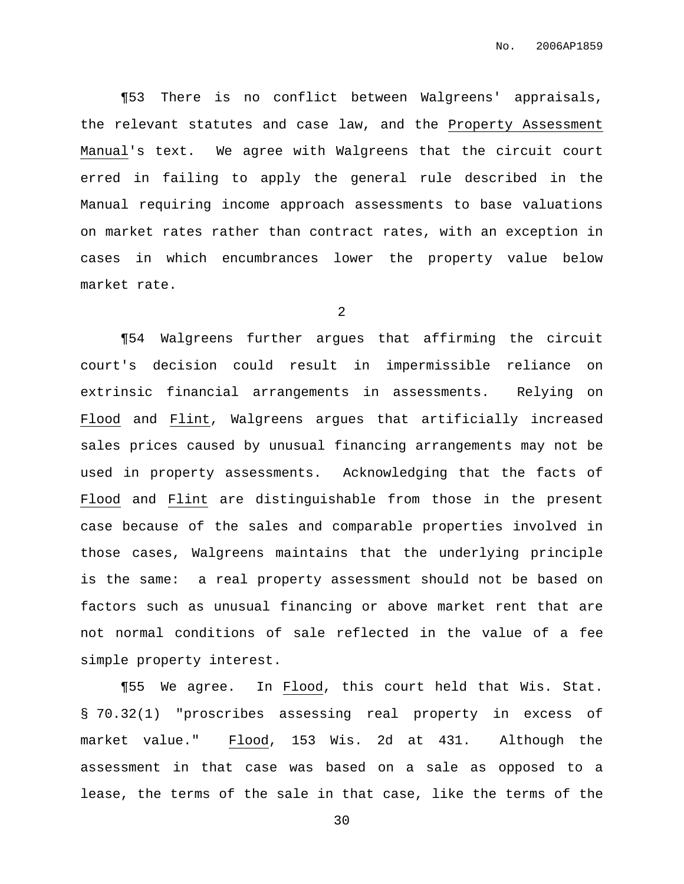¶53 There is no conflict between Walgreens' appraisals, the relevant statutes and case law, and the Property Assessment Manual's text. We agree with Walgreens that the circuit court erred in failing to apply the general rule described in the Manual requiring income approach assessments to base valuations on market rates rather than contract rates, with an exception in cases in which encumbrances lower the property value below market rate.

2

¶54 Walgreens further argues that affirming the circuit court's decision could result in impermissible reliance on extrinsic financial arrangements in assessments. Relying on Flood and Flint, Walgreens argues that artificially increased sales prices caused by unusual financing arrangements may not be used in property assessments. Acknowledging that the facts of Flood and Flint are distinguishable from those in the present case because of the sales and comparable properties involved in those cases, Walgreens maintains that the underlying principle is the same: a real property assessment should not be based on factors such as unusual financing or above market rent that are not normal conditions of sale reflected in the value of a fee simple property interest.

¶55 We agree. In Flood, this court held that Wis. Stat. § 70.32(1) "proscribes assessing real property in excess of market value." Flood, 153 Wis. 2d at 431. Although the assessment in that case was based on a sale as opposed to a lease, the terms of the sale in that case, like the terms of the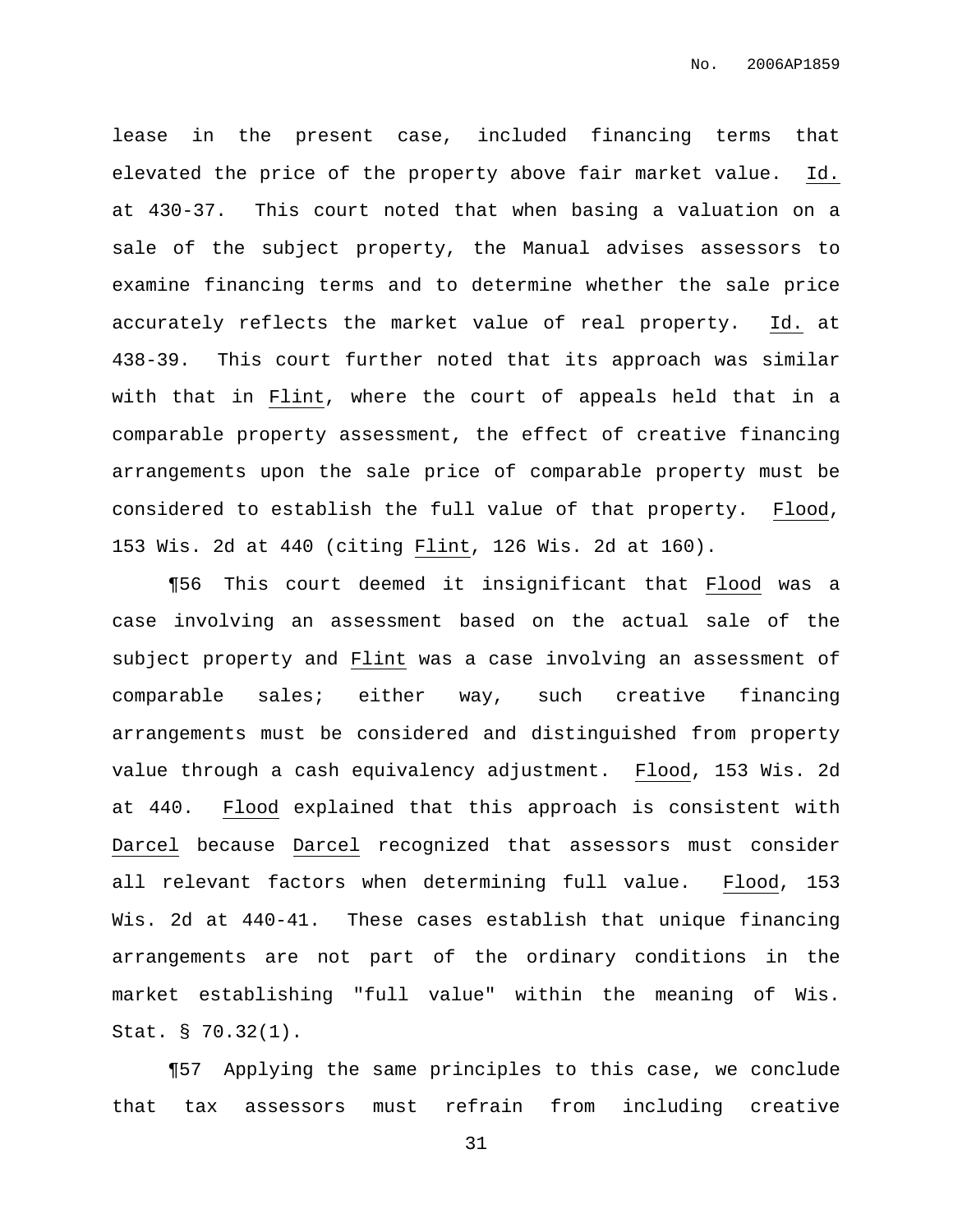lease in the present case, included financing terms that elevated the price of the property above fair market value. Id. at 430-37. This court noted that when basing a valuation on a sale of the subject property, the Manual advises assessors to examine financing terms and to determine whether the sale price accurately reflects the market value of real property. Id. at 438-39. This court further noted that its approach was similar with that in Flint, where the court of appeals held that in a comparable property assessment, the effect of creative financing arrangements upon the sale price of comparable property must be considered to establish the full value of that property. Flood, 153 Wis. 2d at 440 (citing Flint, 126 Wis. 2d at 160).

¶56 This court deemed it insignificant that Flood was a case involving an assessment based on the actual sale of the subject property and Flint was a case involving an assessment of comparable sales; either way, such creative financing arrangements must be considered and distinguished from property value through a cash equivalency adjustment. Flood, 153 Wis. 2d at 440. Flood explained that this approach is consistent with Darcel because Darcel recognized that assessors must consider all relevant factors when determining full value. Flood, 153 Wis. 2d at 440-41. These cases establish that unique financing arrangements are not part of the ordinary conditions in the market establishing "full value" within the meaning of Wis. Stat. § 70.32(1).

¶57 Applying the same principles to this case, we conclude that tax assessors must refrain from including creative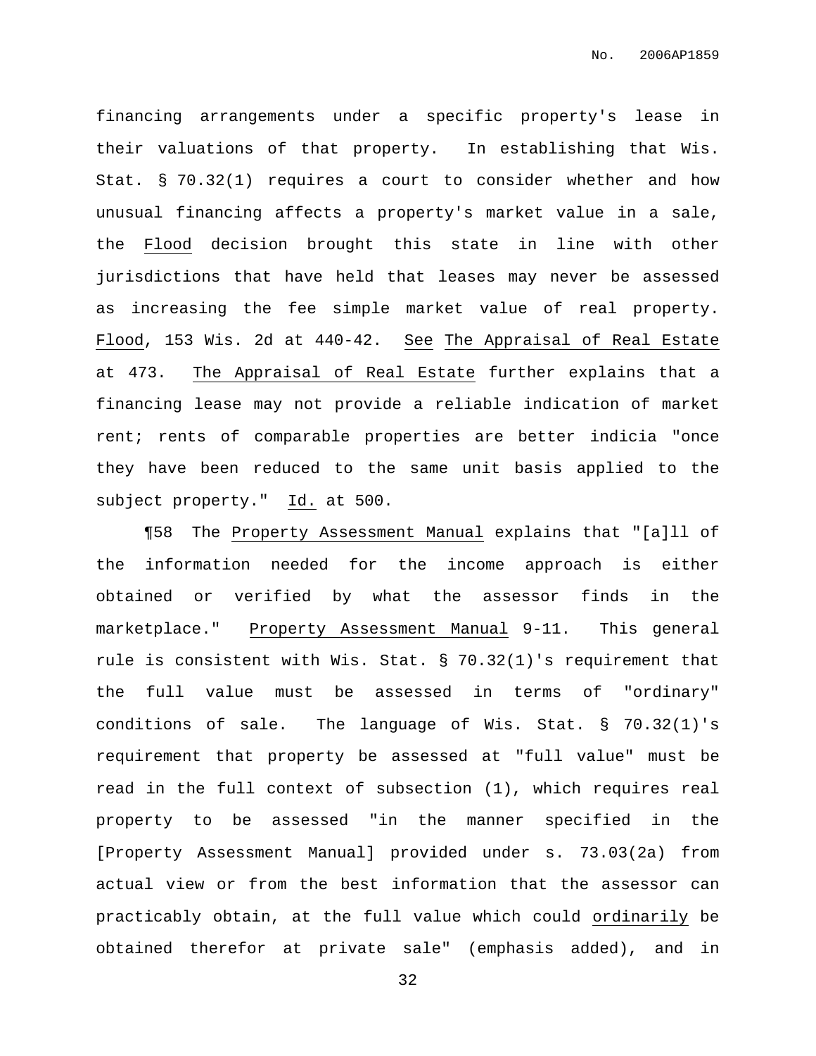financing arrangements under a specific property's lease in their valuations of that property. In establishing that Wis. Stat. § 70.32(1) requires a court to consider whether and how unusual financing affects a property's market value in a sale, the _Flood_ decision brought this state in line with other jurisdictions that have held that leases may never be assessed as increasing the fee simple market value of real property. _Flood_, 153 Wis. 2d at 440-42. _See_ _The Appraisal of Real Estate_ at 473. _The Appraisal of Real Estate_ further explains that a financing lease may not provide a reliable indication of market rent; rents of comparable properties are better indicia "once they have been reduced to the same unit basis applied to the subject property." _Id._ at 500.

¶58 The _Property Assessment Manual_ explains that "[a]ll of the information needed for the income approach is either obtained or verified by what the assessor finds in the marketplace." _Property Assessment Manual_ 9-11. This general rule is consistent with Wis. Stat. § 70.32(1)'s requirement that the full value must be assessed in terms of "ordinary" conditions of sale. The language of Wis. Stat. § 70.32(1)'s requirement that property be assessed at "full value" must be read in the full context of subsection (1), which requires real property to be assessed "in the manner specified in the [Property Assessment Manual] provided under s. 73.03(2a) from actual view or from the best information that the assessor can practicably obtain, at the full value which could _ordinarily_ be obtained therefor at private sale" (emphasis added), and in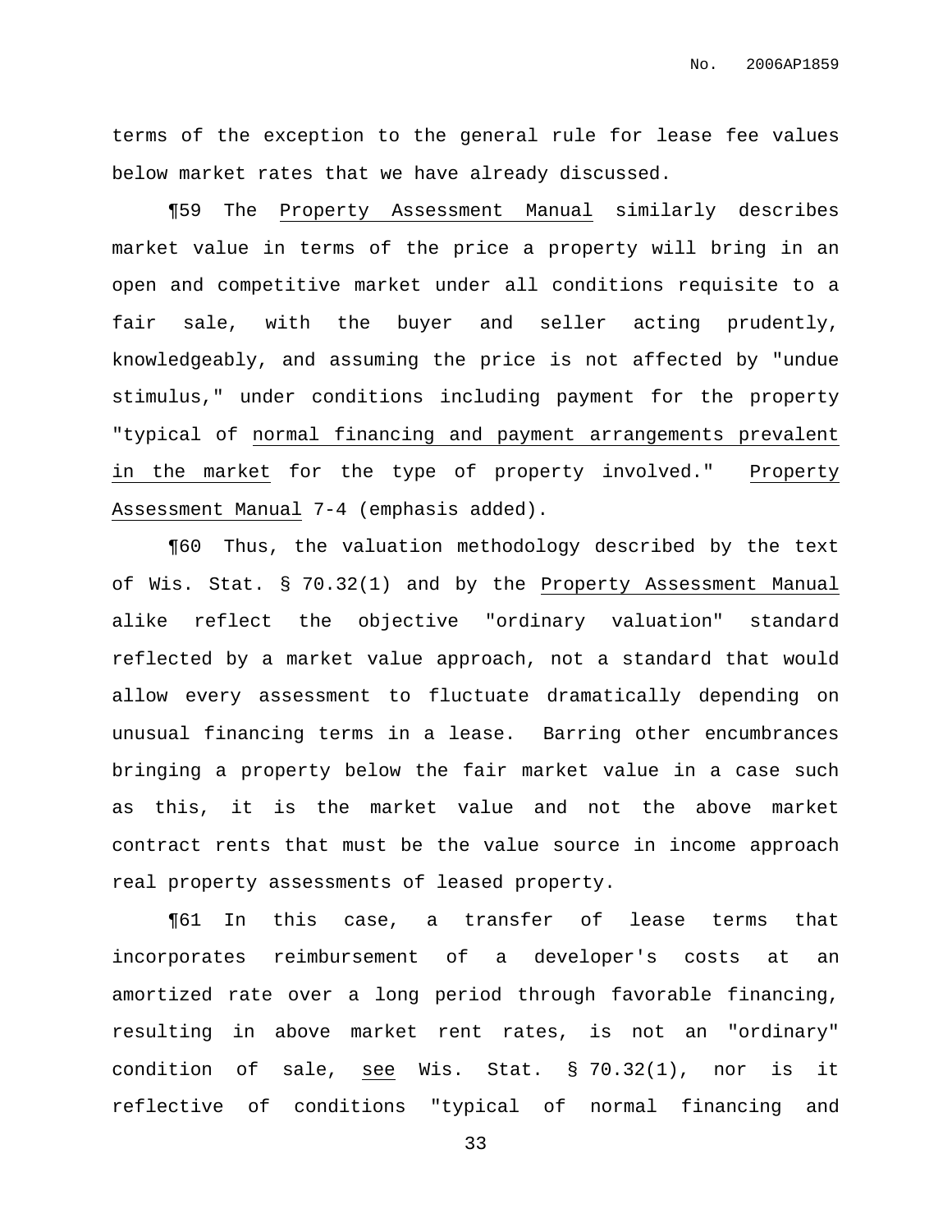terms of the exception to the general rule for lease fee values below market rates that we have already discussed.

¶59 The Property Assessment Manual similarly describes market value in terms of the price a property will bring in an open and competitive market under all conditions requisite to a fair sale, with the buyer and seller acting prudently, knowledgeably, and assuming the price is not affected by "undue stimulus," under conditions including payment for the property "typical of <u>normal financing and payment arrangements prevalent in the market</u> for the type of property involved." Property Assessment Manual 7-4 (emphasis added).

¶60 Thus, the valuation methodology described by the text of Wis. Stat. § 70.32(1) and by the Property Assessment Manual alike reflect the objective "ordinary valuation" standard reflected by a market value approach, not a standard that would allow every assessment to fluctuate dramatically depending on unusual financing terms in a lease. Barring other encumbrances bringing a property below the fair market value in a case such as this, it is the market value and not the above market contract rents that must be the value source in income approach real property assessments of leased property.

¶61 In this case, a transfer of lease terms that incorporates reimbursement of a developer's costs at an amortized rate over a long period through favorable financing, resulting in above market rent rates, is not an "ordinary" condition of sale, see Wis. Stat. § 70.32(1), nor is it reflective of conditions "typical of normal financing and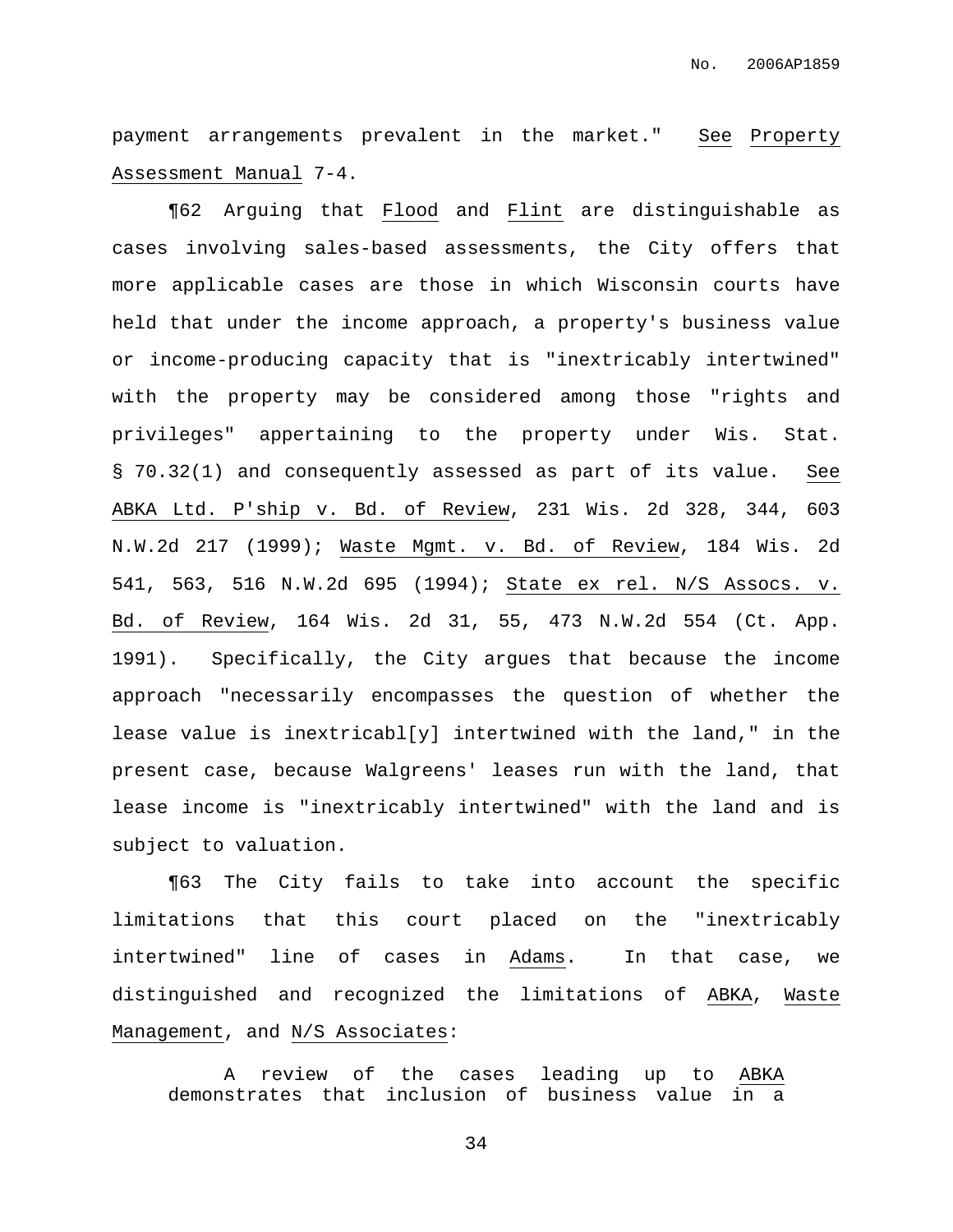payment arrangements prevalent in the market." See Property Assessment Manual 7-4.

¶62 Arguing that Flood and Flint are distinguishable as cases involving sales-based assessments, the City offers that more applicable cases are those in which Wisconsin courts have held that under the income approach, a property's business value or income-producing capacity that is "inextricably intertwined" with the property may be considered among those "rights and privileges" appertaining to the property under Wis. Stat. § 70.32(1) and consequently assessed as part of its value. See ABKA Ltd. P'ship v. Bd. of Review, 231 Wis. 2d 328, 344, 603 N.W.2d 217 (1999); Waste Mgmt. v. Bd. of Review, 184 Wis. 2d 541, 563, 516 N.W.2d 695 (1994); State ex rel. N/S Assocs. v. Bd. of Review, 164 Wis. 2d 31, 55, 473 N.W.2d 554 (Ct. App. 1991). Specifically, the City argues that because the income approach "necessarily encompasses the question of whether the lease value is inextricabl[y] intertwined with the land," in the present case, because Walgreens' leases run with the land, that lease income is "inextricably intertwined" with the land and is subject to valuation.

¶63 The City fails to take into account the specific limitations that this court placed on the "inextricably intertwined" line of cases in Adams. In that case, we distinguished and recognized the limitations of ABKA, Waste Management, and N/S Associates:

> A review of the cases leading up to ABKA demonstrates that inclusion of business value in a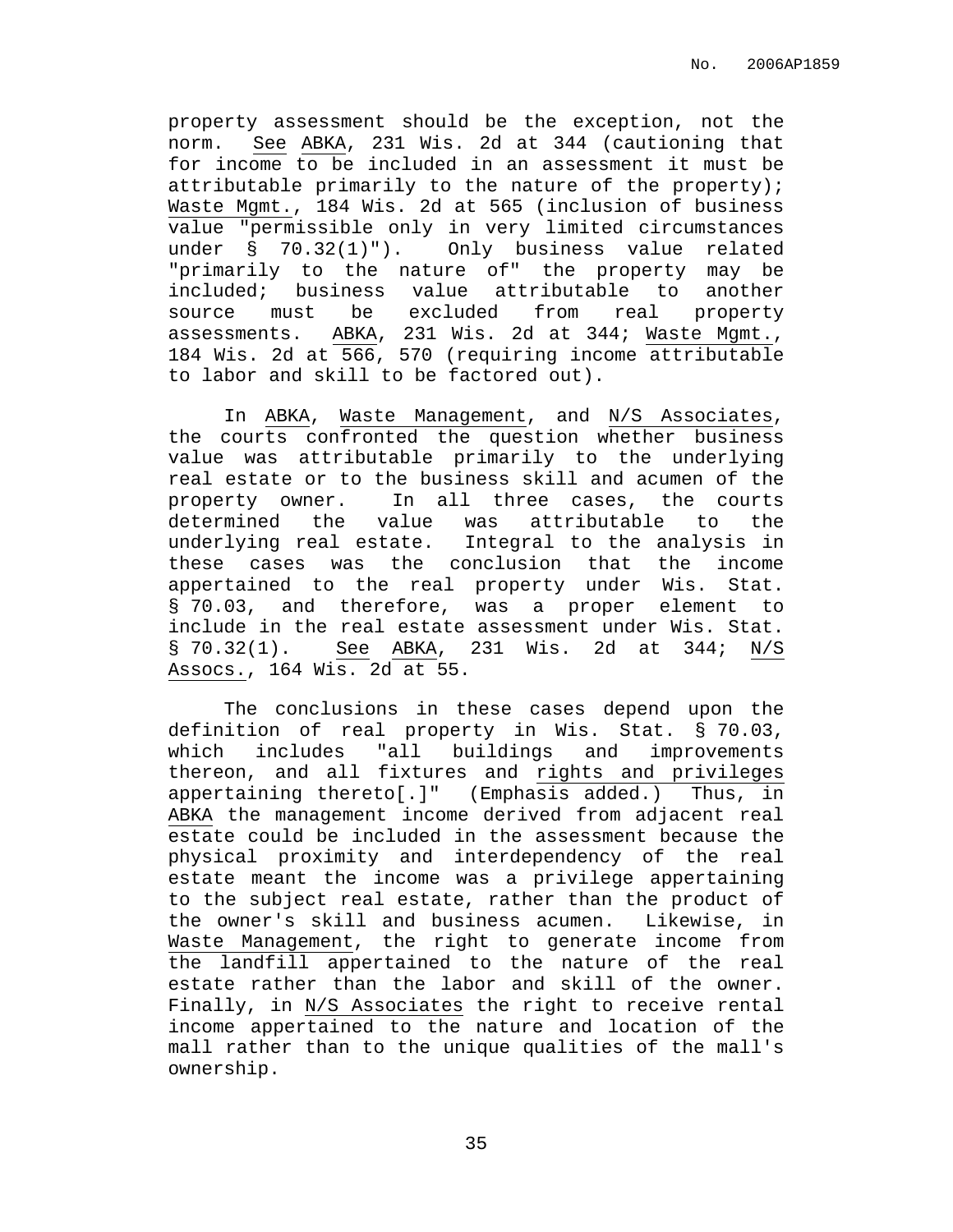property assessment should be the exception, not the norm. See ABKA, 231 Wis. 2d at 344 (cautioning that for income to be included in an assessment it must be attributable primarily to the nature of the property); Waste Mgmt., 184 Wis. 2d at 565 (inclusion of business value "permissible only in very limited circumstances under § 70.32(1)"). Only business value related "primarily to the nature of" the property may be included; business value attributable to another source must be excluded from real property assessments. ABKA, 231 Wis. 2d at 344; Waste Mgmt., 184 Wis. 2d at 566, 570 (requiring income attributable to labor and skill to be factored out).

In ABKA, Waste Management, and N/S Associates, the courts confronted the question whether business value was attributable primarily to the underlying real estate or to the business skill and acumen of the property owner. In all three cases, the courts determined the value was attributable to the underlying real estate. Integral to the analysis in these cases was the conclusion that the income appertained to the real property under Wis. Stat. § 70.03, and therefore, was a proper element to include in the real estate assessment under Wis. Stat. § 70.32(1). See ABKA, 231 Wis. 2d at 344; N/S Assocs., 164 Wis. 2d at 55.

The conclusions in these cases depend upon the definition of real property in Wis. Stat. § 70.03, which includes "all buildings and improvements thereon, and all fixtures and rights and privileges appertaining thereto[.]" (Emphasis added.) Thus, in ABKA the management income derived from adjacent real estate could be included in the assessment because the physical proximity and interdependency of the real estate meant the income was a privilege appertaining to the subject real estate, rather than the product of the owner's skill and business acumen. Likewise, in Waste Management, the right to generate income from the landfill appertained to the nature of the real estate rather than the labor and skill of the owner. Finally, in N/S Associates the right to receive rental income appertained to the nature and location of the mall rather than to the unique qualities of the mall's ownership.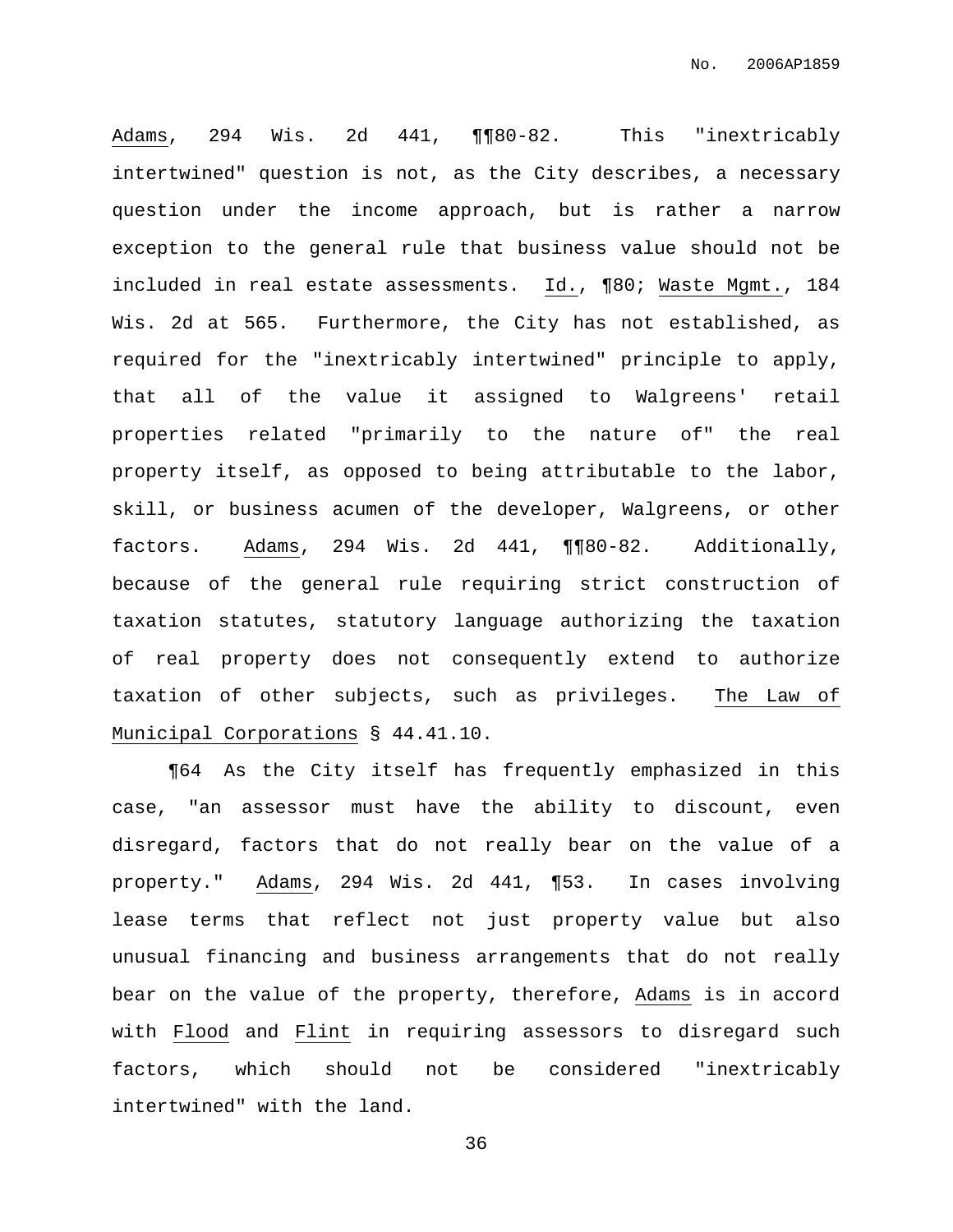Adams, 294 Wis. 2d 441, ¶¶80-82. This "inextricably intertwined" question is not, as the City describes, a necessary question under the income approach, but is rather a narrow exception to the general rule that business value should not be included in real estate assessments. Id., ¶80; Waste Mgmt., 184 Wis. 2d at 565. Furthermore, the City has not established, as required for the "inextricably intertwined" principle to apply, that all of the value it assigned to Walgreens' retail properties related "primarily to the nature of" the real property itself, as opposed to being attributable to the labor, skill, or business acumen of the developer, Walgreens, or other factors. Adams, 294 Wis. 2d 441, ¶¶80-82. Additionally, because of the general rule requiring strict construction of taxation statutes, statutory language authorizing the taxation of real property does not consequently extend to authorize taxation of other subjects, such as privileges. The Law of Municipal Corporations § 44.41.10.

¶64 As the City itself has frequently emphasized in this case, "an assessor must have the ability to discount, even disregard, factors that do not really bear on the value of a property." Adams, 294 Wis. 2d 441, ¶53. In cases involving lease terms that reflect not just property value but also unusual financing and business arrangements that do not really bear on the value of the property, therefore, Adams is in accord with Flood and Flint in requiring assessors to disregard such factors, which should not be considered "inextricably intertwined" with the land.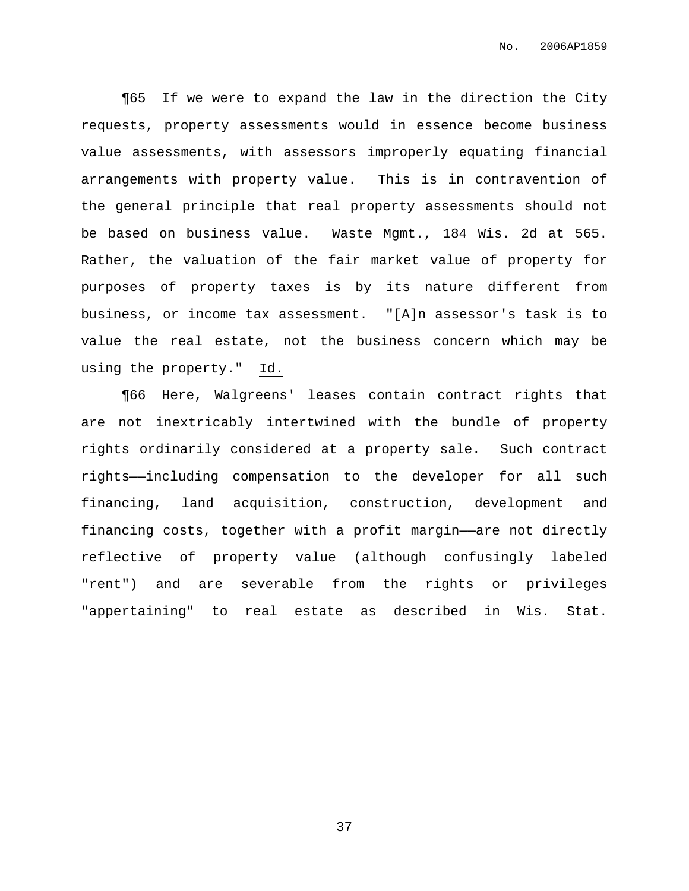¶65 If we were to expand the law in the direction the City requests, property assessments would in essence become business value assessments, with assessors improperly equating financial arrangements with property value. This is in contravention of the general principle that real property assessments should not be based on business value. Waste Mgmt., 184 Wis. 2d at 565. Rather, the valuation of the fair market value of property for purposes of property taxes is by its nature different from business, or income tax assessment. "[A]n assessor's task is to value the real estate, not the business concern which may be using the property." Id.

¶66 Here, Walgreens' leases contain contract rights that are not inextricably intertwined with the bundle of property rights ordinarily considered at a property sale. Such contract rights——including compensation to the developer for all such financing, land acquisition, construction, development and financing costs, together with a profit margin——are not directly reflective of property value (although confusingly labeled "rent") and are severable from the rights or privileges "appertaining" to real estate as described in Wis. Stat.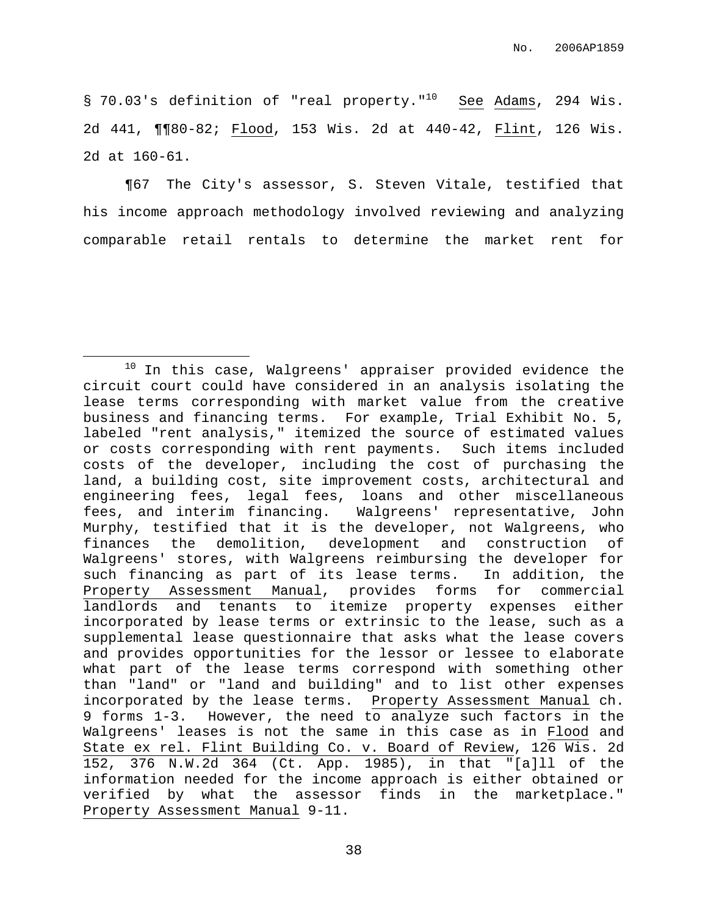§ 70.03's definition of "real property."[10] See Adams, 294 Wis. 2d 441, ¶¶80-82; Flood, 153 Wis. 2d at 440-42, Flint, 126 Wis. 2d at 160-61.

¶67 The City's assessor, S. Steven Vitale, testified that his income approach methodology involved reviewing and analyzing comparable retail rentals to determine the market rent for

---

[10] In this case, Walgreens' appraiser provided evidence the circuit court could have considered in an analysis isolating the lease terms corresponding with market value from the creative business and financing terms. For example, Trial Exhibit No. 5, labeled "rent analysis," itemized the source of estimated values or costs corresponding with rent payments. Such items included costs of the developer, including the cost of purchasing the land, a building cost, site improvement costs, architectural and engineering fees, legal fees, loans and other miscellaneous fees, and interim financing. Walgreens' representative, John Murphy, testified that it is the developer, not Walgreens, who finances the demolition, development and construction of Walgreens' stores, with Walgreens reimbursing the developer for such financing as part of its lease terms. In addition, the Property Assessment Manual, provides forms for commercial landlords and tenants to itemize property expenses either incorporated by lease terms or extrinsic to the lease, such as a supplemental lease questionnaire that asks what the lease covers and provides opportunities for the lessor or lessee to elaborate what part of the lease terms correspond with something other than "land" or "land and building" and to list other expenses incorporated by the lease terms. Property Assessment Manual ch. 9 forms 1-3. However, the need to analyze such factors in the Walgreens' leases is not the same in this case as in Flood and State ex rel. Flint Building Co. v. Board of Review, 126 Wis. 2d 152, 376 N.W.2d 364 (Ct. App. 1985), in that "[a]ll of the information needed for the income approach is either obtained or verified by what the assessor finds in the marketplace." Property Assessment Manual 9-11.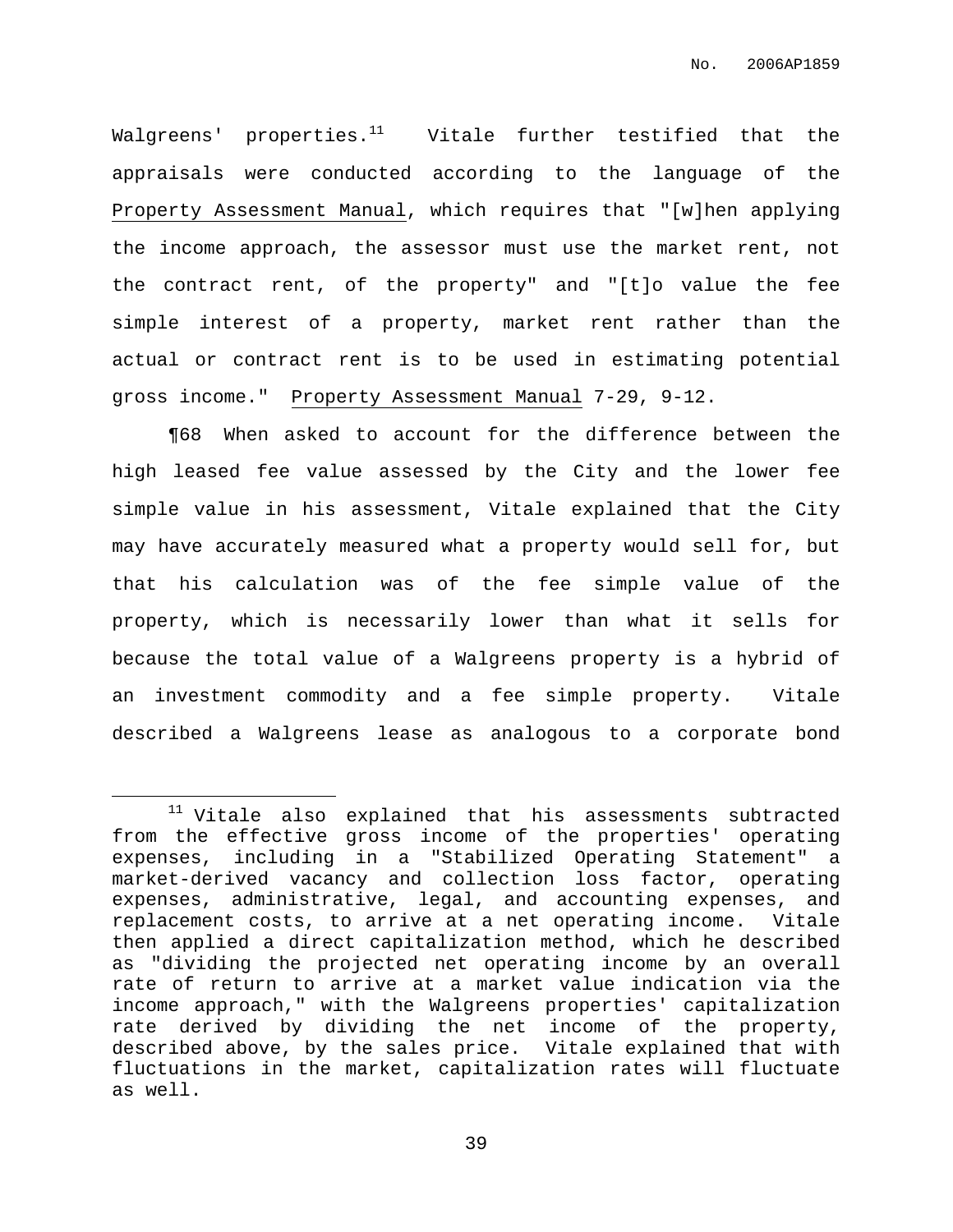Walgreens' properties.[11] Vitale further testified that the appraisals were conducted according to the language of the Property Assessment Manual, which requires that "[w]hen applying the income approach, the assessor must use the market rent, not the contract rent, of the property" and "[t]o value the fee simple interest of a property, market rent rather than the actual or contract rent is to be used in estimating potential gross income." Property Assessment Manual 7-29, 9-12.

¶68 When asked to account for the difference between the high leased fee value assessed by the City and the lower fee simple value in his assessment, Vitale explained that the City may have accurately measured what a property would sell for, but that his calculation was of the fee simple value of the property, which is necessarily lower than what it sells for because the total value of a Walgreens property is a hybrid of an investment commodity and a fee simple property. Vitale described a Walgreens lease as analogous to a corporate bond

---

[11] Vitale also explained that his assessments subtracted from the effective gross income of the properties' operating expenses, including in a "Stabilized Operating Statement" a market-derived vacancy and collection loss factor, operating expenses, administrative, legal, and accounting expenses, and replacement costs, to arrive at a net operating income. Vitale then applied a direct capitalization method, which he described as "dividing the projected net operating income by an overall rate of return to arrive at a market value indication via the income approach," with the Walgreens properties' capitalization rate derived by dividing the net income of the property, described above, by the sales price. Vitale explained that with fluctuations in the market, capitalization rates will fluctuate as well.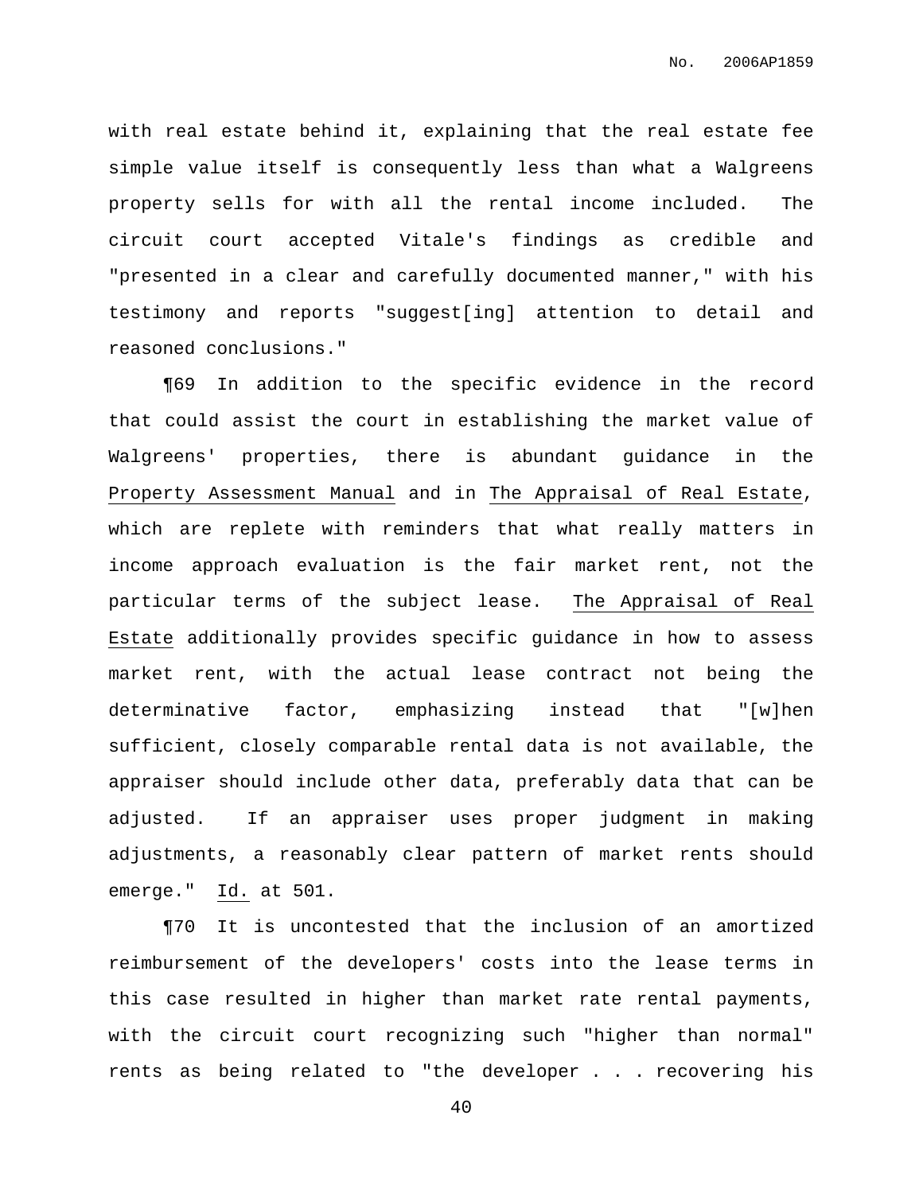with real estate behind it, explaining that the real estate fee simple value itself is consequently less than what a Walgreens property sells for with all the rental income included. The circuit court accepted Vitale's findings as credible and "presented in a clear and carefully documented manner," with his testimony and reports "suggest[ing] attention to detail and reasoned conclusions."

¶69 In addition to the specific evidence in the record that could assist the court in establishing the market value of Walgreens' properties, there is abundant guidance in the Property Assessment Manual and in The Appraisal of Real Estate, which are replete with reminders that what really matters in income approach evaluation is the fair market rent, not the particular terms of the subject lease. The Appraisal of Real Estate additionally provides specific guidance in how to assess market rent, with the actual lease contract not being the determinative factor, emphasizing instead that "[w]hen sufficient, closely comparable rental data is not available, the appraiser should include other data, preferably data that can be adjusted. If an appraiser uses proper judgment in making adjustments, a reasonably clear pattern of market rents should emerge." Id. at 501.

¶70 It is uncontested that the inclusion of an amortized reimbursement of the developers' costs into the lease terms in this case resulted in higher than market rate rental payments, with the circuit court recognizing such "higher than normal" rents as being related to "the developer . . . recovering his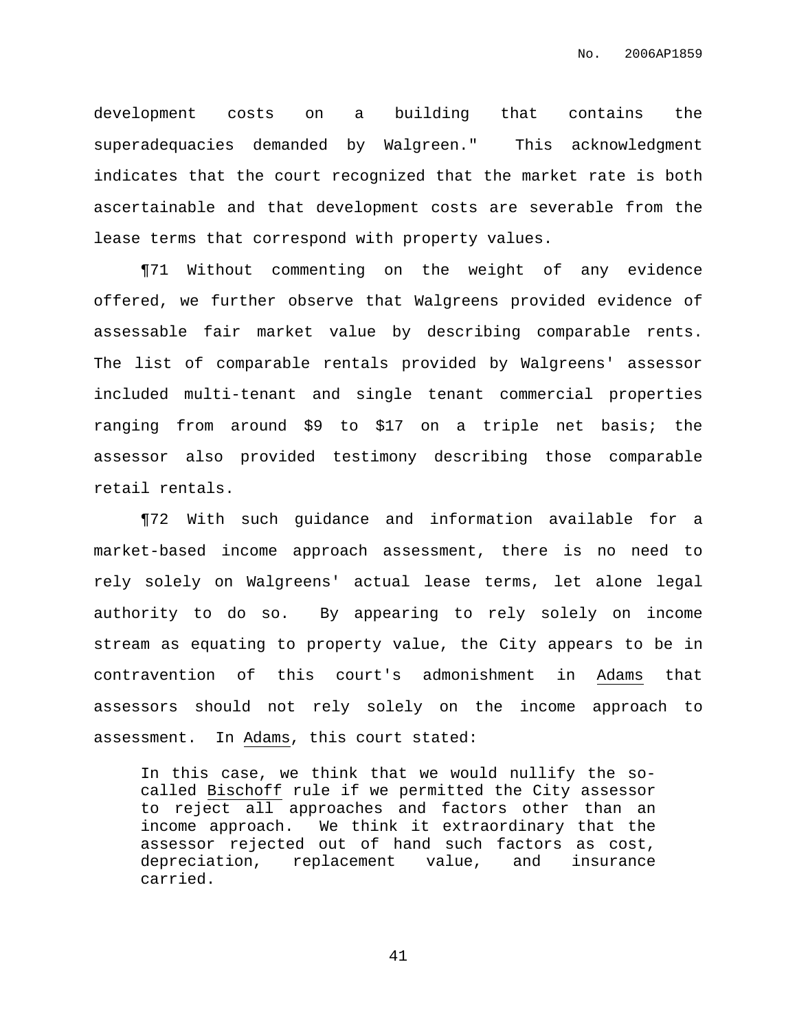development costs on a building that contains the superadequacies demanded by Walgreen." This acknowledgment indicates that the court recognized that the market rate is both ascertainable and that development costs are severable from the lease terms that correspond with property values.

¶71 Without commenting on the weight of any evidence offered, we further observe that Walgreens provided evidence of assessable fair market value by describing comparable rents. The list of comparable rentals provided by Walgreens' assessor included multi-tenant and single tenant commercial properties ranging from around $9 to $17 on a triple net basis; the assessor also provided testimony describing those comparable retail rentals.

¶72 With such guidance and information available for a market-based income approach assessment, there is no need to rely solely on Walgreens' actual lease terms, let alone legal authority to do so. By appearing to rely solely on income stream as equating to property value, the City appears to be in contravention of this court's admonishment in Adams that assessors should not rely solely on the income approach to assessment. In Adams, this court stated:

> In this case, we think that we would nullify the so-called Bischoff rule if we permitted the City assessor to reject all approaches and factors other than an income approach. We think it extraordinary that the assessor rejected out of hand such factors as cost, depreciation, replacement value, and insurance carried.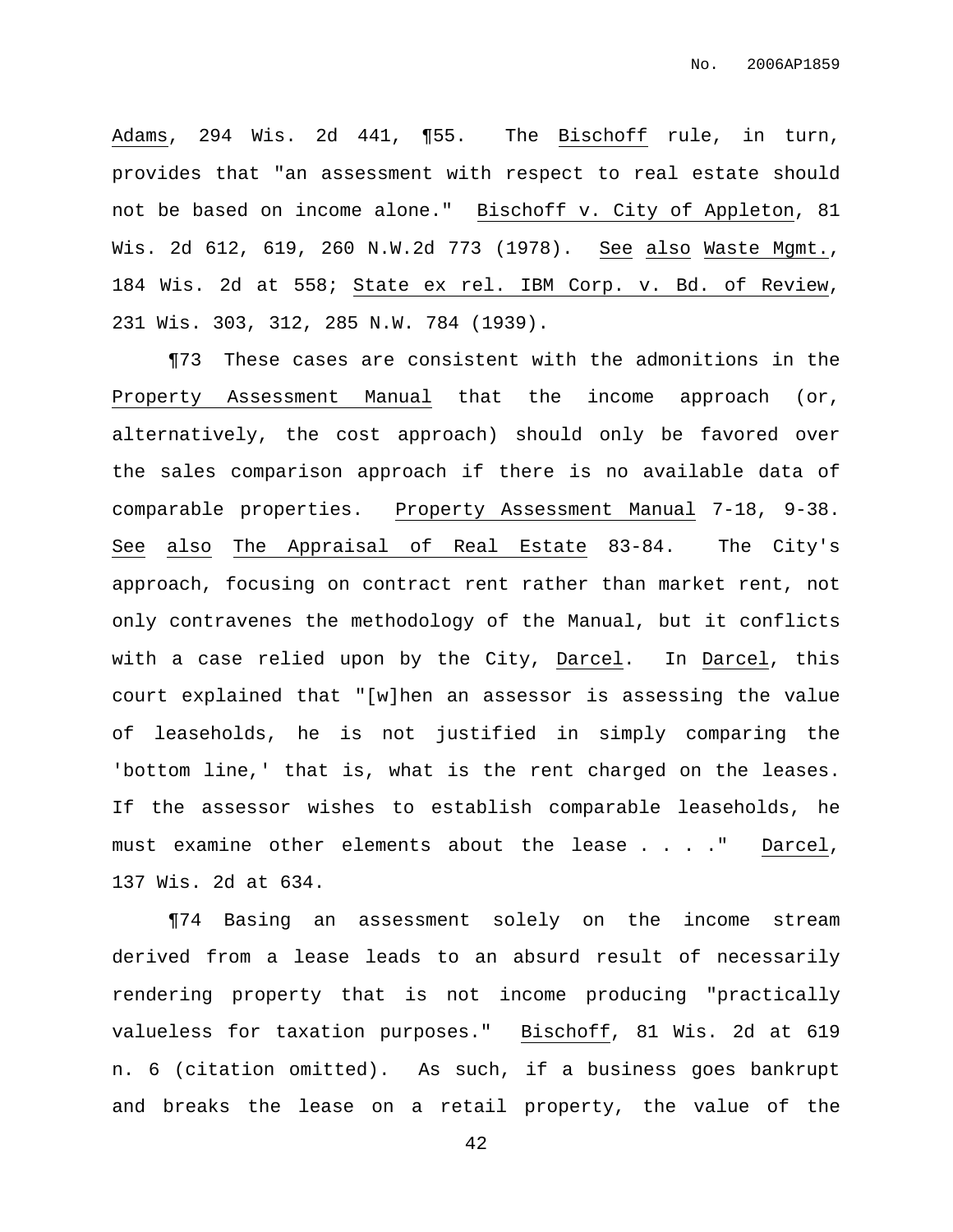Adams, 294 Wis. 2d 441, ¶55. The Bischoff rule, in turn, provides that "an assessment with respect to real estate should not be based on income alone." Bischoff v. City of Appleton, 81 Wis. 2d 612, 619, 260 N.W.2d 773 (1978). See also Waste Mgmt., 184 Wis. 2d at 558; State ex rel. IBM Corp. v. Bd. of Review, 231 Wis. 303, 312, 285 N.W. 784 (1939).

¶73 These cases are consistent with the admonitions in the Property Assessment Manual that the income approach (or, alternatively, the cost approach) should only be favored over the sales comparison approach if there is no available data of comparable properties. Property Assessment Manual 7-18, 9-38. See also The Appraisal of Real Estate 83-84. The City's approach, focusing on contract rent rather than market rent, not only contravenes the methodology of the Manual, but it conflicts with a case relied upon by the City, Darcel. In Darcel, this court explained that "[w]hen an assessor is assessing the value of leaseholds, he is not justified in simply comparing the 'bottom line,' that is, what is the rent charged on the leases. If the assessor wishes to establish comparable leaseholds, he must examine other elements about the lease . . . ." Darcel, 137 Wis. 2d at 634.

¶74 Basing an assessment solely on the income stream derived from a lease leads to an absurd result of necessarily rendering property that is not income producing "practically valueless for taxation purposes." Bischoff, 81 Wis. 2d at 619 n. 6 (citation omitted). As such, if a business goes bankrupt and breaks the lease on a retail property, the value of the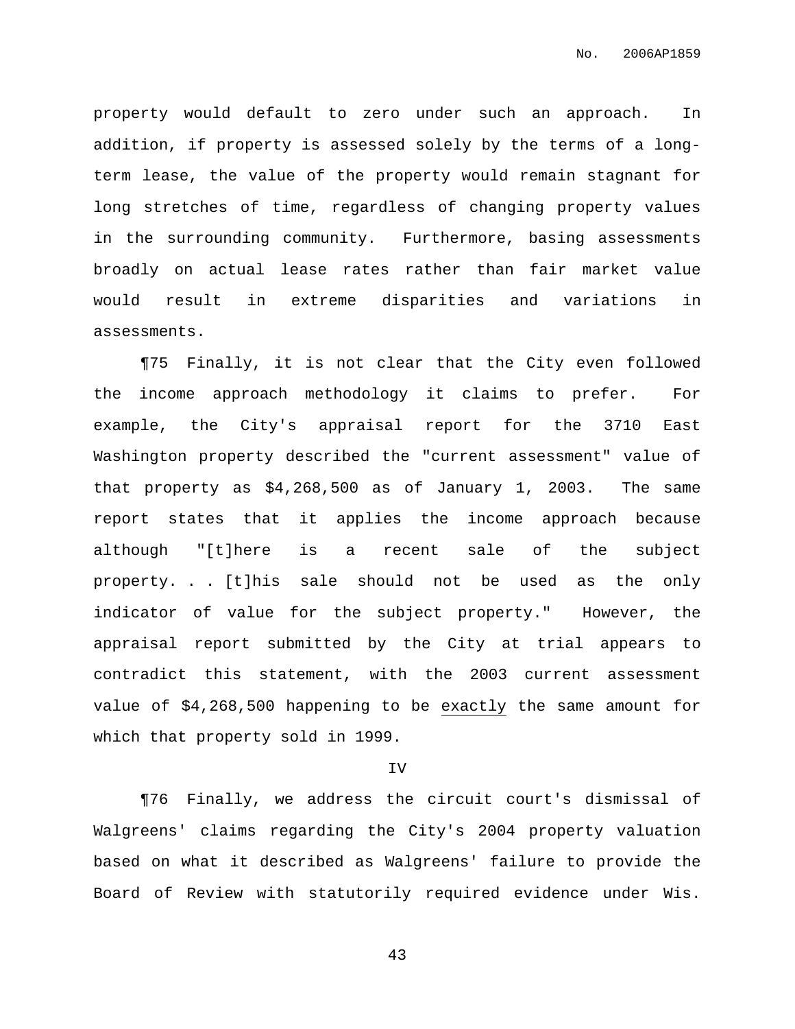property would default to zero under such an approach. In addition, if property is assessed solely by the terms of a long-term lease, the value of the property would remain stagnant for long stretches of time, regardless of changing property values in the surrounding community. Furthermore, basing assessments broadly on actual lease rates rather than fair market value would result in extreme disparities and variations in assessments.

¶75 Finally, it is not clear that the City even followed the income approach methodology it claims to prefer. For example, the City's appraisal report for the 3710 East Washington property described the "current assessment" value of that property as $4,268,500 as of January 1, 2003. The same report states that it applies the income approach because although "[t]here is a recent sale of the subject property. . . [t]his sale should not be used as the only indicator of value for the subject property." However, the appraisal report submitted by the City at trial appears to contradict this statement, with the 2003 current assessment value of $4,268,500 happening to be <u>exactly</u> the same amount for which that property sold in 1999.

IV

¶76 Finally, we address the circuit court's dismissal of Walgreens' claims regarding the City's 2004 property valuation based on what it described as Walgreens' failure to provide the Board of Review with statutorily required evidence under Wis.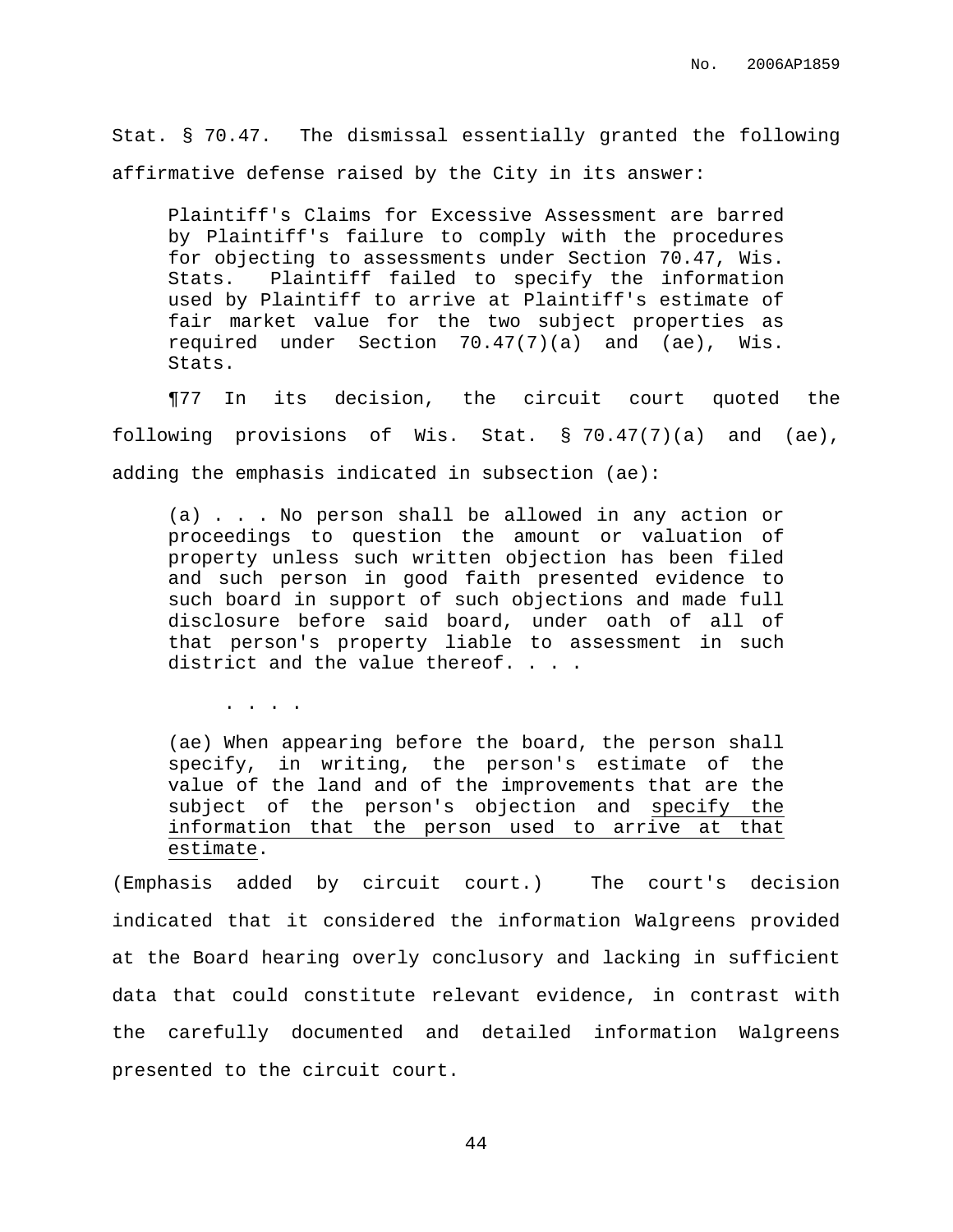Stat. § 70.47. The dismissal essentially granted the following affirmative defense raised by the City in its answer:

> Plaintiff's Claims for Excessive Assessment are barred by Plaintiff's failure to comply with the procedures for objecting to assessments under Section 70.47, Wis. Stats. Plaintiff failed to specify the information used by Plaintiff to arrive at Plaintiff's estimate of fair market value for the two subject properties as required under Section 70.47(7)(a) and (ae), Wis. Stats.

¶77 In its decision, the circuit court quoted the following provisions of Wis. Stat. § 70.47(7)(a) and (ae), adding the emphasis indicated in subsection (ae):

> (a) . . . No person shall be allowed in any action or proceedings to question the amount or valuation of property unless such written objection has been filed and such person in good faith presented evidence to such board in support of such objections and made full disclosure before said board, under oath of all of that person's property liable to assessment in such district and the value thereof. . . .
>
> . . . .
>
> (ae) When appearing before the board, the person shall specify, in writing, the person's estimate of the value of the land and of the improvements that are the subject of the person's objection and <u>specify the information that the person used to arrive at that estimate</u>.

(Emphasis added by circuit court.) The court's decision indicated that it considered the information Walgreens provided at the Board hearing overly conclusory and lacking in sufficient data that could constitute relevant evidence, in contrast with the carefully documented and detailed information Walgreens presented to the circuit court.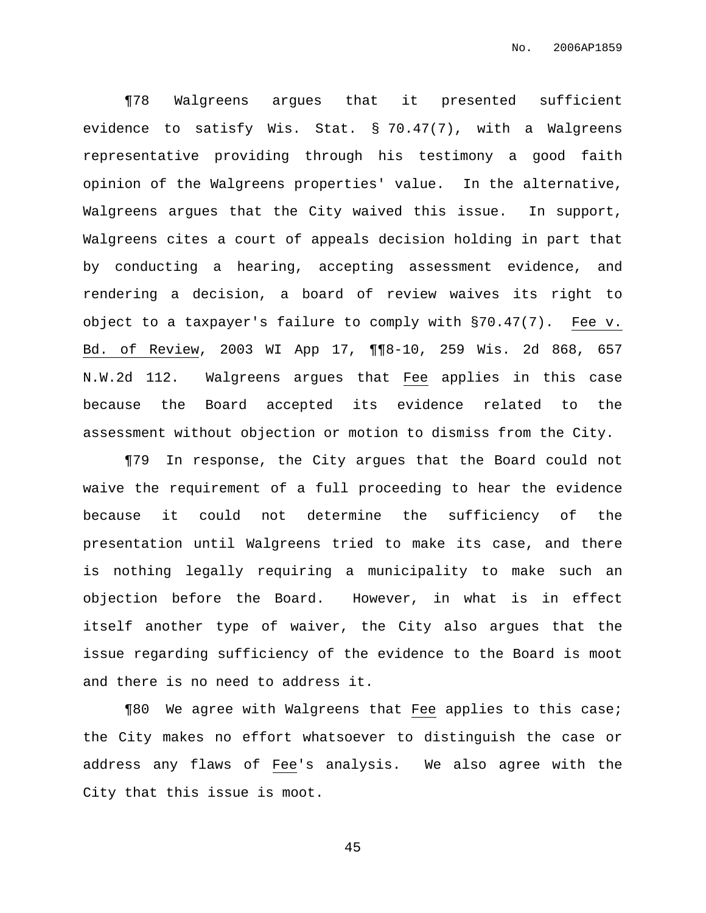¶78 Walgreens argues that it presented sufficient evidence to satisfy Wis. Stat. § 70.47(7), with a Walgreens representative providing through his testimony a good faith opinion of the Walgreens properties' value. In the alternative, Walgreens argues that the City waived this issue. In support, Walgreens cites a court of appeals decision holding in part that by conducting a hearing, accepting assessment evidence, and rendering a decision, a board of review waives its right to object to a taxpayer's failure to comply with §70.47(7). Fee v. Bd. of Review, 2003 WI App 17, ¶¶8-10, 259 Wis. 2d 868, 657 N.W.2d 112. Walgreens argues that Fee applies in this case because the Board accepted its evidence related to the assessment without objection or motion to dismiss from the City.

¶79 In response, the City argues that the Board could not waive the requirement of a full proceeding to hear the evidence because it could not determine the sufficiency of the presentation until Walgreens tried to make its case, and there is nothing legally requiring a municipality to make such an objection before the Board. However, in what is in effect itself another type of waiver, the City also argues that the issue regarding sufficiency of the evidence to the Board is moot and there is no need to address it.

¶80 We agree with Walgreens that Fee applies to this case; the City makes no effort whatsoever to distinguish the case or address any flaws of Fee's analysis. We also agree with the City that this issue is moot.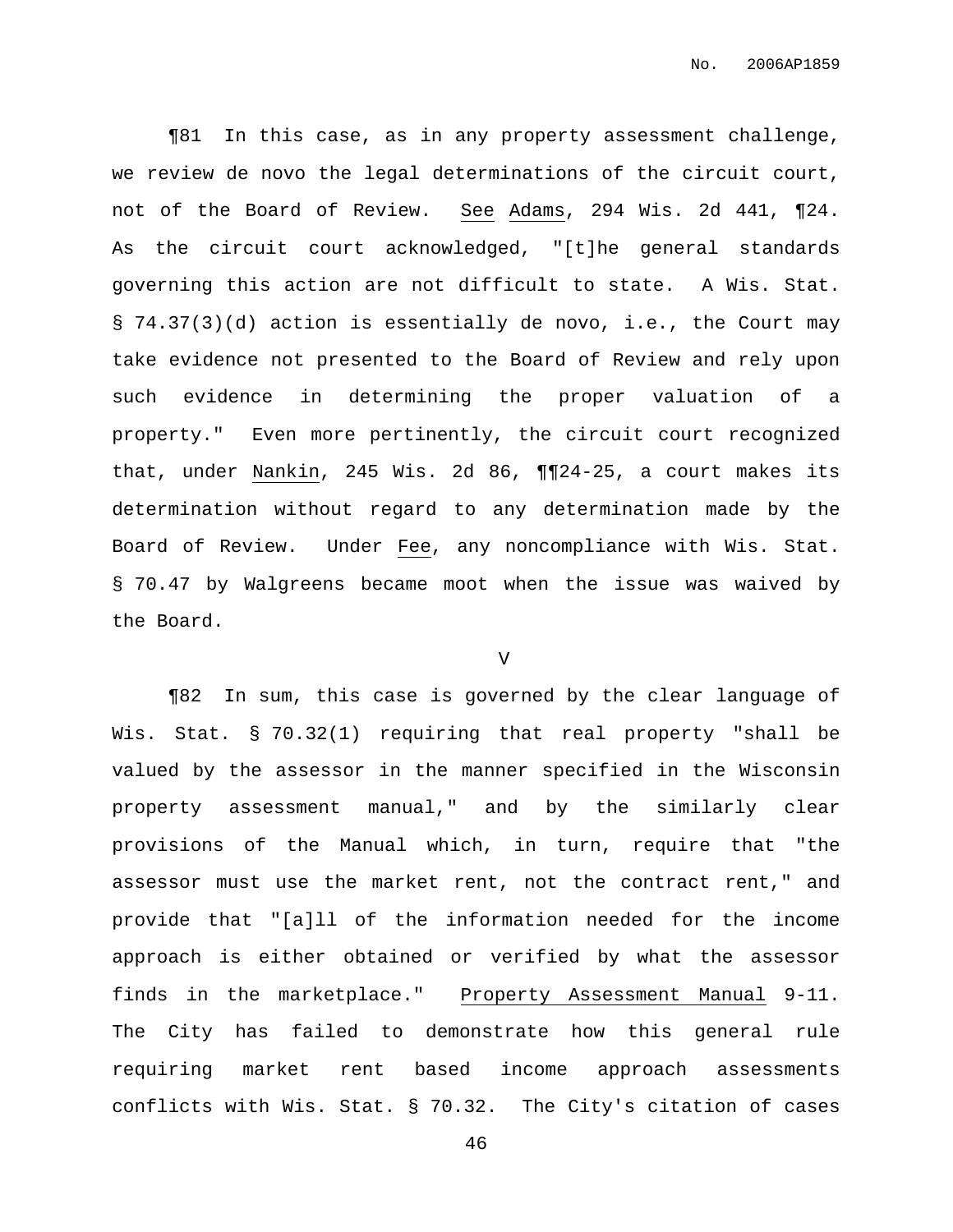¶81 In this case, as in any property assessment challenge, we review de novo the legal determinations of the circuit court, not of the Board of Review. See Adams, 294 Wis. 2d 441, ¶24. As the circuit court acknowledged, "[t]he general standards governing this action are not difficult to state. A Wis. Stat. § 74.37(3)(d) action is essentially de novo, i.e., the Court may take evidence not presented to the Board of Review and rely upon such evidence in determining the proper valuation of a property." Even more pertinently, the circuit court recognized that, under Nankin, 245 Wis. 2d 86, ¶¶24-25, a court makes its determination without regard to any determination made by the Board of Review. Under Fee, any noncompliance with Wis. Stat. § 70.47 by Walgreens became moot when the issue was waived by the Board.

V

¶82 In sum, this case is governed by the clear language of Wis. Stat. § 70.32(1) requiring that real property "shall be valued by the assessor in the manner specified in the Wisconsin property assessment manual," and by the similarly clear provisions of the Manual which, in turn, require that "the assessor must use the market rent, not the contract rent," and provide that "[a]ll of the information needed for the income approach is either obtained or verified by what the assessor finds in the marketplace." Property Assessment Manual 9-11. The City has failed to demonstrate how this general rule requiring market rent based income approach assessments conflicts with Wis. Stat. § 70.32. The City's citation of cases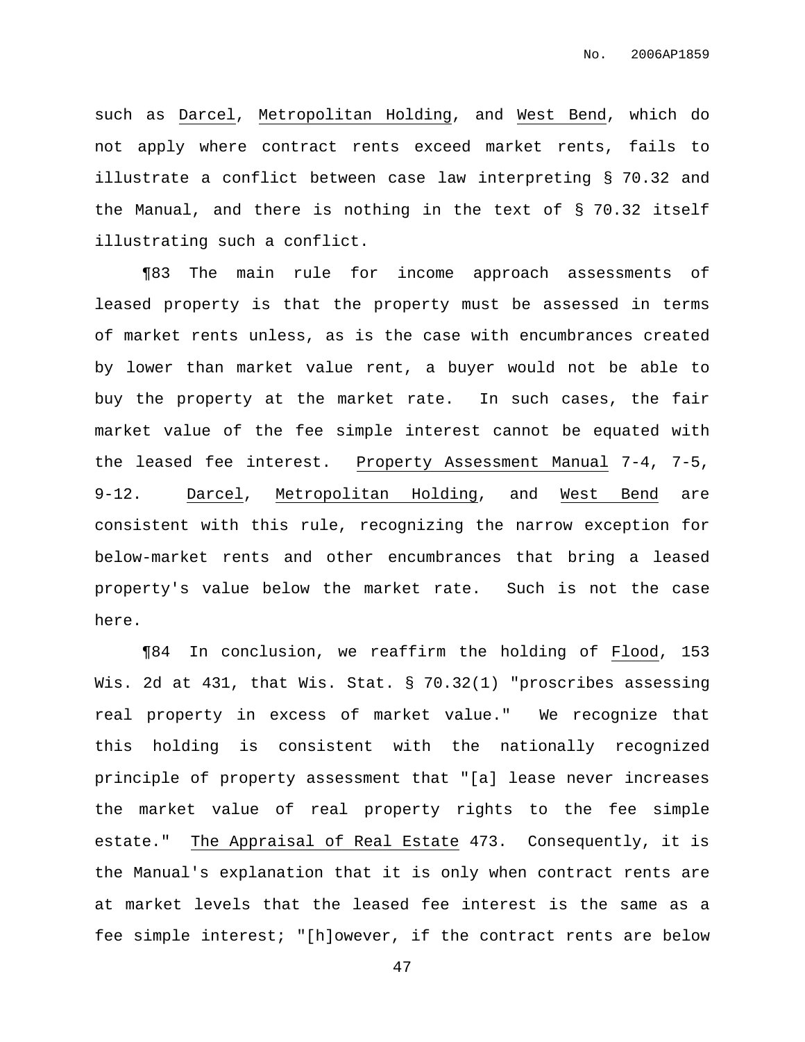such as Darcel, Metropolitan Holding, and West Bend, which do not apply where contract rents exceed market rents, fails to illustrate a conflict between case law interpreting § 70.32 and the Manual, and there is nothing in the text of § 70.32 itself illustrating such a conflict.

¶83 The main rule for income approach assessments of leased property is that the property must be assessed in terms of market rents unless, as is the case with encumbrances created by lower than market value rent, a buyer would not be able to buy the property at the market rate. In such cases, the fair market value of the fee simple interest cannot be equated with the leased fee interest. Property Assessment Manual 7-4, 7-5, 9-12. Darcel, Metropolitan Holding, and West Bend are consistent with this rule, recognizing the narrow exception for below-market rents and other encumbrances that bring a leased property's value below the market rate. Such is not the case here.

¶84 In conclusion, we reaffirm the holding of Flood, 153 Wis. 2d at 431, that Wis. Stat. § 70.32(1) "proscribes assessing real property in excess of market value." We recognize that this holding is consistent with the nationally recognized principle of property assessment that "[a] lease never increases the market value of real property rights to the fee simple estate." The Appraisal of Real Estate 473. Consequently, it is the Manual's explanation that it is only when contract rents are at market levels that the leased fee interest is the same as a fee simple interest; "[h]owever, if the contract rents are below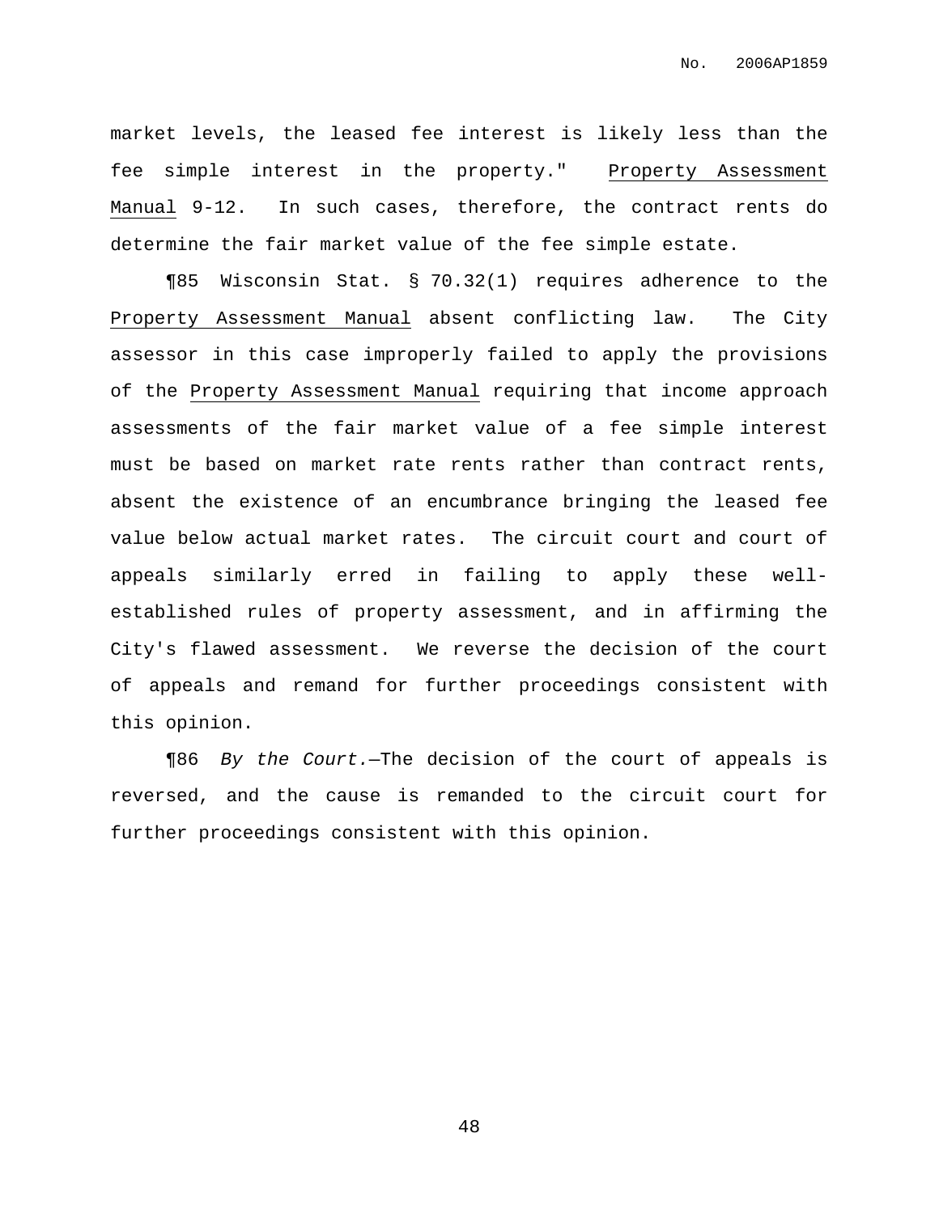market levels, the leased fee interest is likely less than the fee simple interest in the property." Property Assessment Manual 9-12. In such cases, therefore, the contract rents do determine the fair market value of the fee simple estate.

¶85 Wisconsin Stat. § 70.32(1) requires adherence to the Property Assessment Manual absent conflicting law. The City assessor in this case improperly failed to apply the provisions of the Property Assessment Manual requiring that income approach assessments of the fair market value of a fee simple interest must be based on market rate rents rather than contract rents, absent the existence of an encumbrance bringing the leased fee value below actual market rates. The circuit court and court of appeals similarly erred in failing to apply these well-established rules of property assessment, and in affirming the City's flawed assessment. We reverse the decision of the court of appeals and remand for further proceedings consistent with this opinion.

¶86 *By the Court.*—The decision of the court of appeals is reversed, and the cause is remanded to the circuit court for further proceedings consistent with this opinion.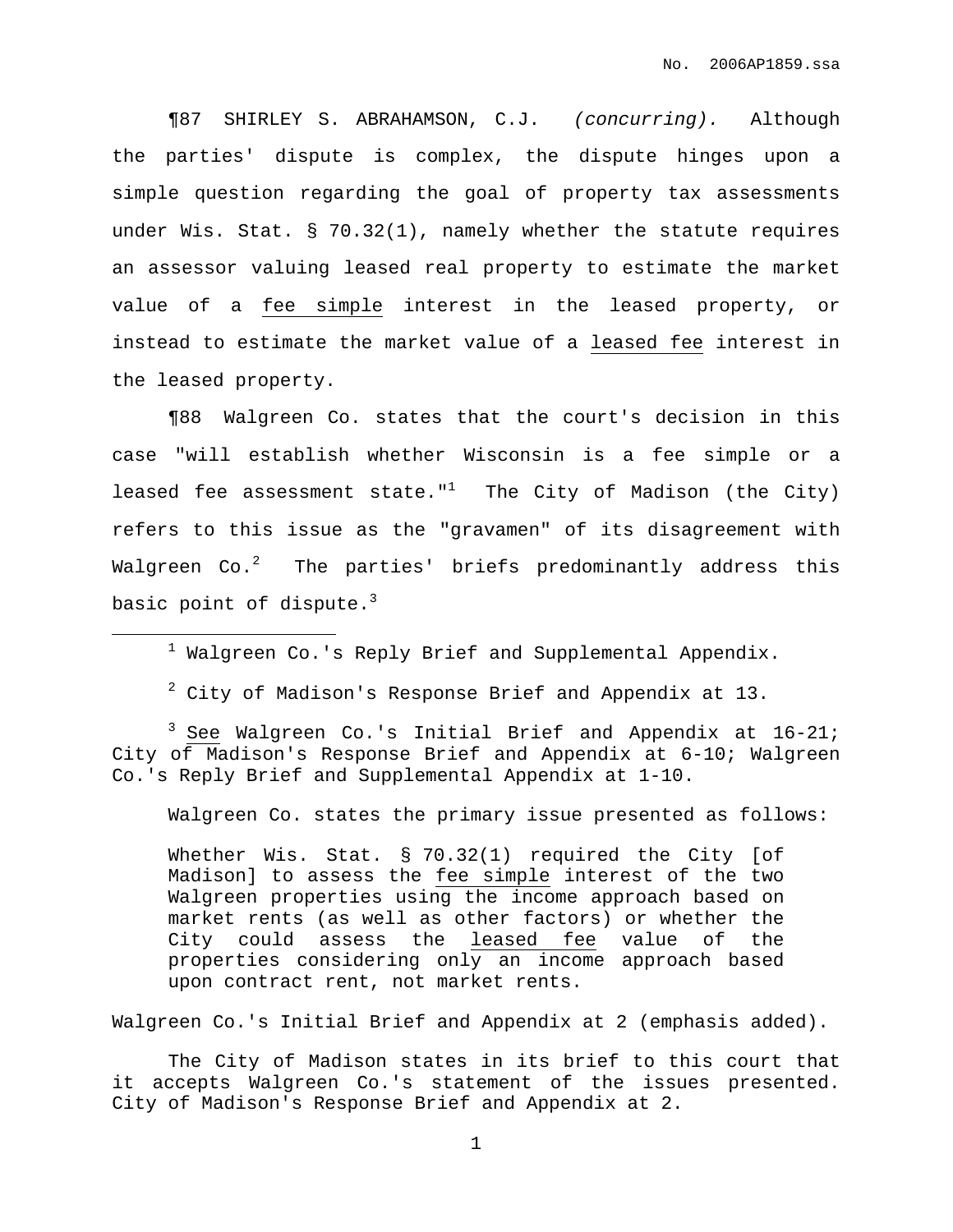¶87 SHIRLEY S. ABRAHAMSON, C.J. *(concurring).* Although the parties' dispute is complex, the dispute hinges upon a simple question regarding the goal of property tax assessments under Wis. Stat. § 70.32(1), namely whether the statute requires an assessor valuing leased real property to estimate the market value of a <u>fee simple</u> interest in the leased property, or instead to estimate the market value of a <u>leased fee</u> interest in the leased property.

¶88 Walgreen Co. states that the court's decision in this case "will establish whether Wisconsin is a fee simple or a leased fee assessment state."[1] The City of Madison (the City) refers to this issue as the "gravamen" of its disagreement with Walgreen Co.[2] The parties' briefs predominantly address this basic point of dispute.[3]

---

[1] Walgreen Co.'s Reply Brief and Supplemental Appendix.

[2] City of Madison's Response Brief and Appendix at 13.

[3] <u>See</u> Walgreen Co.'s Initial Brief and Appendix at 16-21; City of Madison's Response Brief and Appendix at 6-10; Walgreen Co.'s Reply Brief and Supplemental Appendix at 1-10.

Walgreen Co. states the primary issue presented as follows:

> Whether Wis. Stat. § 70.32(1) required the City [of Madison] to assess the <u>fee simple</u> interest of the two Walgreen properties using the income approach based on market rents (as well as other factors) or whether the City could assess the <u>leased fee</u> value of the properties considering only an income approach based upon contract rent, not market rents.

Walgreen Co.'s Initial Brief and Appendix at 2 (emphasis added).

The City of Madison states in its brief to this court that it accepts Walgreen Co.'s statement of the issues presented. City of Madison's Response Brief and Appendix at 2.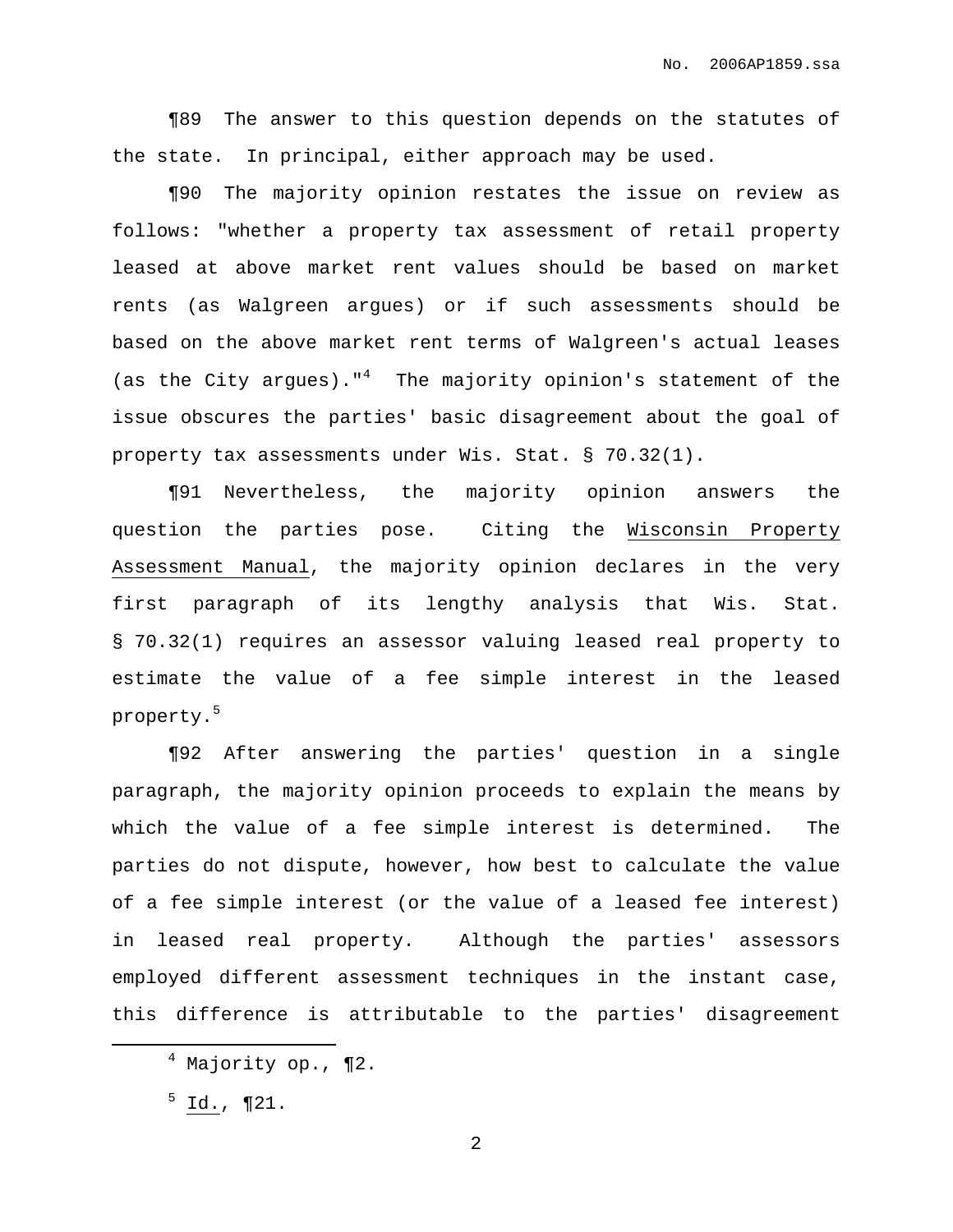¶89 The answer to this question depends on the statutes of the state. In principal, either approach may be used.

¶90 The majority opinion restates the issue on review as follows: "whether a property tax assessment of retail property leased at above market rent values should be based on market rents (as Walgreen argues) or if such assessments should be based on the above market rent terms of Walgreen's actual leases (as the City argues)."[4] The majority opinion's statement of the issue obscures the parties' basic disagreement about the goal of property tax assessments under Wis. Stat. § 70.32(1).

¶91 Nevertheless, the majority opinion answers the question the parties pose. Citing the <u>Wisconsin Property Assessment Manual</u>, the majority opinion declares in the very first paragraph of its lengthy analysis that Wis. Stat. § 70.32(1) requires an assessor valuing leased real property to estimate the value of a fee simple interest in the leased property.[5]

¶92 After answering the parties' question in a single paragraph, the majority opinion proceeds to explain the means by which the value of a fee simple interest is determined. The parties do not dispute, however, how best to calculate the value of a fee simple interest (or the value of a leased fee interest) in leased real property. Although the parties' assessors employed different assessment techniques in the instant case, this difference is attributable to the parties' disagreement

---

[4] Majority op., ¶2.

[5] <u>Id.</u>, ¶21.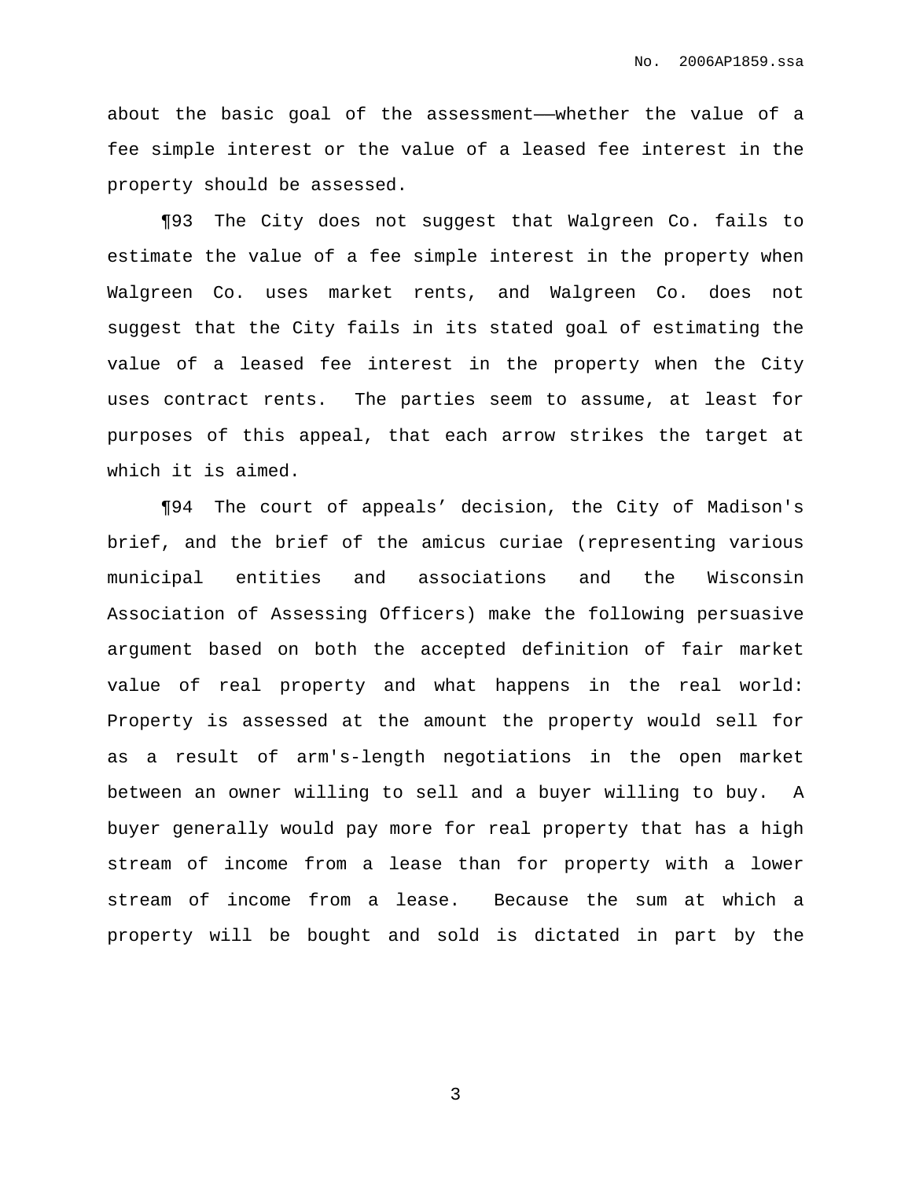about the basic goal of the assessment——whether the value of a fee simple interest or the value of a leased fee interest in the property should be assessed.

¶93 The City does not suggest that Walgreen Co. fails to estimate the value of a fee simple interest in the property when Walgreen Co. uses market rents, and Walgreen Co. does not suggest that the City fails in its stated goal of estimating the value of a leased fee interest in the property when the City uses contract rents. The parties seem to assume, at least for purposes of this appeal, that each arrow strikes the target at which it is aimed.

¶94 The court of appeals' decision, the City of Madison's brief, and the brief of the amicus curiae (representing various municipal entities and associations and the Wisconsin Association of Assessing Officers) make the following persuasive argument based on both the accepted definition of fair market value of real property and what happens in the real world: Property is assessed at the amount the property would sell for as a result of arm's-length negotiations in the open market between an owner willing to sell and a buyer willing to buy. A buyer generally would pay more for real property that has a high stream of income from a lease than for property with a lower stream of income from a lease. Because the sum at which a property will be bought and sold is dictated in part by the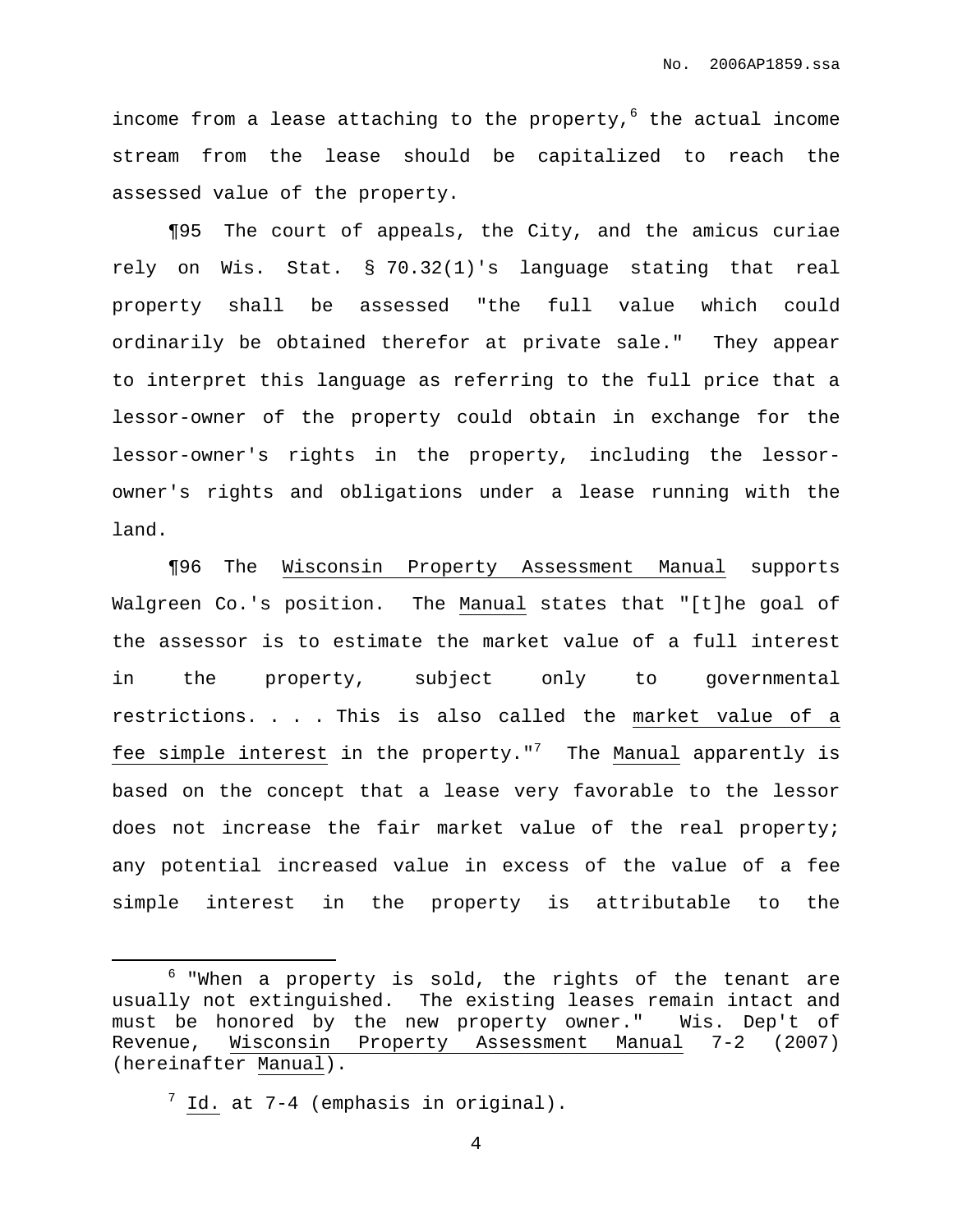income from a lease attaching to the property,[6] the actual income stream from the lease should be capitalized to reach the assessed value of the property.

¶95 The court of appeals, the City, and the amicus curiae rely on Wis. Stat. § 70.32(1)'s language stating that real property shall be assessed "the full value which could ordinarily be obtained therefor at private sale." They appear to interpret this language as referring to the full price that a lessor-owner of the property could obtain in exchange for the lessor-owner's rights in the property, including the lessor-owner's rights and obligations under a lease running with the land.

¶96 The Wisconsin Property Assessment Manual supports Walgreen Co.'s position. The Manual states that "[t]he goal of the assessor is to estimate the market value of a full interest in the property, subject only to governmental restrictions. . . . This is also called the market value of a fee simple interest in the property."[7] The Manual apparently is based on the concept that a lease very favorable to the lessor does not increase the fair market value of the real property; any potential increased value in excess of the value of a fee simple interest in the property is attributable to the

---

[6] "When a property is sold, the rights of the tenant are usually not extinguished. The existing leases remain intact and must be honored by the new property owner." Wis. Dep't of Revenue, Wisconsin Property Assessment Manual 7-2 (2007) (hereinafter Manual).

[7] Id. at 7-4 (emphasis in original).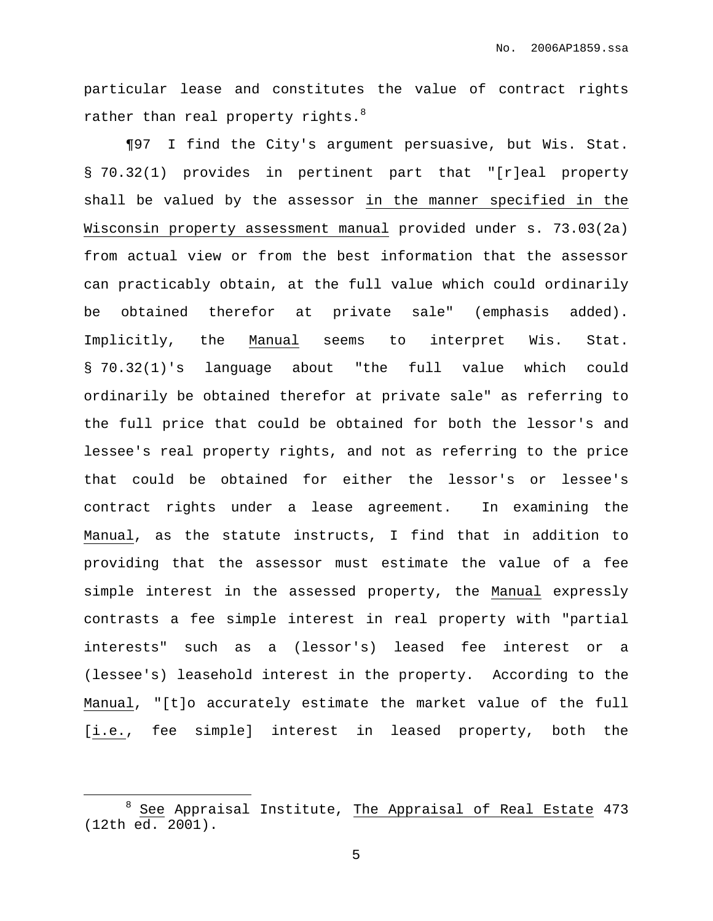particular lease and constitutes the value of contract rights rather than real property rights.[8]

¶97 I find the City's argument persuasive, but Wis. Stat. § 70.32(1) provides in pertinent part that "[r]eal property shall be valued by the assessor <u>in the manner specified in the Wisconsin property assessment manual</u> provided under s. 73.03(2a) from actual view or from the best information that the assessor can practicably obtain, at the full value which could ordinarily be obtained therefor at private sale" (emphasis added). Implicitly, the <u>Manual</u> seems to interpret Wis. Stat. § 70.32(1)'s language about "the full value which could ordinarily be obtained therefor at private sale" as referring to the full price that could be obtained for both the lessor's and lessee's real property rights, and not as referring to the price that could be obtained for either the lessor's or lessee's contract rights under a lease agreement. In examining the <u>Manual</u>, as the statute instructs, I find that in addition to providing that the assessor must estimate the value of a fee simple interest in the assessed property, the <u>Manual</u> expressly contrasts a fee simple interest in real property with "partial interests" such as a (lessor's) leased fee interest or a (lessee's) leasehold interest in the property. According to the <u>Manual</u>, "[t]o accurately estimate the market value of the full [<u>i.e.</u>, fee simple] interest in leased property, both the

---

[8] <u>See</u> Appraisal Institute, <u>The Appraisal of Real Estate</u> 473 (12th ed. 2001).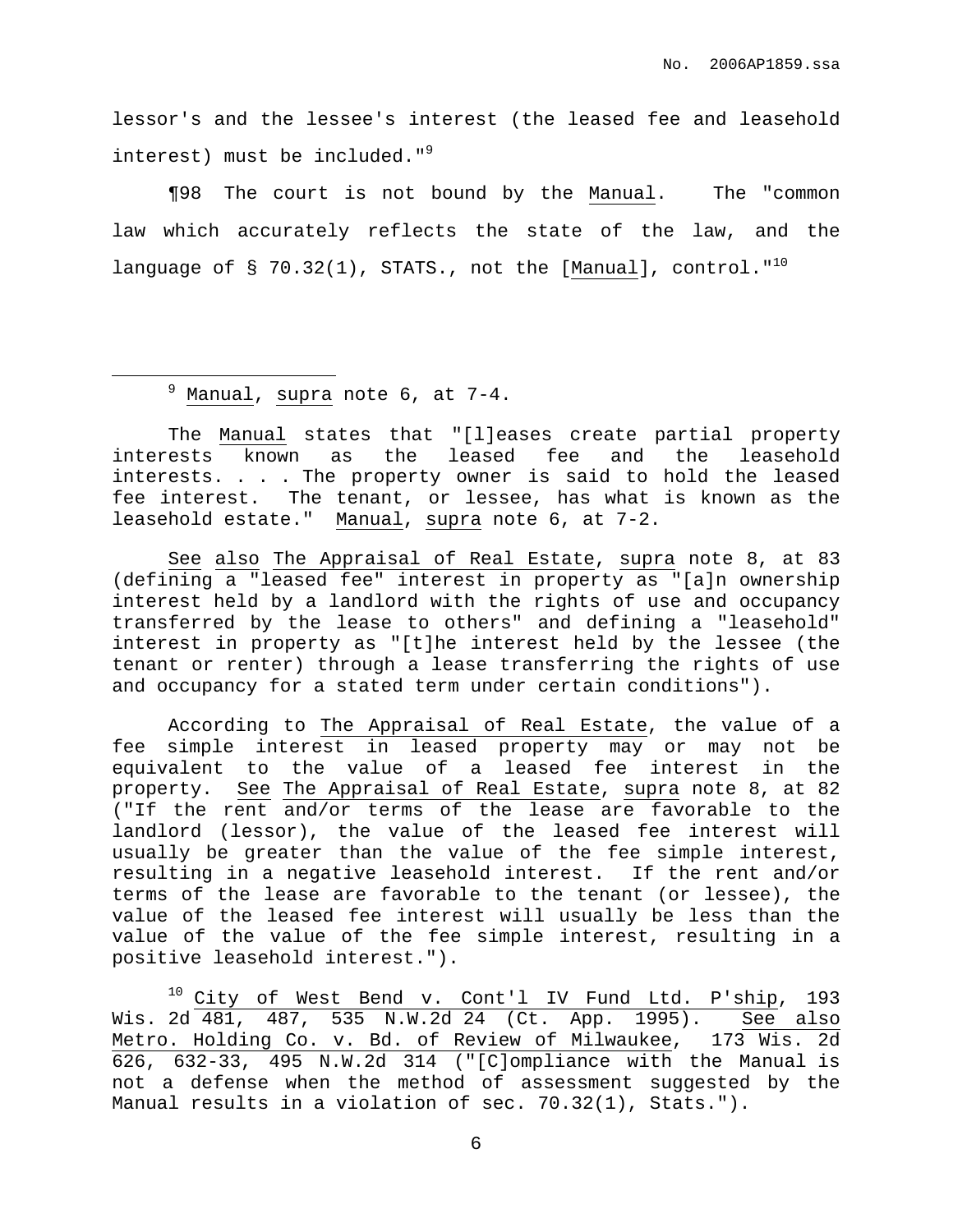lessor's and the lessee's interest (the leased fee and leasehold interest) must be included."[9]

¶98 The court is not bound by the _Manual_. The "common law which accurately reflects the state of the law, and the language of § 70.32(1), STATS., not the [_Manual_], control."[10]

---

[9] _Manual_, _supra_ note 6, at 7-4.

The _Manual_ states that "[l]eases create partial property interests known as the leased fee and the leasehold interests. . . . The property owner is said to hold the leased fee interest. The tenant, or lessee, has what is known as the leasehold estate." _Manual_, _supra_ note 6, at 7-2.

_See_ _also_ _The Appraisal of Real Estate_, _supra_ note 8, at 83 (defining a "leased fee" interest in property as "[a]n ownership interest held by a landlord with the rights of use and occupancy transferred by the lease to others" and defining a "leasehold" interest in property as "[t]he interest held by the lessee (the tenant or renter) through a lease transferring the rights of use and occupancy for a stated term under certain conditions").

According to _The Appraisal of Real Estate_, the value of a fee simple interest in leased property may or may not be equivalent to the value of a leased fee interest in the property. _See_ _The Appraisal of Real Estate_, _supra_ note 8, at 82 ("If the rent and/or terms of the lease are favorable to the landlord (lessor), the value of the leased fee interest will usually be greater than the value of the fee simple interest, resulting in a negative leasehold interest. If the rent and/or terms of the lease are favorable to the tenant (or lessee), the value of the leased fee interest will usually be less than the value of the value of the fee simple interest, resulting in a positive leasehold interest.").

[10] _City of West Bend v. Cont'l IV Fund Ltd. P'ship_, 193 Wis. 2d 481, 487, 535 N.W.2d 24 (Ct. App. 1995). _See also Metro. Holding Co. v. Bd. of Review of Milwaukee_, 173 Wis. 2d 626, 632-33, 495 N.W.2d 314 ("[C]ompliance with the Manual is not a defense when the method of assessment suggested by the Manual results in a violation of sec. 70.32(1), Stats.").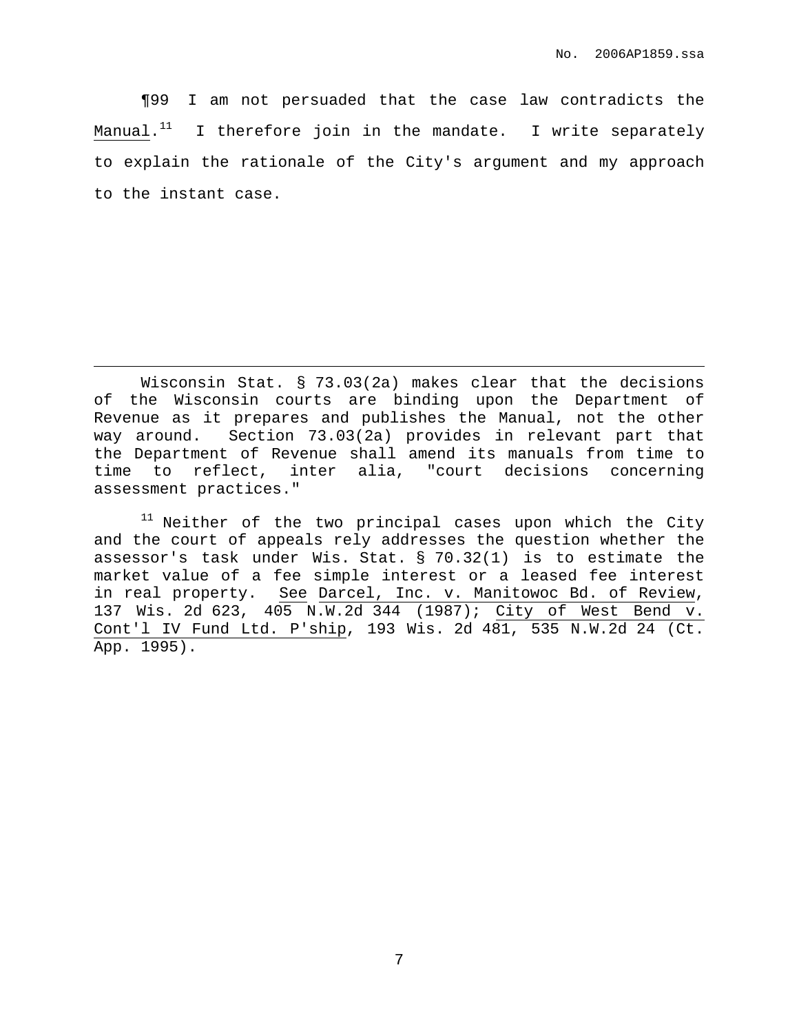¶99 I am not persuaded that the case law contradicts the Manual.[11] I therefore join in the mandate. I write separately to explain the rationale of the City's argument and my approach to the instant case.

---

Wisconsin Stat. § 73.03(2a) makes clear that the decisions of the Wisconsin courts are binding upon the Department of Revenue as it prepares and publishes the Manual, not the other way around. Section 73.03(2a) provides in relevant part that the Department of Revenue shall amend its manuals from time to time to reflect, inter alia, "court decisions concerning assessment practices."

[11] Neither of the two principal cases upon which the City and the court of appeals rely addresses the question whether the assessor's task under Wis. Stat. § 70.32(1) is to estimate the market value of a fee simple interest or a leased fee interest in real property. See Darcel, Inc. v. Manitowoc Bd. of Review, 137 Wis. 2d 623, 405 N.W.2d 344 (1987); City of West Bend v. Cont'l IV Fund Ltd. P'ship, 193 Wis. 2d 481, 535 N.W.2d 24 (Ct. App. 1995).